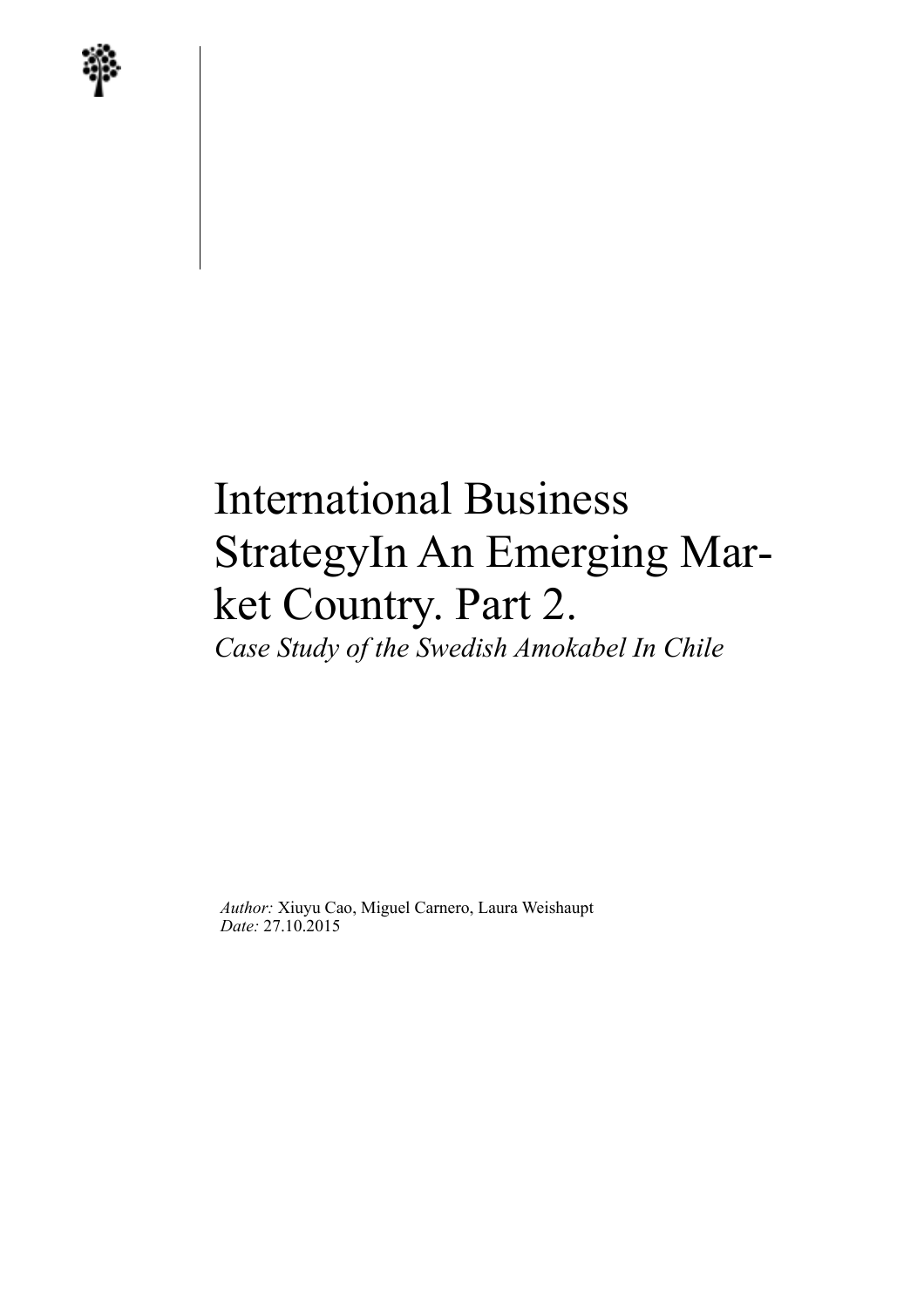# International Business StrategyIn An Emerging Market Country. Part 2.

*Case Study of the Swedish Amokabel In Chile*

*Author:* Xiuyu Cao, Miguel Carnero, Laura Weishaupt
*Date:* 27.10.2015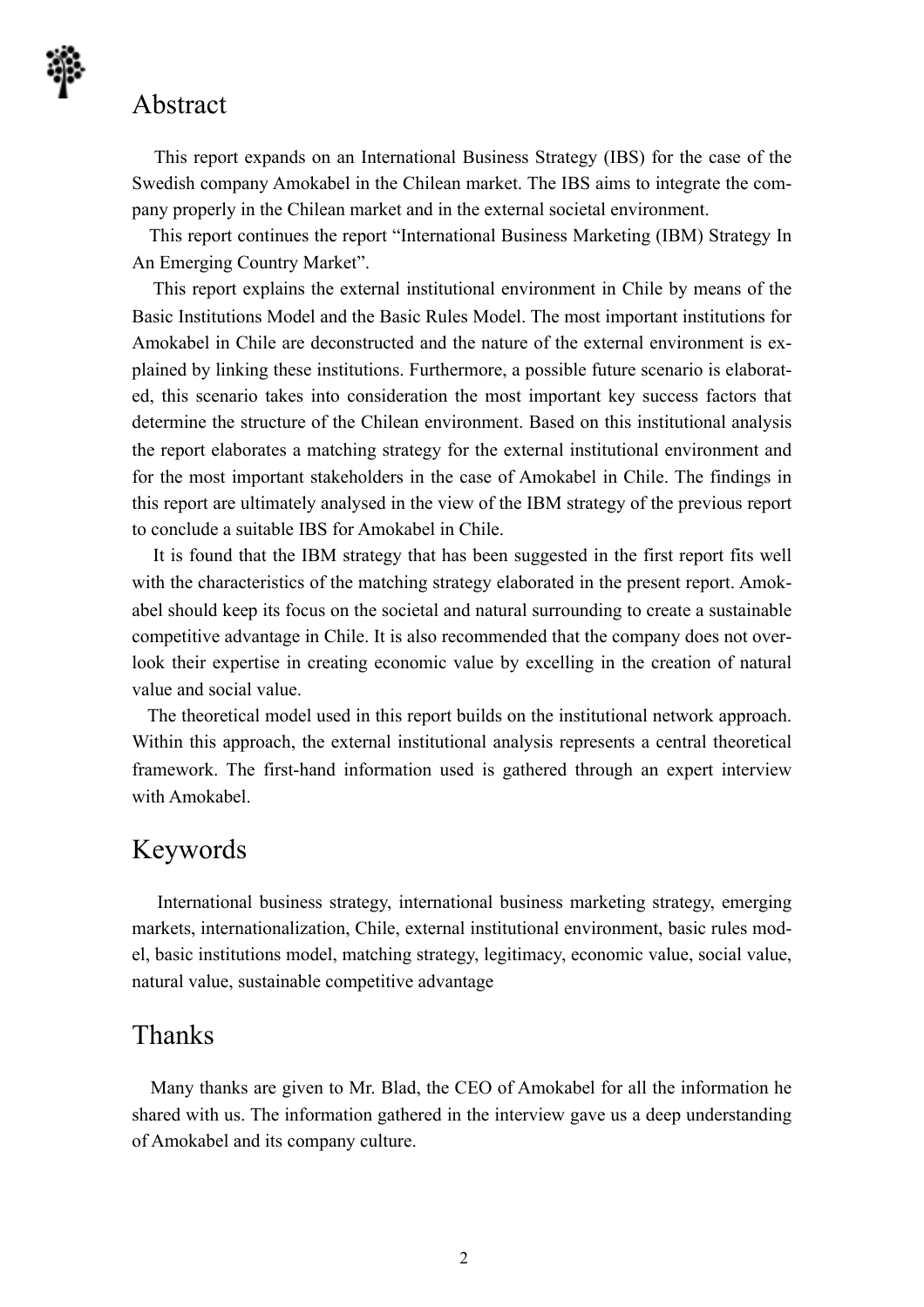# Abstract

This report expands on an International Business Strategy (IBS) for the case of the Swedish company Amokabel in the Chilean market. The IBS aims to integrate the company properly in the Chilean market and in the external societal environment.

This report continues the report "International Business Marketing (IBM) Strategy In An Emerging Country Market".

This report explains the external institutional environment in Chile by means of the Basic Institutions Model and the Basic Rules Model. The most important institutions for Amokabel in Chile are deconstructed and the nature of the external environment is explained by linking these institutions. Furthermore, a possible future scenario is elaborated, this scenario takes into consideration the most important key success factors that determine the structure of the Chilean environment. Based on this institutional analysis the report elaborates a matching strategy for the external institutional environment and for the most important stakeholders in the case of Amokabel in Chile. The findings in this report are ultimately analysed in the view of the IBM strategy of the previous report to conclude a suitable IBS for Amokabel in Chile.

It is found that the IBM strategy that has been suggested in the first report fits well with the characteristics of the matching strategy elaborated in the present report. Amokabel should keep its focus on the societal and natural surrounding to create a sustainable competitive advantage in Chile. It is also recommended that the company does not overlook their expertise in creating economic value by excelling in the creation of natural value and social value.

The theoretical model used in this report builds on the institutional network approach. Within this approach, the external institutional analysis represents a central theoretical framework. The first-hand information used is gathered through an expert interview with Amokabel.

# Keywords

International business strategy, international business marketing strategy, emerging markets, internationalization, Chile, external institutional environment, basic rules model, basic institutions model, matching strategy, legitimacy, economic value, social value, natural value, sustainable competitive advantage

# Thanks

Many thanks are given to Mr. Blad, the CEO of Amokabel for all the information he shared with us. The information gathered in the interview gave us a deep understanding of Amokabel and its company culture.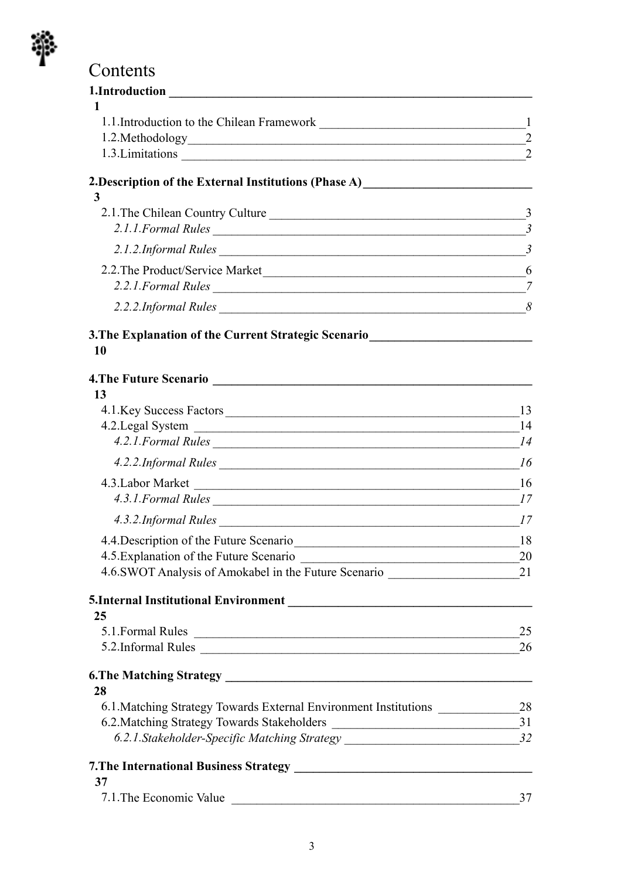# Contents

**1.Introduction** **1**

1.1.Introduction to the Chilean Framework 1

1.2.Methodology 2

1.3.Limitations 2

**2.Description of the External Institutions (Phase A)** **3**

2.1.The Chilean Country Culture 3

*2.1.1.Formal Rules 3*

*2.1.2.Informal Rules 3*

2.2.The Product/Service Market 6

*2.2.1.Formal Rules 7*

*2.2.2.Informal Rules 8*

**3.The Explanation of the Current Strategic Scenario** **10**

**4.The Future Scenario** **13**

4.1.Key Success Factors 13

4.2.Legal System 14

*4.2.1.Formal Rules 14*

*4.2.2.Informal Rules 16*

4.3.Labor Market 16

*4.3.1.Formal Rules 17*

*4.3.2.Informal Rules 17*

4.4.Description of the Future Scenario 18

4.5.Explanation of the Future Scenario 20

4.6.SWOT Analysis of Amokabel in the Future Scenario 21

**5.Internal Institutional Environment** **25**

5.1.Formal Rules 25

5.2.Informal Rules 26

**6.The Matching Strategy** **28**

6.1.Matching Strategy Towards External Environment Institutions 28

6.2.Matching Strategy Towards Stakeholders 31

*6.2.1.Stakeholder-Specific Matching Strategy 32*

**7.The International Business Strategy** **37**

7.1.The Economic Value 37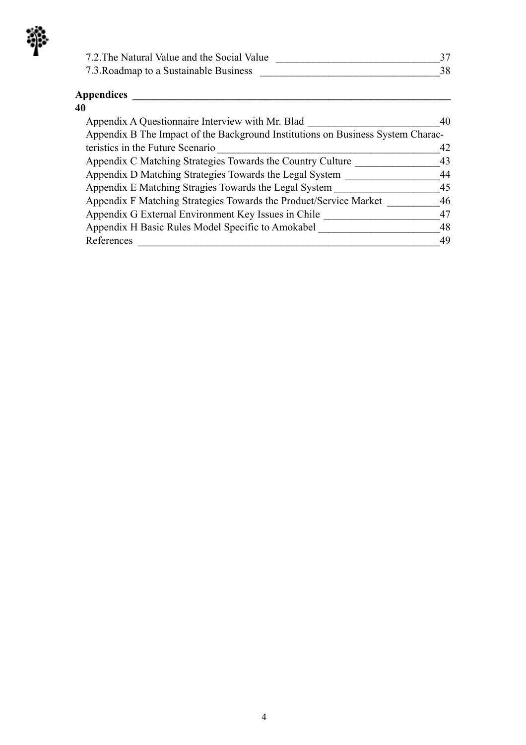7.2.The Natural Value and the Social Value 37
7.3.Roadmap to a Sustainable Business 38

**Appendices 40**

Appendix A Questionnaire Interview with Mr. Blad 40
Appendix B The Impact of the Background Institutions on Business System Characteristics in the Future Scenario 42
Appendix C Matching Strategies Towards the Country Culture 43
Appendix D Matching Strategies Towards the Legal System 44
Appendix E Matching Stragies Towards the Legal System 45
Appendix F Matching Strategies Towards the Product/Service Market 46
Appendix G External Environment Key Issues in Chile 47
Appendix H Basic Rules Model Specific to Amokabel 48
References 49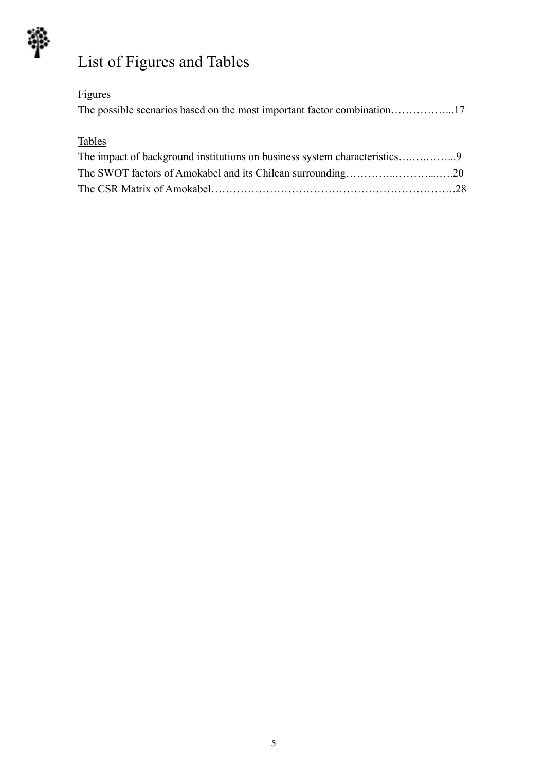# List of Figures and Tables

Figures

The possible scenarios based on the most important factor combination……………...17

Tables

The impact of background institutions on business system characteristics….….……...9

The SWOT factors of Amokabel and its Chilean surrounding…………..………....….20

The CSR Matrix of Amokabel………………………………………………………….28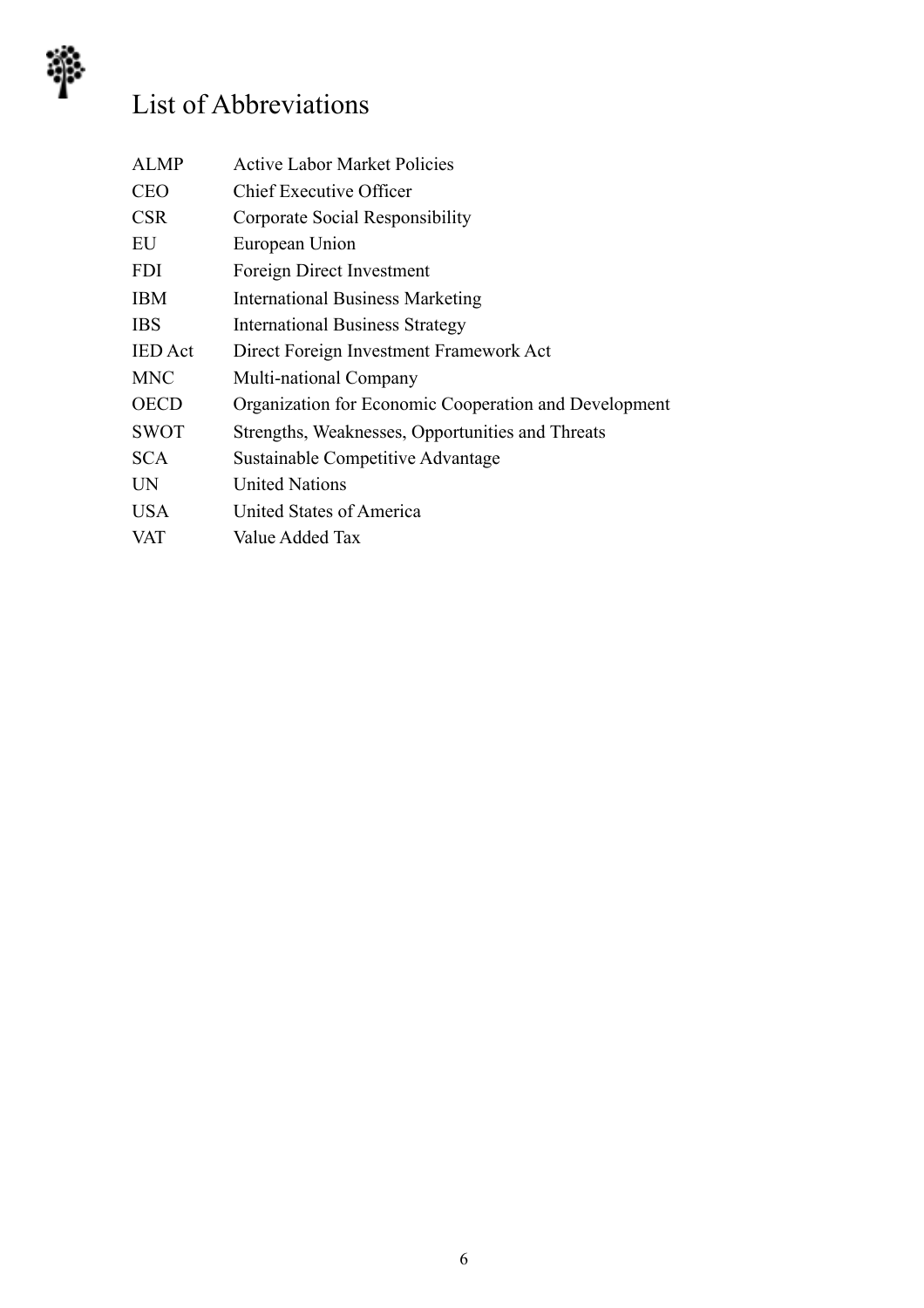# List of Abbreviations

| | |
|---|---|
| ALMP | Active Labor Market Policies |
| CEO | Chief Executive Officer |
| CSR | Corporate Social Responsibility |
| EU | European Union |
| FDI | Foreign Direct Investment |
| IBM | International Business Marketing |
| IBS | International Business Strategy |
| IED Act | Direct Foreign Investment Framework Act |
| MNC | Multi-national Company |
| OECD | Organization for Economic Cooperation and Development |
| SWOT | Strengths, Weaknesses, Opportunities and Threats |
| SCA | Sustainable Competitive Advantage |
| UN | United Nations |
| USA | United States of America |
| VAT | Value Added Tax |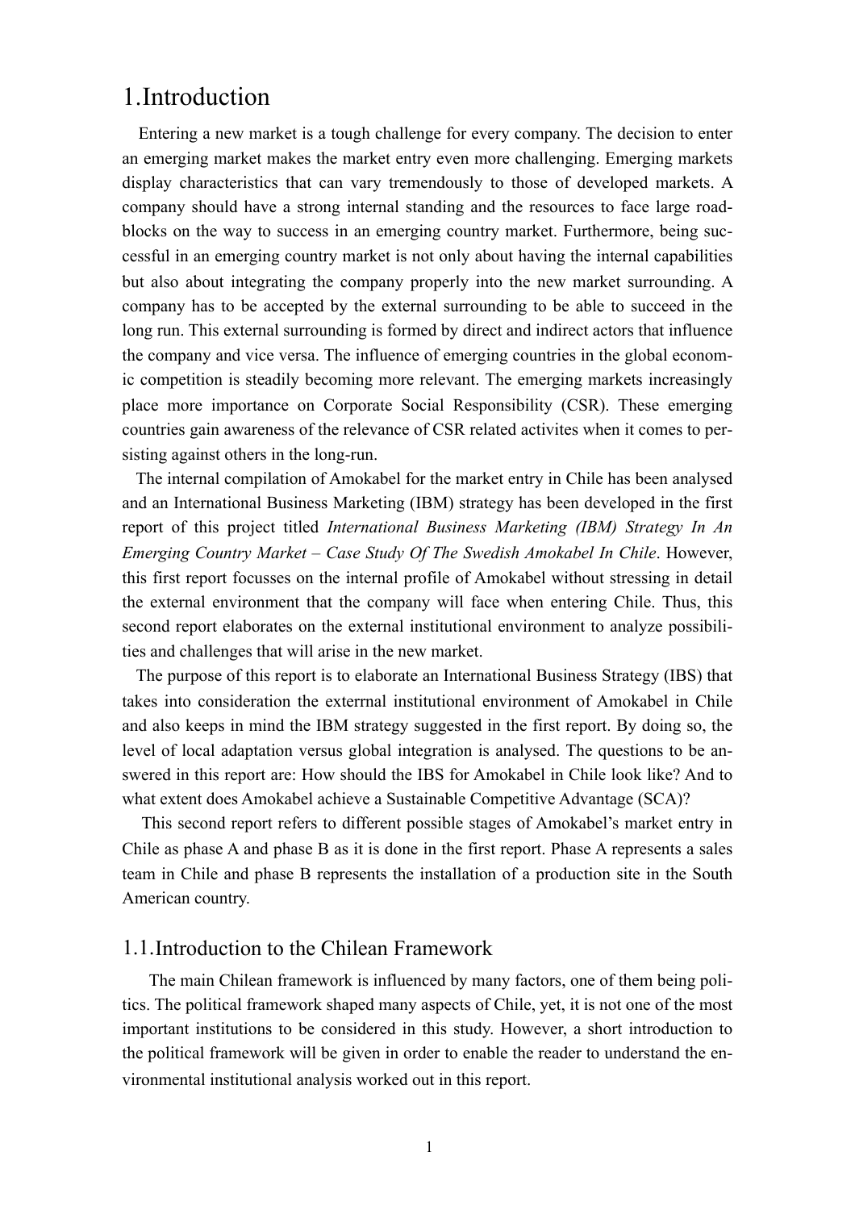# 1. Introduction

Entering a new market is a tough challenge for every company. The decision to enter an emerging market makes the market entry even more challenging. Emerging markets display characteristics that can vary tremendously to those of developed markets. A company should have a strong internal standing and the resources to face large road-blocks on the way to success in an emerging country market. Furthermore, being successful in an emerging country market is not only about having the internal capabilities but also about integrating the company properly into the new market surrounding. A company has to be accepted by the external surrounding to be able to succeed in the long run. This external surrounding is formed by direct and indirect actors that influence the company and vice versa. The influence of emerging countries in the global economic competition is steadily becoming more relevant. The emerging markets increasingly place more importance on Corporate Social Responsibility (CSR). These emerging countries gain awareness of the relevance of CSR related activites when it comes to persisting against others in the long-run.

The internal compilation of Amokabel for the market entry in Chile has been analysed and an International Business Marketing (IBM) strategy has been developed in the first report of this project titled *International Business Marketing (IBM) Strategy In An Emerging Country Market – Case Study Of The Swedish Amokabel In Chile*. However, this first report focusses on the internal profile of Amokabel without stressing in detail the external environment that the company will face when entering Chile. Thus, this second report elaborates on the external institutional environment to analyze possibilities and challenges that will arise in the new market.

The purpose of this report is to elaborate an International Business Strategy (IBS) that takes into consideration the exterrnal institutional environment of Amokabel in Chile and also keeps in mind the IBM strategy suggested in the first report. By doing so, the level of local adaptation versus global integration is analysed. The questions to be answered in this report are: How should the IBS for Amokabel in Chile look like? And to what extent does Amokabel achieve a Sustainable Competitive Advantage (SCA)?

This second report refers to different possible stages of Amokabel's market entry in Chile as phase A and phase B as it is done in the first report. Phase A represents a sales team in Chile and phase B represents the installation of a production site in the South American country.

## 1.1. Introduction to the Chilean Framework

The main Chilean framework is influenced by many factors, one of them being politics. The political framework shaped many aspects of Chile, yet, it is not one of the most important institutions to be considered in this study. However, a short introduction to the political framework will be given in order to enable the reader to understand the environmental institutional analysis worked out in this report.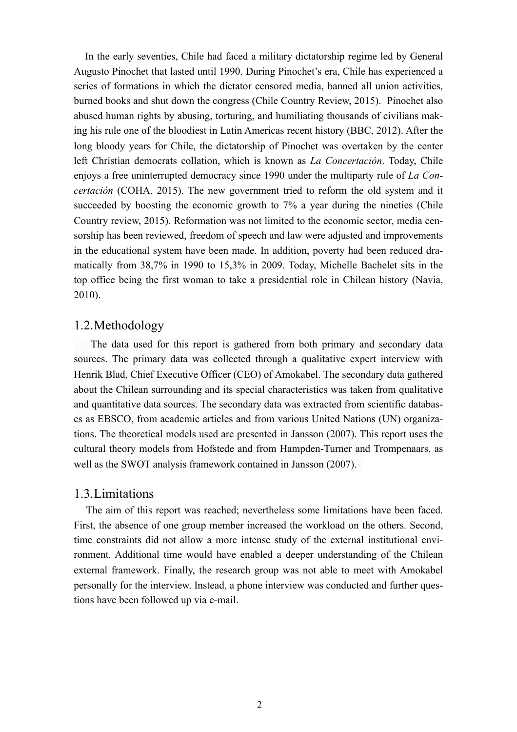In the early seventies, Chile had faced a military dictatorship regime led by General Augusto Pinochet that lasted until 1990. During Pinochet's era, Chile has experienced a series of formations in which the dictator censored media, banned all union activities, burned books and shut down the congress (Chile Country Review, 2015). Pinochet also abused human rights by abusing, torturing, and humiliating thousands of civilians making his rule one of the bloodiest in Latin Americas recent history (BBC, 2012). After the long bloody years for Chile, the dictatorship of Pinochet was overtaken by the center left Christian democrats collation, which is known as *La Concertación*. Today, Chile enjoys a free uninterrupted democracy since 1990 under the multiparty rule of *La Concertación* (COHA, 2015). The new government tried to reform the old system and it succeeded by boosting the economic growth to 7% a year during the nineties (Chile Country review, 2015). Reformation was not limited to the economic sector, media censorship has been reviewed, freedom of speech and law were adjusted and improvements in the educational system have been made. In addition, poverty had been reduced dramatically from 38,7% in 1990 to 15,3% in 2009. Today, Michelle Bachelet sits in the top office being the first woman to take a presidential role in Chilean history (Navia, 2010).

## 1.2. Methodology

The data used for this report is gathered from both primary and secondary data sources. The primary data was collected through a qualitative expert interview with Henrik Blad, Chief Executive Officer (CEO) of Amokabel. The secondary data gathered about the Chilean surrounding and its special characteristics was taken from qualitative and quantitative data sources. The secondary data was extracted from scientific databases as EBSCO, from academic articles and from various United Nations (UN) organizations. The theoretical models used are presented in Jansson (2007). This report uses the cultural theory models from Hofstede and from Hampden-Turner and Trompenaars, as well as the SWOT analysis framework contained in Jansson (2007).

## 1.3. Limitations

The aim of this report was reached; nevertheless some limitations have been faced. First, the absence of one group member increased the workload on the others. Second, time constraints did not allow a more intense study of the external institutional environment. Additional time would have enabled a deeper understanding of the Chilean external framework. Finally, the research group was not able to meet with Amokabel personally for the interview. Instead, a phone interview was conducted and further questions have been followed up via e-mail.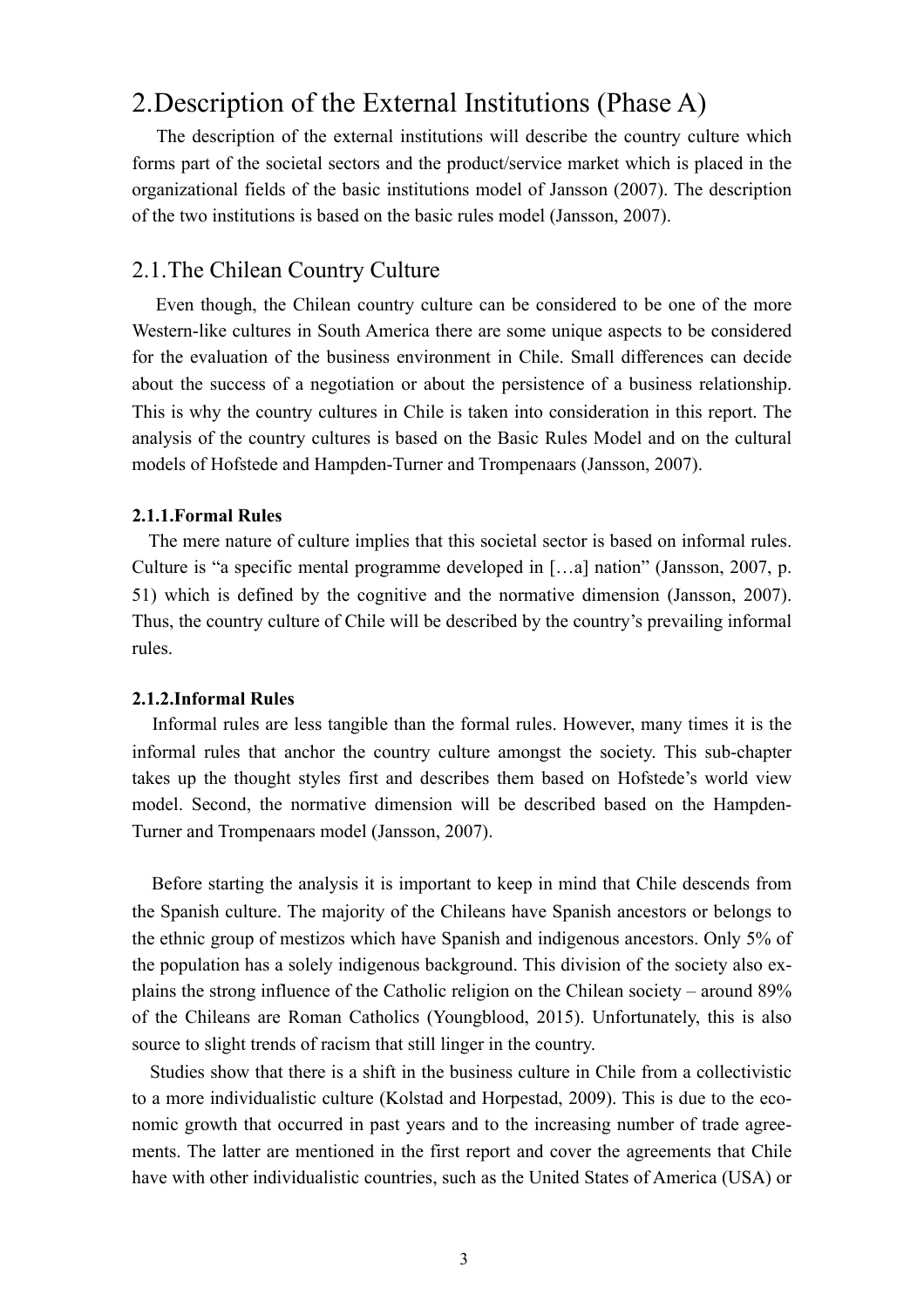# 2. Description of the External Institutions (Phase A)

The description of the external institutions will describe the country culture which forms part of the societal sectors and the product/service market which is placed in the organizational fields of the basic institutions model of Jansson (2007). The description of the two institutions is based on the basic rules model (Jansson, 2007).

## 2.1. The Chilean Country Culture

Even though, the Chilean country culture can be considered to be one of the more Western-like cultures in South America there are some unique aspects to be considered for the evaluation of the business environment in Chile. Small differences can decide about the success of a negotiation or about the persistence of a business relationship. This is why the country cultures in Chile is taken into consideration in this report. The analysis of the country cultures is based on the Basic Rules Model and on the cultural models of Hofstede and Hampden-Turner and Trompenaars (Jansson, 2007).

### 2.1.1. Formal Rules

The mere nature of culture implies that this societal sector is based on informal rules. Culture is "a specific mental programme developed in […a] nation" (Jansson, 2007, p. 51) which is defined by the cognitive and the normative dimension (Jansson, 2007). Thus, the country culture of Chile will be described by the country's prevailing informal rules.

### 2.1.2. Informal Rules

Informal rules are less tangible than the formal rules. However, many times it is the informal rules that anchor the country culture amongst the society. This sub-chapter takes up the thought styles first and describes them based on Hofstede's world view model. Second, the normative dimension will be described based on the Hampden-Turner and Trompenaars model (Jansson, 2007).

Before starting the analysis it is important to keep in mind that Chile descends from the Spanish culture. The majority of the Chileans have Spanish ancestors or belongs to the ethnic group of mestizos which have Spanish and indigenous ancestors. Only 5% of the population has a solely indigenous background. This division of the society also explains the strong influence of the Catholic religion on the Chilean society – around 89% of the Chileans are Roman Catholics (Youngblood, 2015). Unfortunately, this is also source to slight trends of racism that still linger in the country.

Studies show that there is a shift in the business culture in Chile from a collectivistic to a more individualistic culture (Kolstad and Horpestad, 2009). This is due to the economic growth that occurred in past years and to the increasing number of trade agreements. The latter are mentioned in the first report and cover the agreements that Chile have with other individualistic countries, such as the United States of America (USA) or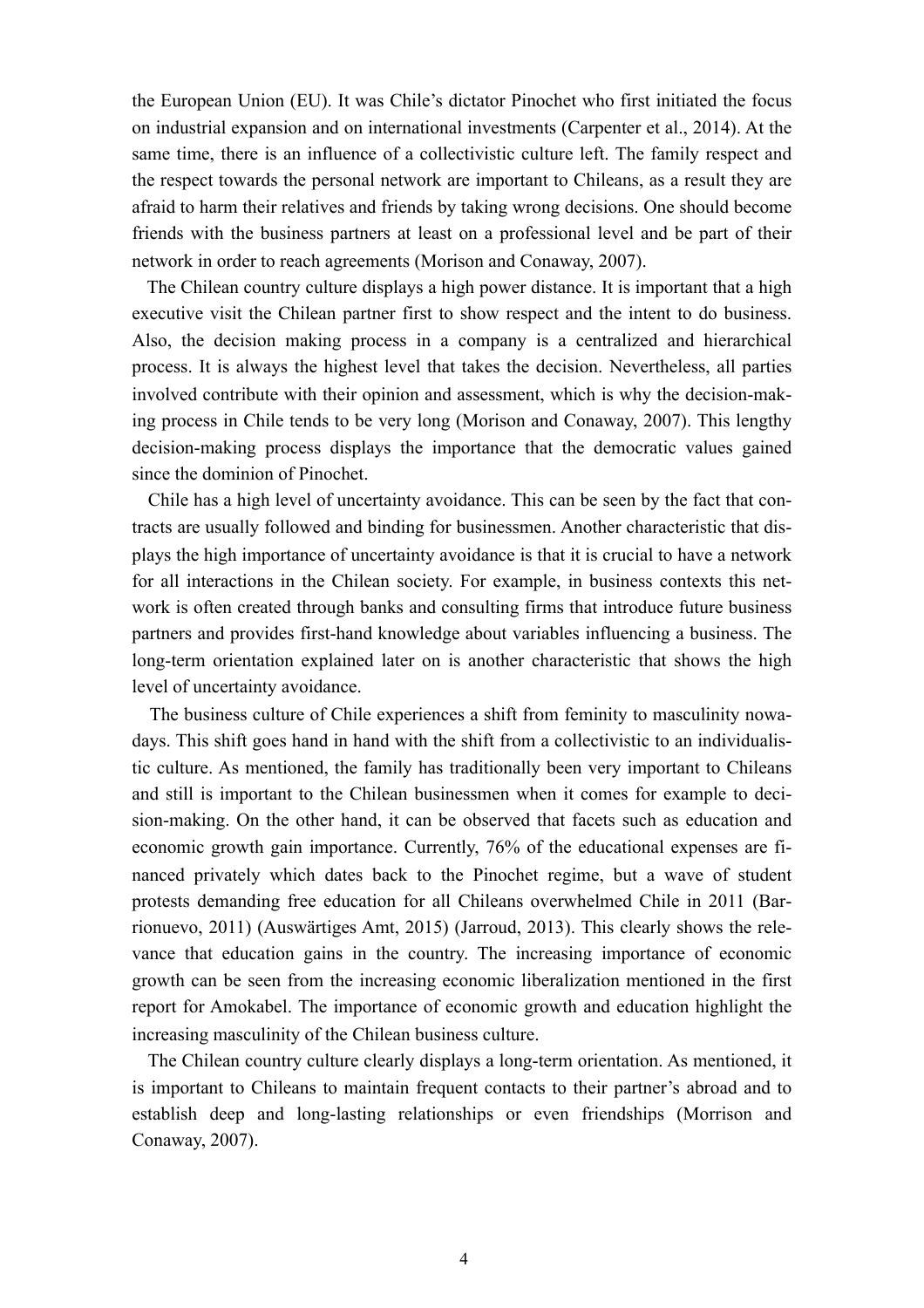the European Union (EU). It was Chile's dictator Pinochet who first initiated the focus on industrial expansion and on international investments (Carpenter et al., 2014). At the same time, there is an influence of a collectivistic culture left. The family respect and the respect towards the personal network are important to Chileans, as a result they are afraid to harm their relatives and friends by taking wrong decisions. One should become friends with the business partners at least on a professional level and be part of their network in order to reach agreements (Morison and Conaway, 2007).

The Chilean country culture displays a high power distance. It is important that a high executive visit the Chilean partner first to show respect and the intent to do business. Also, the decision making process in a company is a centralized and hierarchical process. It is always the highest level that takes the decision. Nevertheless, all parties involved contribute with their opinion and assessment, which is why the decision-making process in Chile tends to be very long (Morison and Conaway, 2007). This lengthy decision-making process displays the importance that the democratic values gained since the dominion of Pinochet.

Chile has a high level of uncertainty avoidance. This can be seen by the fact that contracts are usually followed and binding for businessmen. Another characteristic that displays the high importance of uncertainty avoidance is that it is crucial to have a network for all interactions in the Chilean society. For example, in business contexts this network is often created through banks and consulting firms that introduce future business partners and provides first-hand knowledge about variables influencing a business. The long-term orientation explained later on is another characteristic that shows the high level of uncertainty avoidance.

The business culture of Chile experiences a shift from feminity to masculinity nowadays. This shift goes hand in hand with the shift from a collectivistic to an individualistic culture. As mentioned, the family has traditionally been very important to Chileans and still is important to the Chilean businessmen when it comes for example to decision-making. On the other hand, it can be observed that facets such as education and economic growth gain importance. Currently, 76% of the educational expenses are financed privately which dates back to the Pinochet regime, but a wave of student protests demanding free education for all Chileans overwhelmed Chile in 2011 (Barrionuevo, 2011) (Auswärtiges Amt, 2015) (Jarroud, 2013). This clearly shows the relevance that education gains in the country. The increasing importance of economic growth can be seen from the increasing economic liberalization mentioned in the first report for Amokabel. The importance of economic growth and education highlight the increasing masculinity of the Chilean business culture.

The Chilean country culture clearly displays a long-term orientation. As mentioned, it is important to Chileans to maintain frequent contacts to their partner's abroad and to establish deep and long-lasting relationships or even friendships (Morrison and Conaway, 2007).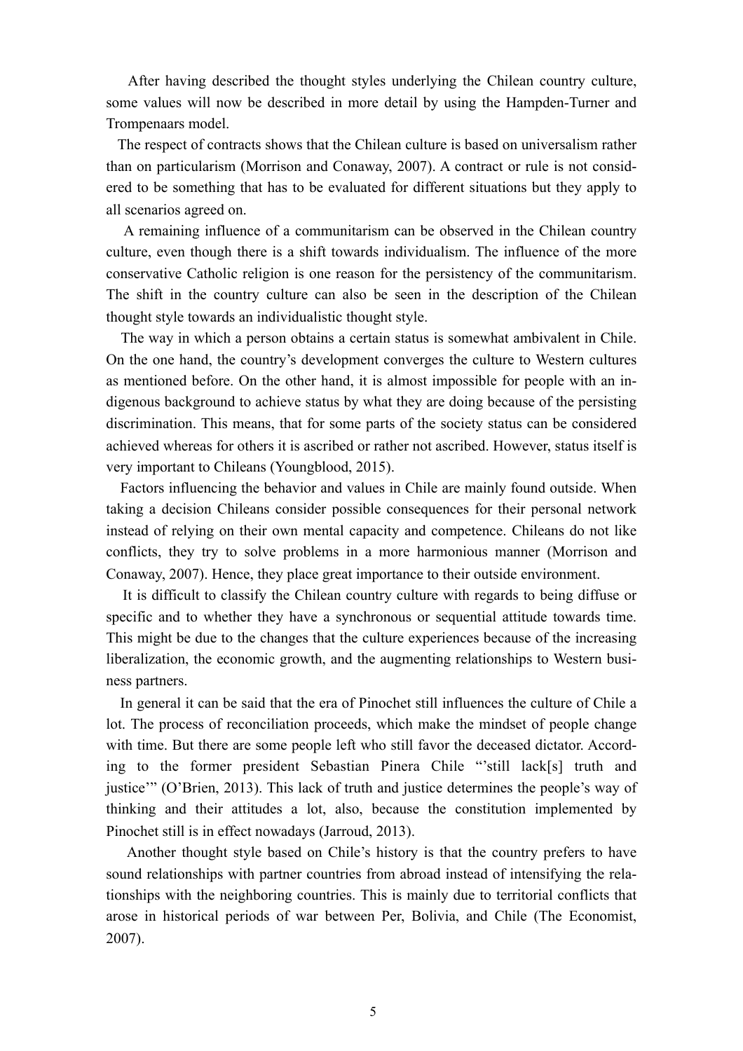After having described the thought styles underlying the Chilean country culture, some values will now be described in more detail by using the Hampden-Turner and Trompenaars model.

The respect of contracts shows that the Chilean culture is based on universalism rather than on particularism (Morrison and Conaway, 2007). A contract or rule is not considered to be something that has to be evaluated for different situations but they apply to all scenarios agreed on.

A remaining influence of a communitarism can be observed in the Chilean country culture, even though there is a shift towards individualism. The influence of the more conservative Catholic religion is one reason for the persistency of the communitarism. The shift in the country culture can also be seen in the description of the Chilean thought style towards an individualistic thought style.

The way in which a person obtains a certain status is somewhat ambivalent in Chile. On the one hand, the country's development converges the culture to Western cultures as mentioned before. On the other hand, it is almost impossible for people with an indigenous background to achieve status by what they are doing because of the persisting discrimination. This means, that for some parts of the society status can be considered achieved whereas for others it is ascribed or rather not ascribed. However, status itself is very important to Chileans (Youngblood, 2015).

Factors influencing the behavior and values in Chile are mainly found outside. When taking a decision Chileans consider possible consequences for their personal network instead of relying on their own mental capacity and competence. Chileans do not like conflicts, they try to solve problems in a more harmonious manner (Morrison and Conaway, 2007). Hence, they place great importance to their outside environment.

It is difficult to classify the Chilean country culture with regards to being diffuse or specific and to whether they have a synchronous or sequential attitude towards time. This might be due to the changes that the culture experiences because of the increasing liberalization, the economic growth, and the augmenting relationships to Western business partners.

In general it can be said that the era of Pinochet still influences the culture of Chile a lot. The process of reconciliation proceeds, which make the mindset of people change with time. But there are some people left who still favor the deceased dictator. According to the former president Sebastian Pinera Chile "'still lack[s] truth and justice'" (O'Brien, 2013). This lack of truth and justice determines the people's way of thinking and their attitudes a lot, also, because the constitution implemented by Pinochet still is in effect nowadays (Jarroud, 2013).

Another thought style based on Chile's history is that the country prefers to have sound relationships with partner countries from abroad instead of intensifying the relationships with the neighboring countries. This is mainly due to territorial conflicts that arose in historical periods of war between Per, Bolivia, and Chile (The Economist, 2007).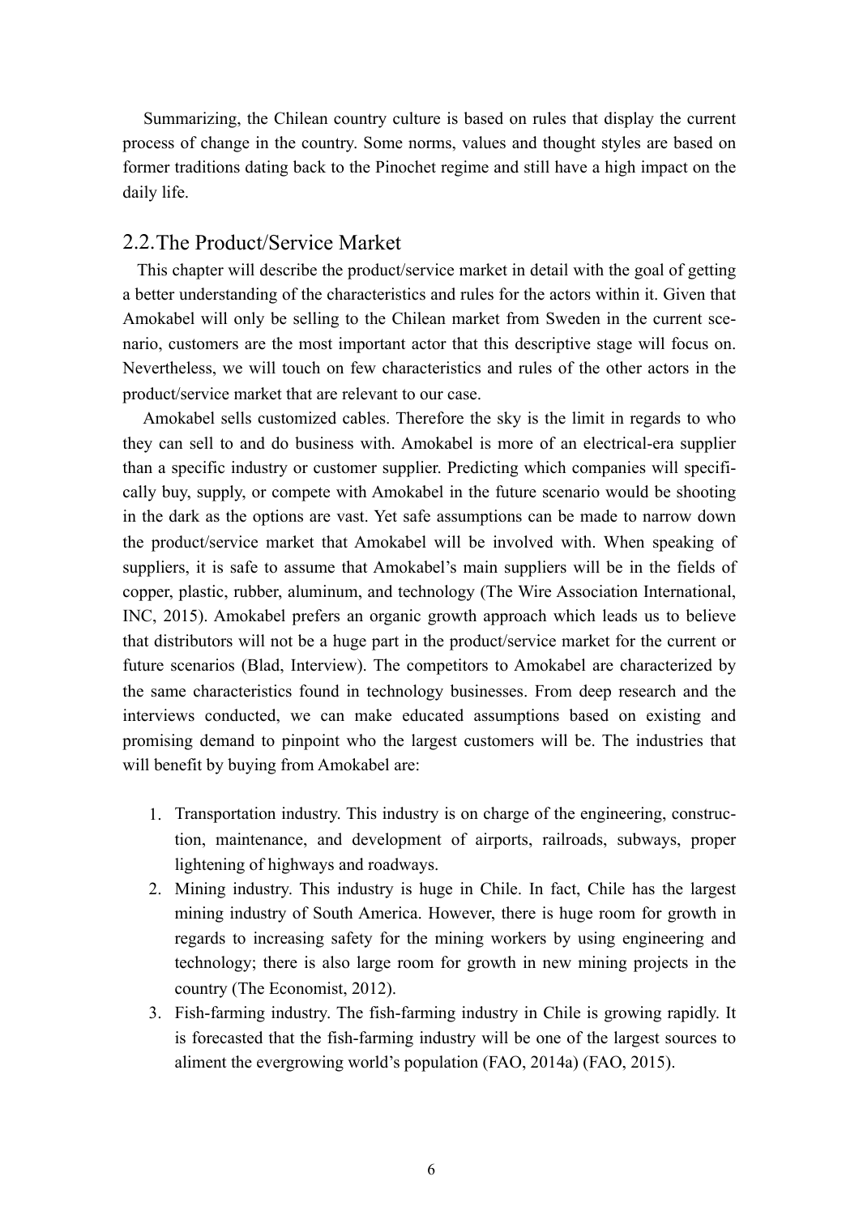Summarizing, the Chilean country culture is based on rules that display the current process of change in the country. Some norms, values and thought styles are based on former traditions dating back to the Pinochet regime and still have a high impact on the daily life.

## 2.2. The Product/Service Market

This chapter will describe the product/service market in detail with the goal of getting a better understanding of the characteristics and rules for the actors within it. Given that Amokabel will only be selling to the Chilean market from Sweden in the current scenario, customers are the most important actor that this descriptive stage will focus on. Nevertheless, we will touch on few characteristics and rules of the other actors in the product/service market that are relevant to our case.

Amokabel sells customized cables. Therefore the sky is the limit in regards to who they can sell to and do business with. Amokabel is more of an electrical-era supplier than a specific industry or customer supplier. Predicting which companies will specifically buy, supply, or compete with Amokabel in the future scenario would be shooting in the dark as the options are vast. Yet safe assumptions can be made to narrow down the product/service market that Amokabel will be involved with. When speaking of suppliers, it is safe to assume that Amokabel's main suppliers will be in the fields of copper, plastic, rubber, aluminum, and technology (The Wire Association International, INC, 2015). Amokabel prefers an organic growth approach which leads us to believe that distributors will not be a huge part in the product/service market for the current or future scenarios (Blad, Interview). The competitors to Amokabel are characterized by the same characteristics found in technology businesses. From deep research and the interviews conducted, we can make educated assumptions based on existing and promising demand to pinpoint who the largest customers will be. The industries that will benefit by buying from Amokabel are:

1. Transportation industry. This industry is on charge of the engineering, construction, maintenance, and development of airports, railroads, subways, proper lightening of highways and roadways.
2. Mining industry. This industry is huge in Chile. In fact, Chile has the largest mining industry of South America. However, there is huge room for growth in regards to increasing safety for the mining workers by using engineering and technology; there is also large room for growth in new mining projects in the country (The Economist, 2012).
3. Fish-farming industry. The fish-farming industry in Chile is growing rapidly. It is forecasted that the fish-farming industry will be one of the largest sources to aliment the evergrowing world's population (FAO, 2014a) (FAO, 2015).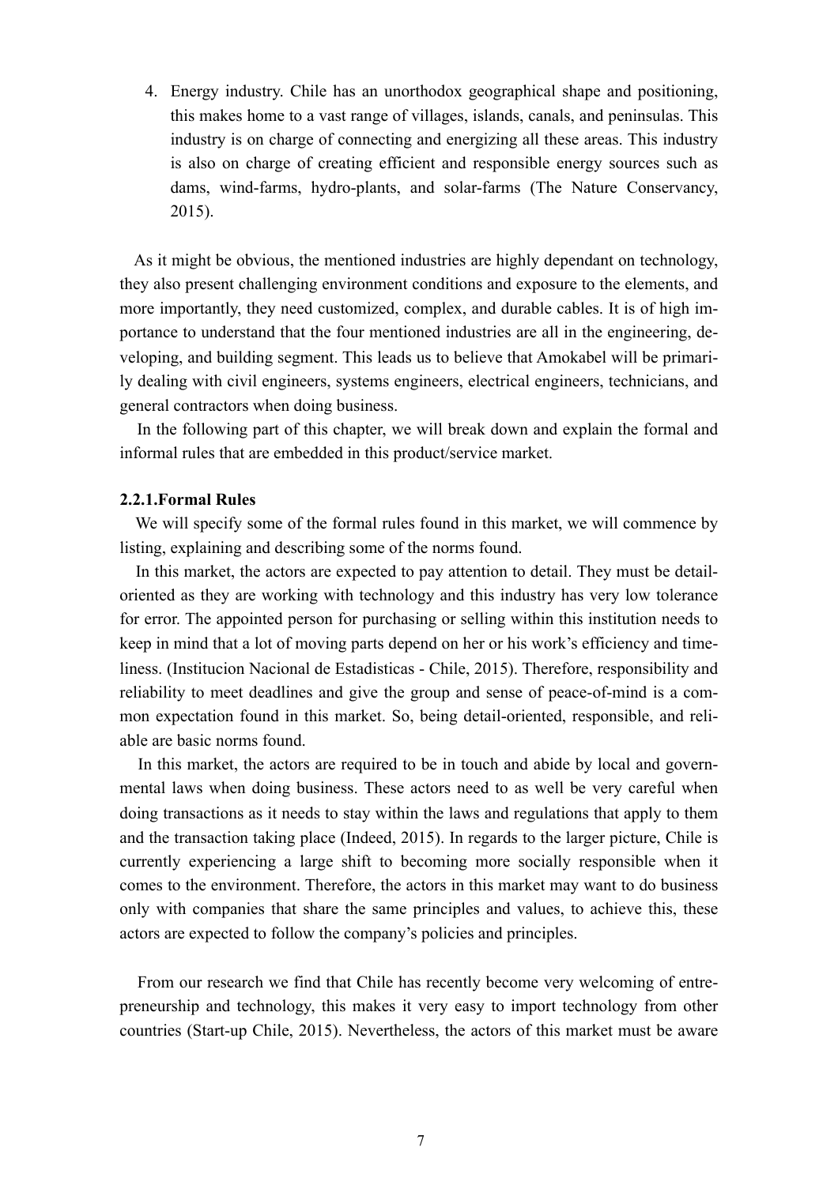4. Energy industry. Chile has an unorthodox geographical shape and positioning, this makes home to a vast range of villages, islands, canals, and peninsulas. This industry is on charge of connecting and energizing all these areas. This industry is also on charge of creating efficient and responsible energy sources such as dams, wind-farms, hydro-plants, and solar-farms (The Nature Conservancy, 2015).

As it might be obvious, the mentioned industries are highly dependant on technology, they also present challenging environment conditions and exposure to the elements, and more importantly, they need customized, complex, and durable cables. It is of high importance to understand that the four mentioned industries are all in the engineering, developing, and building segment. This leads us to believe that Amokabel will be primarily dealing with civil engineers, systems engineers, electrical engineers, technicians, and general contractors when doing business.

In the following part of this chapter, we will break down and explain the formal and informal rules that are embedded in this product/service market.

### 2.2.1.Formal Rules

We will specify some of the formal rules found in this market, we will commence by listing, explaining and describing some of the norms found.

In this market, the actors are expected to pay attention to detail. They must be detail-oriented as they are working with technology and this industry has very low tolerance for error. The appointed person for purchasing or selling within this institution needs to keep in mind that a lot of moving parts depend on her or his work's efficiency and timeliness. (Institucion Nacional de Estadisticas - Chile, 2015). Therefore, responsibility and reliability to meet deadlines and give the group and sense of peace-of-mind is a common expectation found in this market. So, being detail-oriented, responsible, and reliable are basic norms found.

In this market, the actors are required to be in touch and abide by local and governmental laws when doing business. These actors need to as well be very careful when doing transactions as it needs to stay within the laws and regulations that apply to them and the transaction taking place (Indeed, 2015). In regards to the larger picture, Chile is currently experiencing a large shift to becoming more socially responsible when it comes to the environment. Therefore, the actors in this market may want to do business only with companies that share the same principles and values, to achieve this, these actors are expected to follow the company's policies and principles.

From our research we find that Chile has recently become very welcoming of entrepreneurship and technology, this makes it very easy to import technology from other countries (Start-up Chile, 2015). Nevertheless, the actors of this market must be aware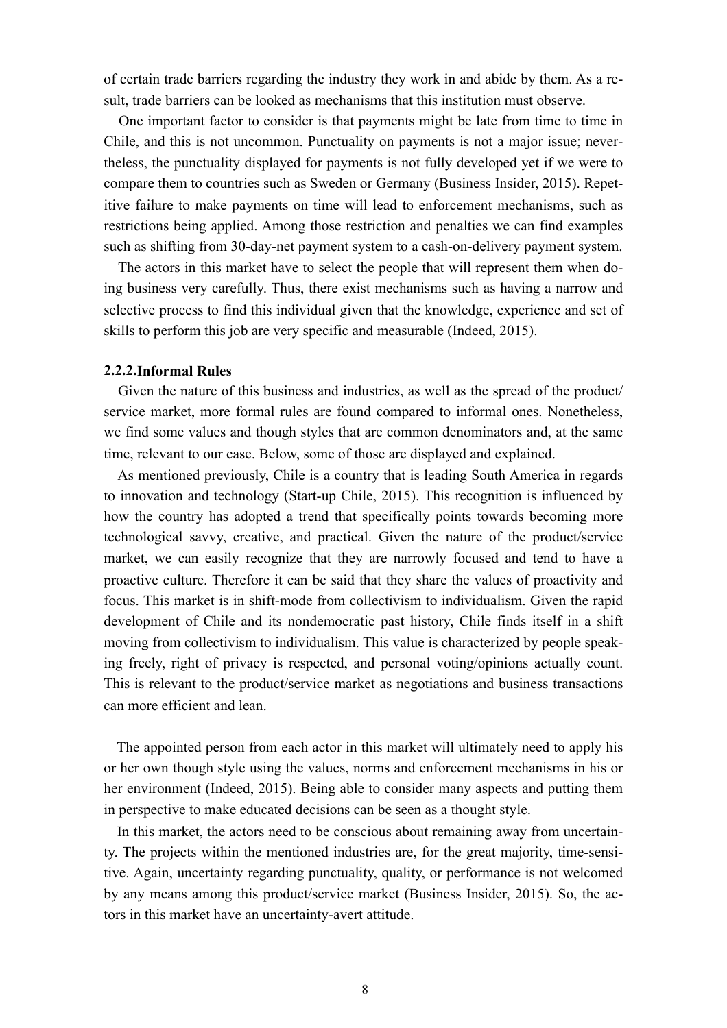of certain trade barriers regarding the industry they work in and abide by them. As a result, trade barriers can be looked as mechanisms that this institution must observe.

One important factor to consider is that payments might be late from time to time in Chile, and this is not uncommon. Punctuality on payments is not a major issue; nevertheless, the punctuality displayed for payments is not fully developed yet if we were to compare them to countries such as Sweden or Germany (Business Insider, 2015). Repetitive failure to make payments on time will lead to enforcement mechanisms, such as restrictions being applied. Among those restriction and penalties we can find examples such as shifting from 30-day-net payment system to a cash-on-delivery payment system.

The actors in this market have to select the people that will represent them when doing business very carefully. Thus, there exist mechanisms such as having a narrow and selective process to find this individual given that the knowledge, experience and set of skills to perform this job are very specific and measurable (Indeed, 2015).

### 2.2.2. Informal Rules

Given the nature of this business and industries, as well as the spread of the product/service market, more formal rules are found compared to informal ones. Nonetheless, we find some values and though styles that are common denominators and, at the same time, relevant to our case. Below, some of those are displayed and explained.

As mentioned previously, Chile is a country that is leading South America in regards to innovation and technology (Start-up Chile, 2015). This recognition is influenced by how the country has adopted a trend that specifically points towards becoming more technological savvy, creative, and practical. Given the nature of the product/service market, we can easily recognize that they are narrowly focused and tend to have a proactive culture. Therefore it can be said that they share the values of proactivity and focus. This market is in shift-mode from collectivism to individualism. Given the rapid development of Chile and its nondemocratic past history, Chile finds itself in a shift moving from collectivism to individualism. This value is characterized by people speaking freely, right of privacy is respected, and personal voting/opinions actually count. This is relevant to the product/service market as negotiations and business transactions can more efficient and lean.

The appointed person from each actor in this market will ultimately need to apply his or her own though style using the values, norms and enforcement mechanisms in his or her environment (Indeed, 2015). Being able to consider many aspects and putting them in perspective to make educated decisions can be seen as a thought style.

In this market, the actors need to be conscious about remaining away from uncertainty. The projects within the mentioned industries are, for the great majority, time-sensitive. Again, uncertainty regarding punctuality, quality, or performance is not welcomed by any means among this product/service market (Business Insider, 2015). So, the actors in this market have an uncertainty-avert attitude.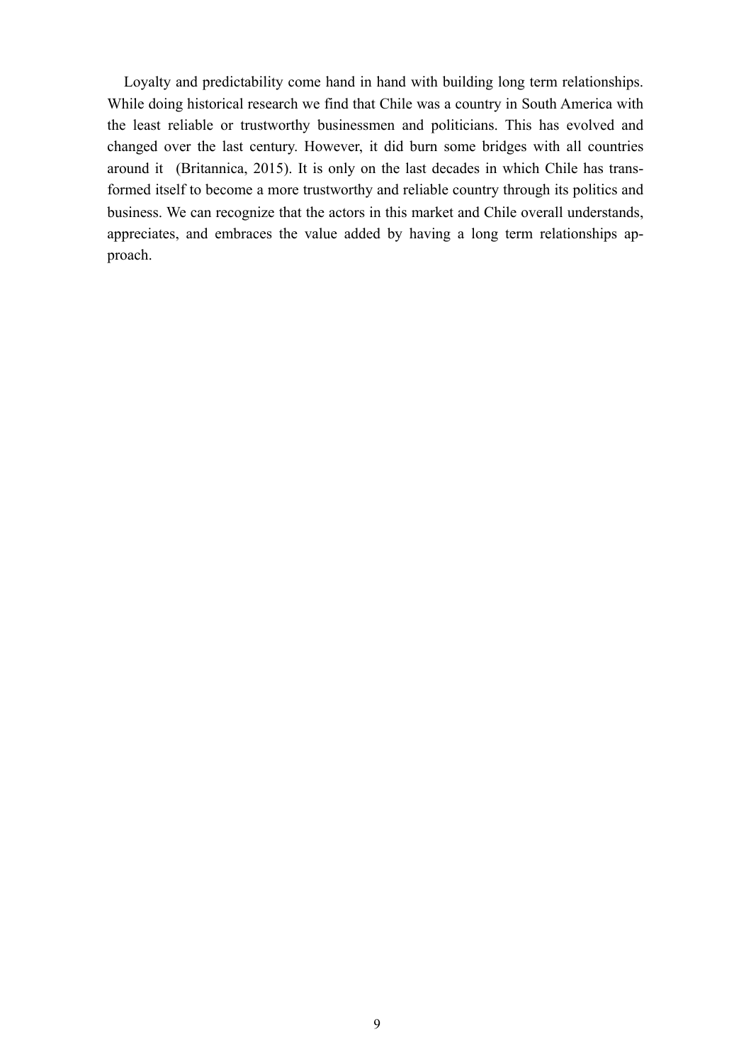Loyalty and predictability come hand in hand with building long term relationships. While doing historical research we find that Chile was a country in South America with the least reliable or trustworthy businessmen and politicians. This has evolved and changed over the last century. However, it did burn some bridges with all countries around it (Britannica, 2015). It is only on the last decades in which Chile has transformed itself to become a more trustworthy and reliable country through its politics and business. We can recognize that the actors in this market and Chile overall understands, appreciates, and embraces the value added by having a long term relationships approach.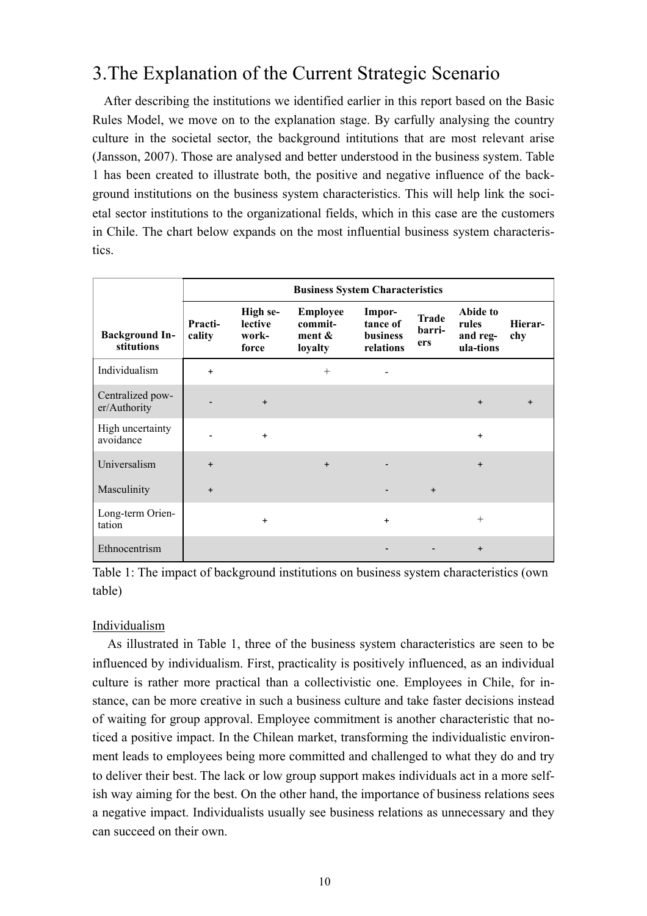# 3.The Explanation of the Current Strategic Scenario

After describing the institutions we identified earlier in this report based on the Basic Rules Model, we move on to the explanation stage. By carfully analysing the country culture in the societal sector, the background intitutions that are most relevant arise (Jansson, 2007). Those are analysed and better understood in the business system. Table 1 has been created to illustrate both, the positive and negative influence of the background institutions on the business system characteristics. This will help link the societal sector institutions to the organizational fields, which in this case are the customers in Chile. The chart below expands on the most influential business system characteristics.

| | Business System Characteristics | | | | | | |
|---|---|---|---|---|---|---|---|
| **Background Institutions** | **Practicality** | **High selective workforce** | **Employee commitment & loyalty** | **Importance of business relations** | **Trade barriers** | **Abide to rules and regulations** | **Hierarchy** |
| Individualism | + | | + | - | | | |
| Centralized power/Authority | - | + | | | | + | + |
| High uncertainty avoidance | - | + | | | | + | |
| Universalism | + | | + | - | | + | |
| Masculinity | + | | | - | + | | |
| Long-term Orientation | | + | | + | | + | |
| Ethnocentrism | | | | - | - | + | |

Table 1: The impact of background institutions on business system characteristics (own table)

Individualism

As illustrated in Table 1, three of the business system characteristics are seen to be influenced by individualism. First, practicality is positively influenced, as an individual culture is rather more practical than a collectivistic one. Employees in Chile, for instance, can be more creative in such a business culture and take faster decisions instead of waiting for group approval. Employee commitment is another characteristic that noticed a positive impact. In the Chilean market, transforming the individualistic environment leads to employees being more committed and challenged to what they do and try to deliver their best. The lack or low group support makes individuals act in a more selfish way aiming for the best. On the other hand, the importance of business relations sees a negative impact. Individualists usually see business relations as unnecessary and they can succeed on their own.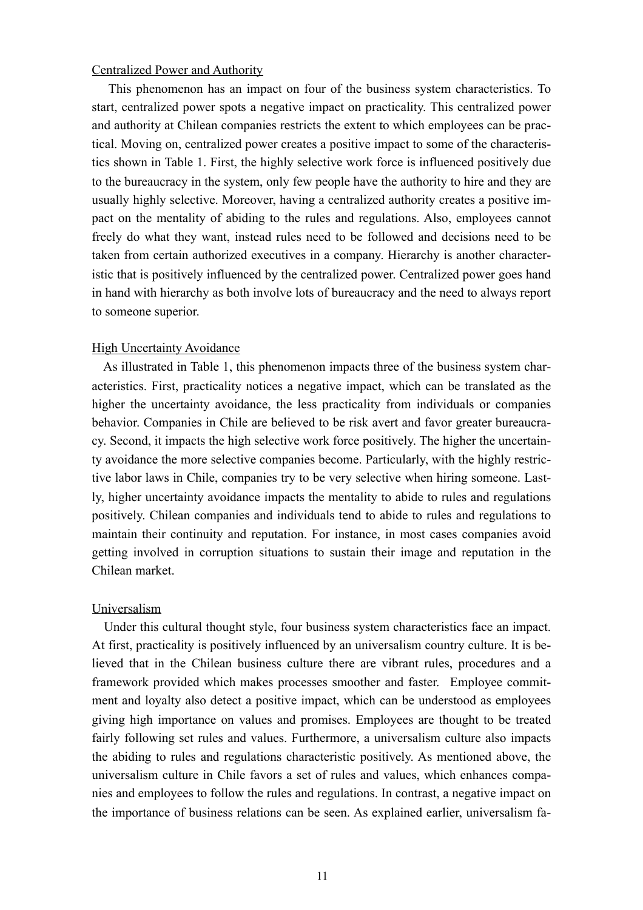Centralized Power and Authority

This phenomenon has an impact on four of the business system characteristics. To start, centralized power spots a negative impact on practicality. This centralized power and authority at Chilean companies restricts the extent to which employees can be practical. Moving on, centralized power creates a positive impact to some of the characteristics shown in Table 1. First, the highly selective work force is influenced positively due to the bureaucracy in the system, only few people have the authority to hire and they are usually highly selective. Moreover, having a centralized authority creates a positive impact on the mentality of abiding to the rules and regulations. Also, employees cannot freely do what they want, instead rules need to be followed and decisions need to be taken from certain authorized executives in a company. Hierarchy is another characteristic that is positively influenced by the centralized power. Centralized power goes hand in hand with hierarchy as both involve lots of bureaucracy and the need to always report to someone superior.

High Uncertainty Avoidance

As illustrated in Table 1, this phenomenon impacts three of the business system characteristics. First, practicality notices a negative impact, which can be translated as the higher the uncertainty avoidance, the less practicality from individuals or companies behavior. Companies in Chile are believed to be risk avert and favor greater bureaucracy. Second, it impacts the high selective work force positively. The higher the uncertainty avoidance the more selective companies become. Particularly, with the highly restrictive labor laws in Chile, companies try to be very selective when hiring someone. Lastly, higher uncertainty avoidance impacts the mentality to abide to rules and regulations positively. Chilean companies and individuals tend to abide to rules and regulations to maintain their continuity and reputation. For instance, in most cases companies avoid getting involved in corruption situations to sustain their image and reputation in the Chilean market.

Universalism

Under this cultural thought style, four business system characteristics face an impact. At first, practicality is positively influenced by an universalism country culture. It is believed that in the Chilean business culture there are vibrant rules, procedures and a framework provided which makes processes smoother and faster. Employee commitment and loyalty also detect a positive impact, which can be understood as employees giving high importance on values and promises. Employees are thought to be treated fairly following set rules and values. Furthermore, a universalism culture also impacts the abiding to rules and regulations characteristic positively. As mentioned above, the universalism culture in Chile favors a set of rules and values, which enhances companies and employees to follow the rules and regulations. In contrast, a negative impact on the importance of business relations can be seen. As explained earlier, universalism fa-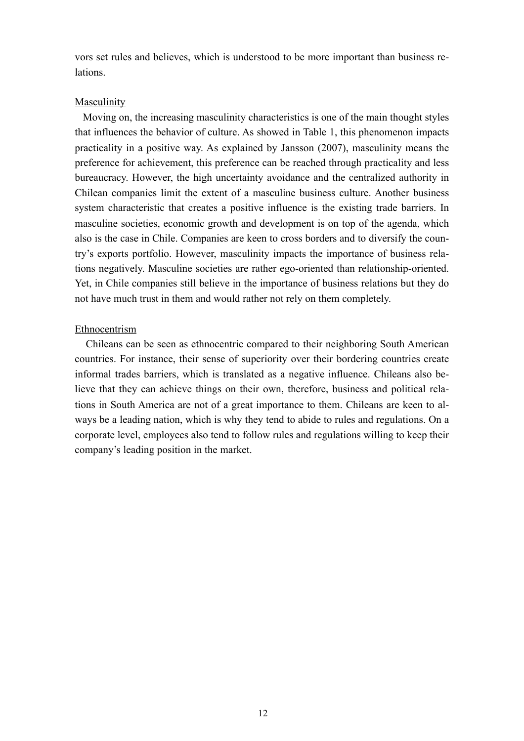vors set rules and believes, which is understood to be more important than business relations.

<u>Masculinity</u>

Moving on, the increasing masculinity characteristics is one of the main thought styles that influences the behavior of culture. As showed in Table 1, this phenomenon impacts practicality in a positive way. As explained by Jansson (2007), masculinity means the preference for achievement, this preference can be reached through practicality and less bureaucracy. However, the high uncertainty avoidance and the centralized authority in Chilean companies limit the extent of a masculine business culture. Another business system characteristic that creates a positive influence is the existing trade barriers. In masculine societies, economic growth and development is on top of the agenda, which also is the case in Chile. Companies are keen to cross borders and to diversify the country's exports portfolio. However, masculinity impacts the importance of business relations negatively. Masculine societies are rather ego-oriented than relationship-oriented. Yet, in Chile companies still believe in the importance of business relations but they do not have much trust in them and would rather not rely on them completely.

<u>Ethnocentrism</u>

Chileans can be seen as ethnocentric compared to their neighboring South American countries. For instance, their sense of superiority over their bordering countries create informal trades barriers, which is translated as a negative influence. Chileans also believe that they can achieve things on their own, therefore, business and political relations in South America are not of a great importance to them. Chileans are keen to always be a leading nation, which is why they tend to abide to rules and regulations. On a corporate level, employees also tend to follow rules and regulations willing to keep their company's leading position in the market.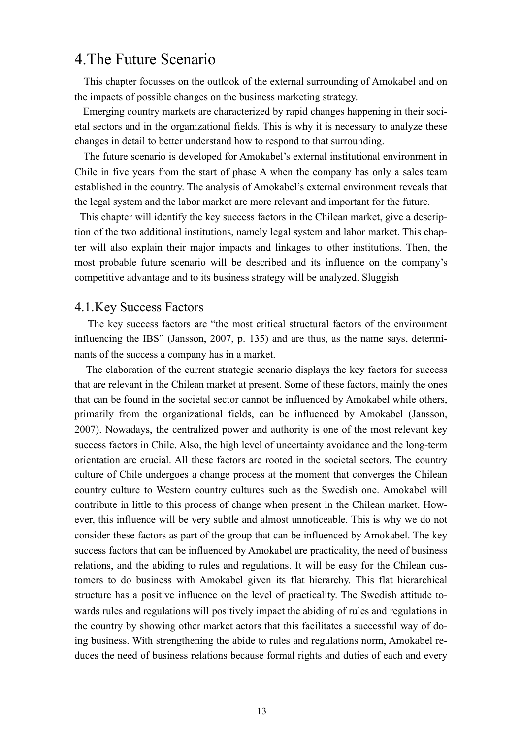# 4. The Future Scenario

This chapter focusses on the outlook of the external surrounding of Amokabel and on the impacts of possible changes on the business marketing strategy.

Emerging country markets are characterized by rapid changes happening in their societal sectors and in the organizational fields. This is why it is necessary to analyze these changes in detail to better understand how to respond to that surrounding.

The future scenario is developed for Amokabel's external institutional environment in Chile in five years from the start of phase A when the company has only a sales team established in the country. The analysis of Amokabel's external environment reveals that the legal system and the labor market are more relevant and important for the future.

This chapter will identify the key success factors in the Chilean market, give a description of the two additional institutions, namely legal system and labor market. This chapter will also explain their major impacts and linkages to other institutions. Then, the most probable future scenario will be described and its influence on the company's competitive advantage and to its business strategy will be analyzed. Sluggish

## 4.1. Key Success Factors

The key success factors are "the most critical structural factors of the environment influencing the IBS" (Jansson, 2007, p. 135) and are thus, as the name says, determinants of the success a company has in a market.

The elaboration of the current strategic scenario displays the key factors for success that are relevant in the Chilean market at present. Some of these factors, mainly the ones that can be found in the societal sector cannot be influenced by Amokabel while others, primarily from the organizational fields, can be influenced by Amokabel (Jansson, 2007). Nowadays, the centralized power and authority is one of the most relevant key success factors in Chile. Also, the high level of uncertainty avoidance and the long-term orientation are crucial. All these factors are rooted in the societal sectors. The country culture of Chile undergoes a change process at the moment that converges the Chilean country culture to Western country cultures such as the Swedish one. Amokabel will contribute in little to this process of change when present in the Chilean market. However, this influence will be very subtle and almost unnoticeable. This is why we do not consider these factors as part of the group that can be influenced by Amokabel. The key success factors that can be influenced by Amokabel are practicality, the need of business relations, and the abiding to rules and regulations. It will be easy for the Chilean customers to do business with Amokabel given its flat hierarchy. This flat hierarchical structure has a positive influence on the level of practicality. The Swedish attitude towards rules and regulations will positively impact the abiding of rules and regulations in the country by showing other market actors that this facilitates a successful way of doing business. With strengthening the abide to rules and regulations norm, Amokabel reduces the need of business relations because formal rights and duties of each and every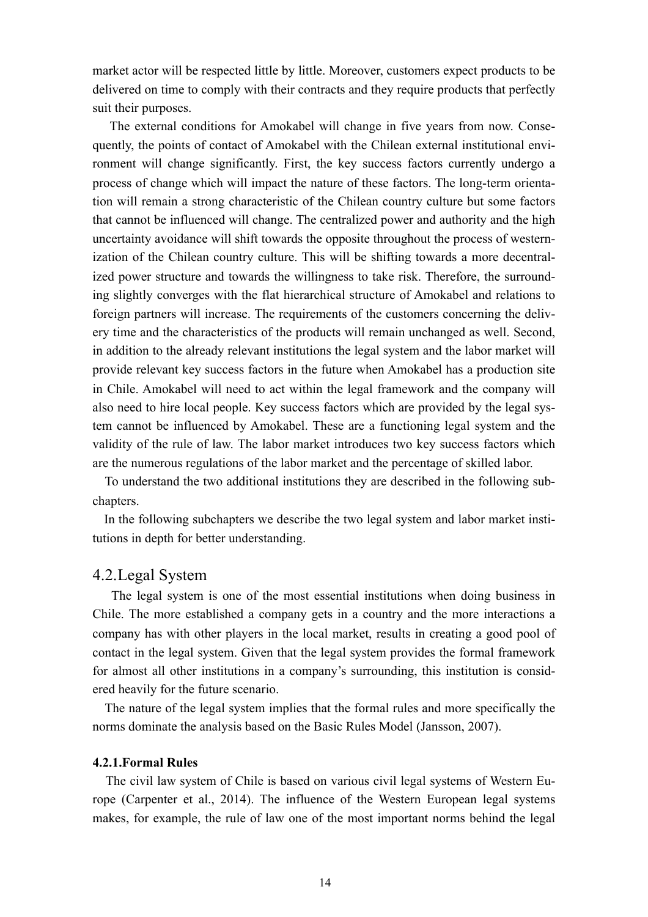market actor will be respected little by little. Moreover, customers expect products to be delivered on time to comply with their contracts and they require products that perfectly suit their purposes.

The external conditions for Amokabel will change in five years from now. Consequently, the points of contact of Amokabel with the Chilean external institutional environment will change significantly. First, the key success factors currently undergo a process of change which will impact the nature of these factors. The long-term orientation will remain a strong characteristic of the Chilean country culture but some factors that cannot be influenced will change. The centralized power and authority and the high uncertainty avoidance will shift towards the opposite throughout the process of westernization of the Chilean country culture. This will be shifting towards a more decentralized power structure and towards the willingness to take risk. Therefore, the surrounding slightly converges with the flat hierarchical structure of Amokabel and relations to foreign partners will increase. The requirements of the customers concerning the delivery time and the characteristics of the products will remain unchanged as well. Second, in addition to the already relevant institutions the legal system and the labor market will provide relevant key success factors in the future when Amokabel has a production site in Chile. Amokabel will need to act within the legal framework and the company will also need to hire local people. Key success factors which are provided by the legal system cannot be influenced by Amokabel. These are a functioning legal system and the validity of the rule of law. The labor market introduces two key success factors which are the numerous regulations of the labor market and the percentage of skilled labor.

To understand the two additional institutions they are described in the following subchapters.

In the following subchapters we describe the two legal system and labor market institutions in depth for better understanding.

## 4.2.Legal System

The legal system is one of the most essential institutions when doing business in Chile. The more established a company gets in a country and the more interactions a company has with other players in the local market, results in creating a good pool of contact in the legal system. Given that the legal system provides the formal framework for almost all other institutions in a company's surrounding, this institution is considered heavily for the future scenario.

The nature of the legal system implies that the formal rules and more specifically the norms dominate the analysis based on the Basic Rules Model (Jansson, 2007).

### 4.2.1.Formal Rules

The civil law system of Chile is based on various civil legal systems of Western Europe (Carpenter et al., 2014). The influence of the Western European legal systems makes, for example, the rule of law one of the most important norms behind the legal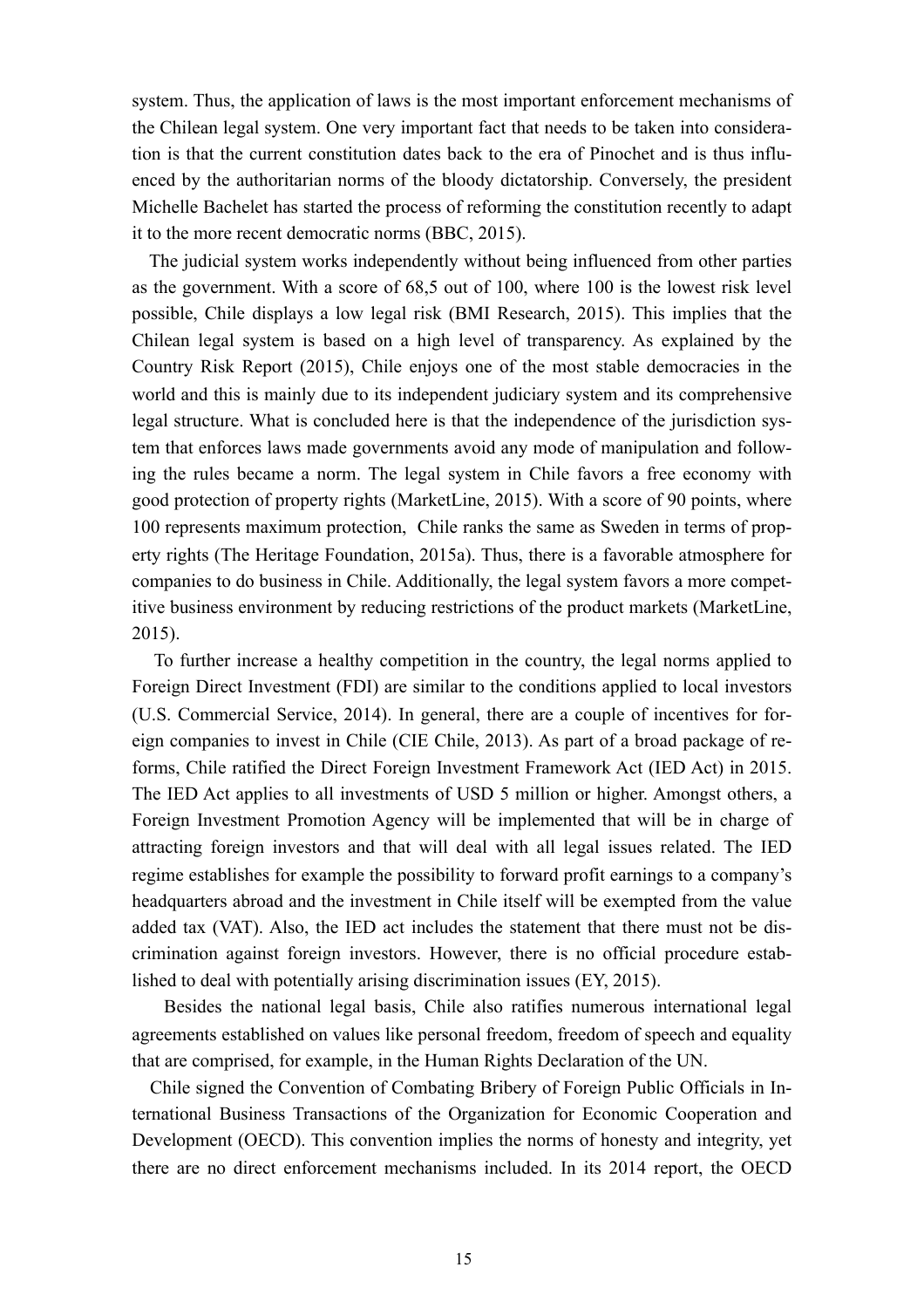system. Thus, the application of laws is the most important enforcement mechanisms of the Chilean legal system. One very important fact that needs to be taken into consideration is that the current constitution dates back to the era of Pinochet and is thus influenced by the authoritarian norms of the bloody dictatorship. Conversely, the president Michelle Bachelet has started the process of reforming the constitution recently to adapt it to the more recent democratic norms (BBC, 2015).

The judicial system works independently without being influenced from other parties as the government. With a score of 68,5 out of 100, where 100 is the lowest risk level possible, Chile displays a low legal risk (BMI Research, 2015). This implies that the Chilean legal system is based on a high level of transparency. As explained by the Country Risk Report (2015), Chile enjoys one of the most stable democracies in the world and this is mainly due to its independent judiciary system and its comprehensive legal structure. What is concluded here is that the independence of the jurisdiction system that enforces laws made governments avoid any mode of manipulation and following the rules became a norm. The legal system in Chile favors a free economy with good protection of property rights (MarketLine, 2015). With a score of 90 points, where 100 represents maximum protection, Chile ranks the same as Sweden in terms of property rights (The Heritage Foundation, 2015a). Thus, there is a favorable atmosphere for companies to do business in Chile. Additionally, the legal system favors a more competitive business environment by reducing restrictions of the product markets (MarketLine, 2015).

To further increase a healthy competition in the country, the legal norms applied to Foreign Direct Investment (FDI) are similar to the conditions applied to local investors (U.S. Commercial Service, 2014). In general, there are a couple of incentives for foreign companies to invest in Chile (CIE Chile, 2013). As part of a broad package of reforms, Chile ratified the Direct Foreign Investment Framework Act (IED Act) in 2015. The IED Act applies to all investments of USD 5 million or higher. Amongst others, a Foreign Investment Promotion Agency will be implemented that will be in charge of attracting foreign investors and that will deal with all legal issues related. The IED regime establishes for example the possibility to forward profit earnings to a company's headquarters abroad and the investment in Chile itself will be exempted from the value added tax (VAT). Also, the IED act includes the statement that there must not be discrimination against foreign investors. However, there is no official procedure established to deal with potentially arising discrimination issues (EY, 2015).

Besides the national legal basis, Chile also ratifies numerous international legal agreements established on values like personal freedom, freedom of speech and equality that are comprised, for example, in the Human Rights Declaration of the UN.

Chile signed the Convention of Combating Bribery of Foreign Public Officials in International Business Transactions of the Organization for Economic Cooperation and Development (OECD). This convention implies the norms of honesty and integrity, yet there are no direct enforcement mechanisms included. In its 2014 report, the OECD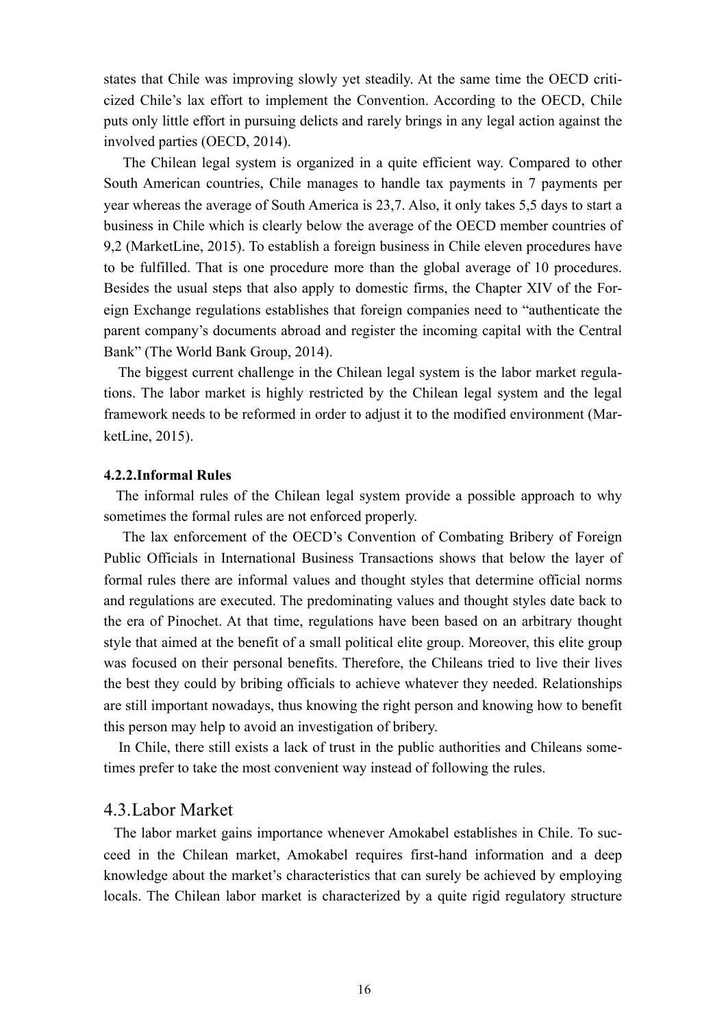states that Chile was improving slowly yet steadily. At the same time the OECD criticized Chile's lax effort to implement the Convention. According to the OECD, Chile puts only little effort in pursuing delicts and rarely brings in any legal action against the involved parties (OECD, 2014).

The Chilean legal system is organized in a quite efficient way. Compared to other South American countries, Chile manages to handle tax payments in 7 payments per year whereas the average of South America is 23,7. Also, it only takes 5,5 days to start a business in Chile which is clearly below the average of the OECD member countries of 9,2 (MarketLine, 2015). To establish a foreign business in Chile eleven procedures have to be fulfilled. That is one procedure more than the global average of 10 procedures. Besides the usual steps that also apply to domestic firms, the Chapter XIV of the Foreign Exchange regulations establishes that foreign companies need to "authenticate the parent company's documents abroad and register the incoming capital with the Central Bank" (The World Bank Group, 2014).

The biggest current challenge in the Chilean legal system is the labor market regulations. The labor market is highly restricted by the Chilean legal system and the legal framework needs to be reformed in order to adjust it to the modified environment (MarketLine, 2015).

#### 4.2.2.Informal Rules

The informal rules of the Chilean legal system provide a possible approach to why sometimes the formal rules are not enforced properly.

The lax enforcement of the OECD's Convention of Combating Bribery of Foreign Public Officials in International Business Transactions shows that below the layer of formal rules there are informal values and thought styles that determine official norms and regulations are executed. The predominating values and thought styles date back to the era of Pinochet. At that time, regulations have been based on an arbitrary thought style that aimed at the benefit of a small political elite group. Moreover, this elite group was focused on their personal benefits. Therefore, the Chileans tried to live their lives the best they could by bribing officials to achieve whatever they needed. Relationships are still important nowadays, thus knowing the right person and knowing how to benefit this person may help to avoid an investigation of bribery.

In Chile, there still exists a lack of trust in the public authorities and Chileans sometimes prefer to take the most convenient way instead of following the rules.

### 4.3.Labor Market

The labor market gains importance whenever Amokabel establishes in Chile. To succeed in the Chilean market, Amokabel requires first-hand information and a deep knowledge about the market's characteristics that can surely be achieved by employing locals. The Chilean labor market is characterized by a quite rigid regulatory structure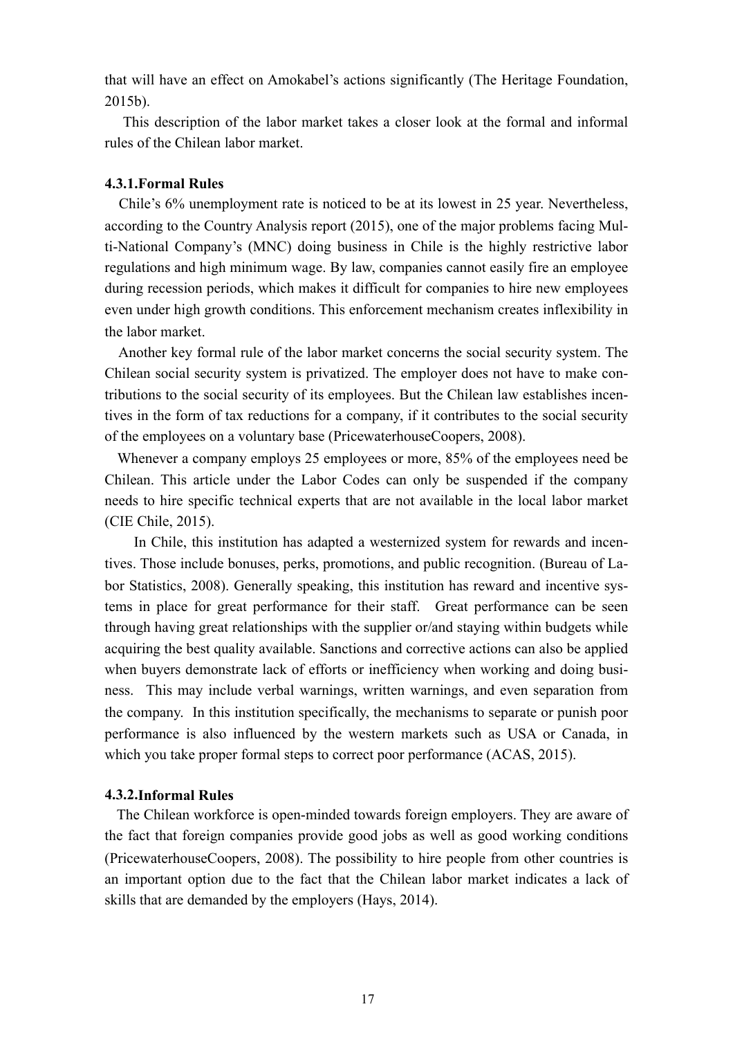that will have an effect on Amokabel's actions significantly (The Heritage Foundation, 2015b).

This description of the labor market takes a closer look at the formal and informal rules of the Chilean labor market.

### 4.3.1.Formal Rules

Chile's 6% unemployment rate is noticed to be at its lowest in 25 year. Nevertheless, according to the Country Analysis report (2015), one of the major problems facing Multi-National Company's (MNC) doing business in Chile is the highly restrictive labor regulations and high minimum wage. By law, companies cannot easily fire an employee during recession periods, which makes it difficult for companies to hire new employees even under high growth conditions. This enforcement mechanism creates inflexibility in the labor market.

Another key formal rule of the labor market concerns the social security system. The Chilean social security system is privatized. The employer does not have to make contributions to the social security of its employees. But the Chilean law establishes incentives in the form of tax reductions for a company, if it contributes to the social security of the employees on a voluntary base (PricewaterhouseCoopers, 2008).

Whenever a company employs 25 employees or more, 85% of the employees need be Chilean. This article under the Labor Codes can only be suspended if the company needs to hire specific technical experts that are not available in the local labor market (CIE Chile, 2015).

In Chile, this institution has adapted a westernized system for rewards and incentives. Those include bonuses, perks, promotions, and public recognition. (Bureau of Labor Statistics, 2008). Generally speaking, this institution has reward and incentive systems in place for great performance for their staff. Great performance can be seen through having great relationships with the supplier or/and staying within budgets while acquiring the best quality available. Sanctions and corrective actions can also be applied when buyers demonstrate lack of efforts or inefficiency when working and doing business. This may include verbal warnings, written warnings, and even separation from the company. In this institution specifically, the mechanisms to separate or punish poor performance is also influenced by the western markets such as USA or Canada, in which you take proper formal steps to correct poor performance (ACAS, 2015).

### 4.3.2.Informal Rules

The Chilean workforce is open-minded towards foreign employers. They are aware of the fact that foreign companies provide good jobs as well as good working conditions (PricewaterhouseCoopers, 2008). The possibility to hire people from other countries is an important option due to the fact that the Chilean labor market indicates a lack of skills that are demanded by the employers (Hays, 2014).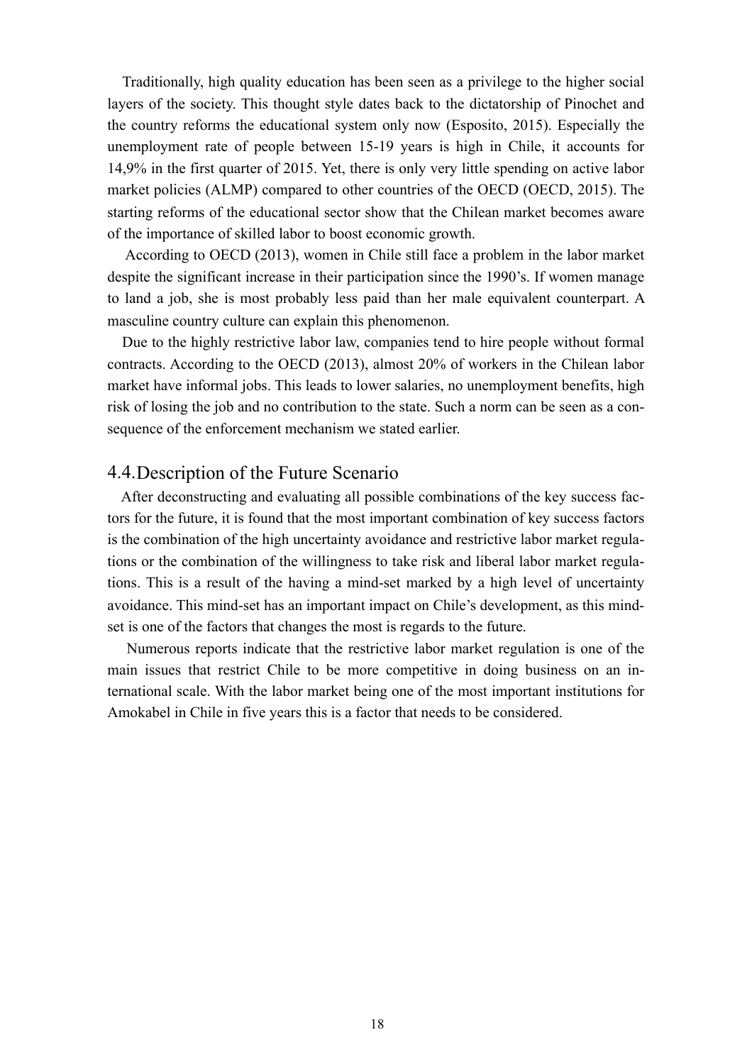Traditionally, high quality education has been seen as a privilege to the higher social layers of the society. This thought style dates back to the dictatorship of Pinochet and the country reforms the educational system only now (Esposito, 2015). Especially the unemployment rate of people between 15-19 years is high in Chile, it accounts for 14,9% in the first quarter of 2015. Yet, there is only very little spending on active labor market policies (ALMP) compared to other countries of the OECD (OECD, 2015). The starting reforms of the educational sector show that the Chilean market becomes aware of the importance of skilled labor to boost economic growth.

According to OECD (2013), women in Chile still face a problem in the labor market despite the significant increase in their participation since the 1990's. If women manage to land a job, she is most probably less paid than her male equivalent counterpart. A masculine country culture can explain this phenomenon.

Due to the highly restrictive labor law, companies tend to hire people without formal contracts. According to the OECD (2013), almost 20% of workers in the Chilean labor market have informal jobs. This leads to lower salaries, no unemployment benefits, high risk of losing the job and no contribution to the state. Such a norm can be seen as a consequence of the enforcement mechanism we stated earlier.

## 4.4. Description of the Future Scenario

After deconstructing and evaluating all possible combinations of the key success factors for the future, it is found that the most important combination of key success factors is the combination of the high uncertainty avoidance and restrictive labor market regulations or the combination of the willingness to take risk and liberal labor market regulations. This is a result of the having a mind-set marked by a high level of uncertainty avoidance. This mind-set has an important impact on Chile's development, as this mind-set is one of the factors that changes the most is regards to the future.

Numerous reports indicate that the restrictive labor market regulation is one of the main issues that restrict Chile to be more competitive in doing business on an international scale. With the labor market being one of the most important institutions for Amokabel in Chile in five years this is a factor that needs to be considered.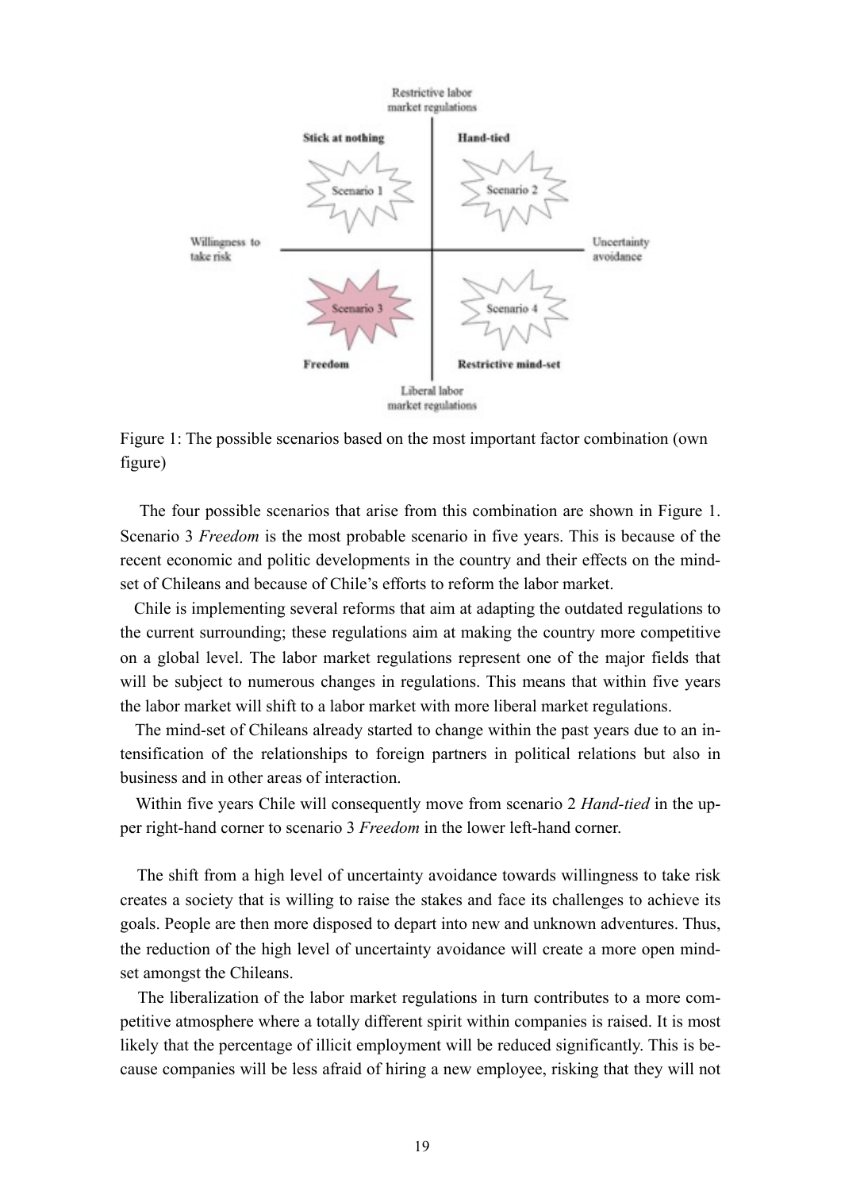Figure 1: The possible scenarios based on the most important factor combination (own figure)

The four possible scenarios that arise from this combination are shown in Figure 1. Scenario 3 *Freedom* is the most probable scenario in five years. This is because of the recent economic and politic developments in the country and their effects on the mind-set of Chileans and because of Chile's efforts to reform the labor market.

Chile is implementing several reforms that aim at adapting the outdated regulations to the current surrounding; these regulations aim at making the country more competitive on a global level. The labor market regulations represent one of the major fields that will be subject to numerous changes in regulations. This means that within five years the labor market will shift to a labor market with more liberal market regulations.

The mind-set of Chileans already started to change within the past years due to an intensification of the relationships to foreign partners in political relations but also in business and in other areas of interaction.

Within five years Chile will consequently move from scenario 2 *Hand-tied* in the upper right-hand corner to scenario 3 *Freedom* in the lower left-hand corner.

The shift from a high level of uncertainty avoidance towards willingness to take risk creates a society that is willing to raise the stakes and face its challenges to achieve its goals. People are then more disposed to depart into new and unknown adventures. Thus, the reduction of the high level of uncertainty avoidance will create a more open mind-set amongst the Chileans.

The liberalization of the labor market regulations in turn contributes to a more competitive atmosphere where a totally different spirit within companies is raised. It is most likely that the percentage of illicit employment will be reduced significantly. This is because companies will be less afraid of hiring a new employee, risking that they will not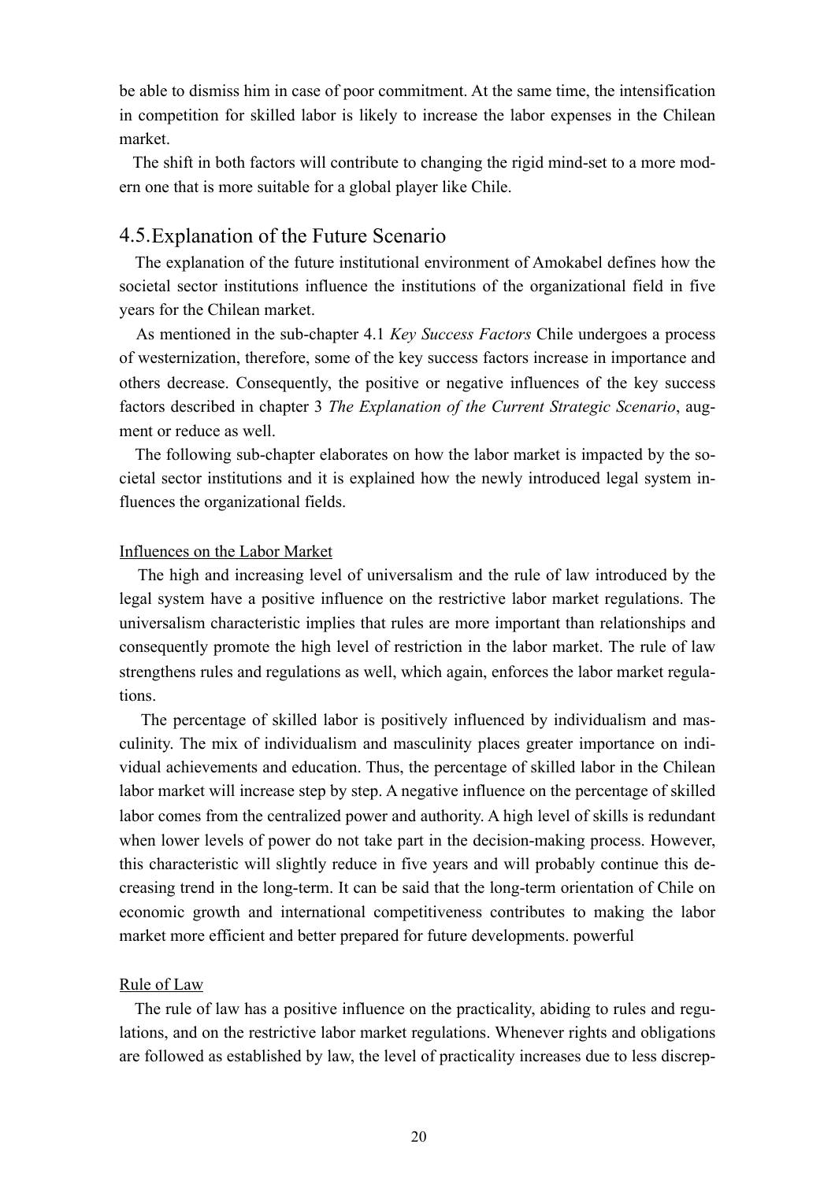be able to dismiss him in case of poor commitment. At the same time, the intensification in competition for skilled labor is likely to increase the labor expenses in the Chilean market.

The shift in both factors will contribute to changing the rigid mind-set to a more modern one that is more suitable for a global player like Chile.

## 4.5. Explanation of the Future Scenario

The explanation of the future institutional environment of Amokabel defines how the societal sector institutions influence the institutions of the organizational field in five years for the Chilean market.

As mentioned in the sub-chapter 4.1 *Key Success Factors* Chile undergoes a process of westernization, therefore, some of the key success factors increase in importance and others decrease. Consequently, the positive or negative influences of the key success factors described in chapter 3 *The Explanation of the Current Strategic Scenario*, augment or reduce as well.

The following sub-chapter elaborates on how the labor market is impacted by the societal sector institutions and it is explained how the newly introduced legal system influences the organizational fields.

<u>Influences on the Labor Market</u>

The high and increasing level of universalism and the rule of law introduced by the legal system have a positive influence on the restrictive labor market regulations. The universalism characteristic implies that rules are more important than relationships and consequently promote the high level of restriction in the labor market. The rule of law strengthens rules and regulations as well, which again, enforces the labor market regulations.

The percentage of skilled labor is positively influenced by individualism and masculinity. The mix of individualism and masculinity places greater importance on individual achievements and education. Thus, the percentage of skilled labor in the Chilean labor market will increase step by step. A negative influence on the percentage of skilled labor comes from the centralized power and authority. A high level of skills is redundant when lower levels of power do not take part in the decision-making process. However, this characteristic will slightly reduce in five years and will probably continue this decreasing trend in the long-term. It can be said that the long-term orientation of Chile on economic growth and international competitiveness contributes to making the labor market more efficient and better prepared for future developments. powerful

<u>Rule of Law</u>

The rule of law has a positive influence on the practicality, abiding to rules and regulations, and on the restrictive labor market regulations. Whenever rights and obligations are followed as established by law, the level of practicality increases due to less discrep-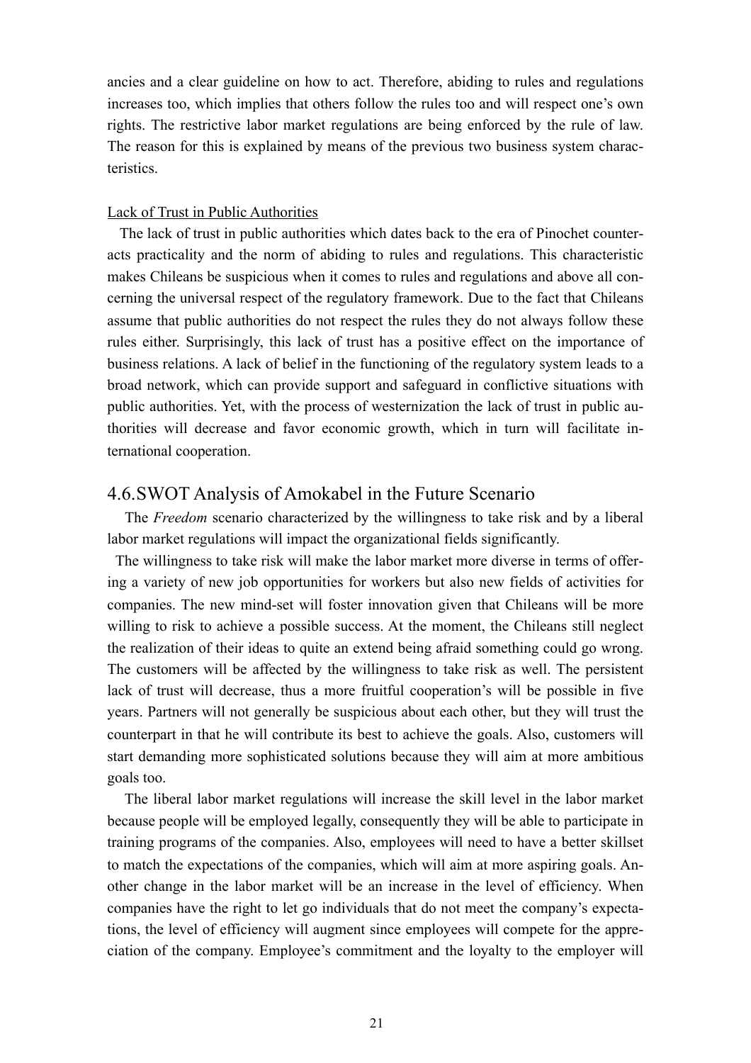ancies and a clear guideline on how to act. Therefore, abiding to rules and regulations increases too, which implies that others follow the rules too and will respect one's own rights. The restrictive labor market regulations are being enforced by the rule of law. The reason for this is explained by means of the previous two business system characteristics.

Lack of Trust in Public Authorities

The lack of trust in public authorities which dates back to the era of Pinochet counteracts practicality and the norm of abiding to rules and regulations. This characteristic makes Chileans be suspicious when it comes to rules and regulations and above all concerning the universal respect of the regulatory framework. Due to the fact that Chileans assume that public authorities do not respect the rules they do not always follow these rules either. Surprisingly, this lack of trust has a positive effect on the importance of business relations. A lack of belief in the functioning of the regulatory system leads to a broad network, which can provide support and safeguard in conflictive situations with public authorities. Yet, with the process of westernization the lack of trust in public authorities will decrease and favor economic growth, which in turn will facilitate international cooperation.

## 4.6. SWOT Analysis of Amokabel in the Future Scenario

The *Freedom* scenario characterized by the willingness to take risk and by a liberal labor market regulations will impact the organizational fields significantly.

The willingness to take risk will make the labor market more diverse in terms of offering a variety of new job opportunities for workers but also new fields of activities for companies. The new mind-set will foster innovation given that Chileans will be more willing to risk to achieve a possible success. At the moment, the Chileans still neglect the realization of their ideas to quite an extend being afraid something could go wrong. The customers will be affected by the willingness to take risk as well. The persistent lack of trust will decrease, thus a more fruitful cooperation's will be possible in five years. Partners will not generally be suspicious about each other, but they will trust the counterpart in that he will contribute its best to achieve the goals. Also, customers will start demanding more sophisticated solutions because they will aim at more ambitious goals too.

The liberal labor market regulations will increase the skill level in the labor market because people will be employed legally, consequently they will be able to participate in training programs of the companies. Also, employees will need to have a better skillset to match the expectations of the companies, which will aim at more aspiring goals. Another change in the labor market will be an increase in the level of efficiency. When companies have the right to let go individuals that do not meet the company's expectations, the level of efficiency will augment since employees will compete for the appreciation of the company. Employee's commitment and the loyalty to the employer will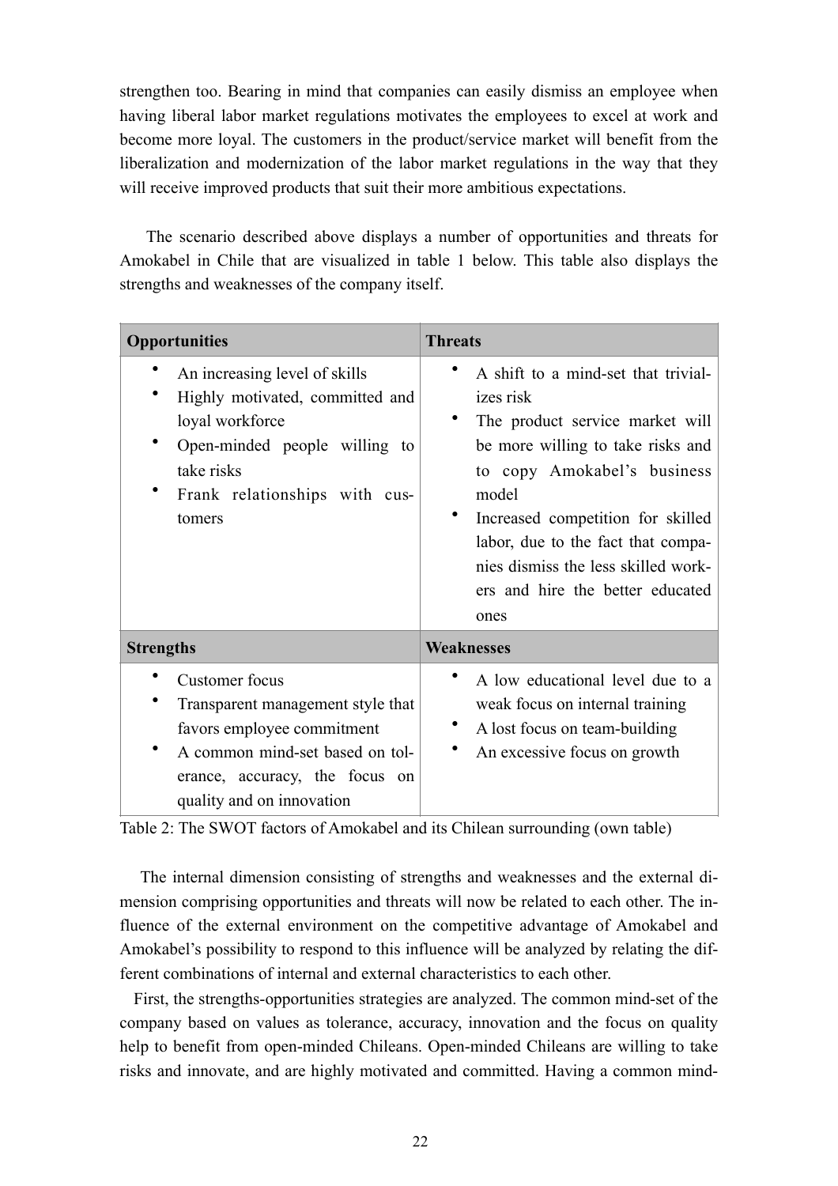strengthen too. Bearing in mind that companies can easily dismiss an employee when having liberal labor market regulations motivates the employees to excel at work and become more loyal. The customers in the product/service market will benefit from the liberalization and modernization of the labor market regulations in the way that they will receive improved products that suit their more ambitious expectations.

The scenario described above displays a number of opportunities and threats for Amokabel in Chile that are visualized in table 1 below. This table also displays the strengths and weaknesses of the company itself.

| **Opportunities** | **Threats** |
|---|---|
| • An increasing level of skills<br>• Highly motivated, committed and loyal workforce<br>• Open-minded people willing to take risks<br>• Frank relationships with customers | • A shift to a mind-set that trivializes risk<br>• The product service market will be more willing to take risks and to copy Amokabel's business model<br>• Increased competition for skilled labor, due to the fact that companies dismiss the less skilled workers and hire the better educated ones |
| **Strengths** | **Weaknesses** |
| • Customer focus<br>• Transparent management style that favors employee commitment<br>• A common mind-set based on tolerance, accuracy, the focus on quality and on innovation | • A low educational level due to a weak focus on internal training<br>• A lost focus on team-building<br>• An excessive focus on growth |

Table 2: The SWOT factors of Amokabel and its Chilean surrounding (own table)

The internal dimension consisting of strengths and weaknesses and the external dimension comprising opportunities and threats will now be related to each other. The influence of the external environment on the competitive advantage of Amokabel and Amokabel's possibility to respond to this influence will be analyzed by relating the different combinations of internal and external characteristics to each other.

First, the strengths-opportunities strategies are analyzed. The common mind-set of the company based on values as tolerance, accuracy, innovation and the focus on quality help to benefit from open-minded Chileans. Open-minded Chileans are willing to take risks and innovate, and are highly motivated and committed. Having a common mind-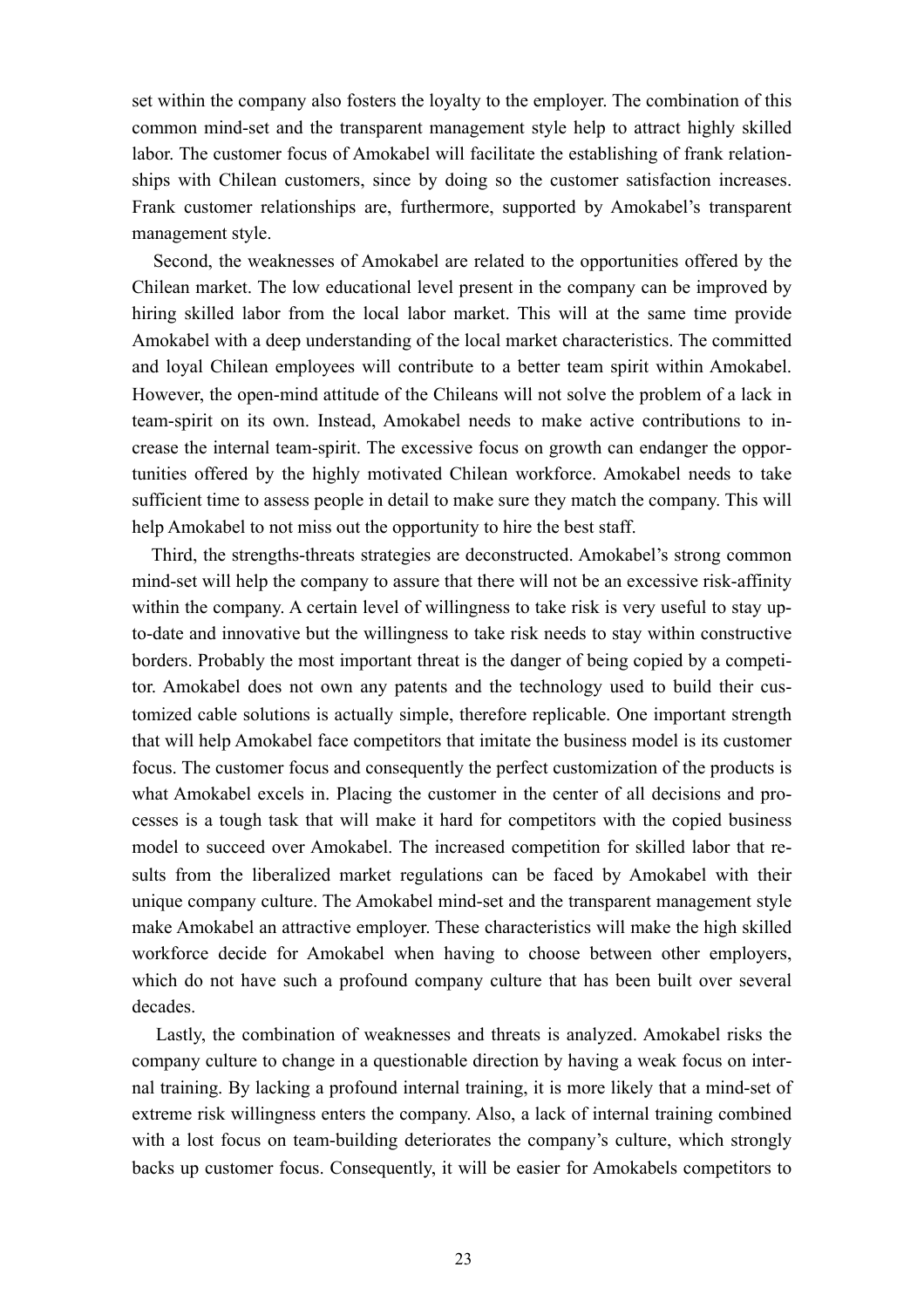set within the company also fosters the loyalty to the employer. The combination of this common mind-set and the transparent management style help to attract highly skilled labor. The customer focus of Amokabel will facilitate the establishing of frank relationships with Chilean customers, since by doing so the customer satisfaction increases. Frank customer relationships are, furthermore, supported by Amokabel's transparent management style.

Second, the weaknesses of Amokabel are related to the opportunities offered by the Chilean market. The low educational level present in the company can be improved by hiring skilled labor from the local labor market. This will at the same time provide Amokabel with a deep understanding of the local market characteristics. The committed and loyal Chilean employees will contribute to a better team spirit within Amokabel. However, the open-mind attitude of the Chileans will not solve the problem of a lack in team-spirit on its own. Instead, Amokabel needs to make active contributions to increase the internal team-spirit. The excessive focus on growth can endanger the opportunities offered by the highly motivated Chilean workforce. Amokabel needs to take sufficient time to assess people in detail to make sure they match the company. This will help Amokabel to not miss out the opportunity to hire the best staff.

Third, the strengths-threats strategies are deconstructed. Amokabel's strong common mind-set will help the company to assure that there will not be an excessive risk-affinity within the company. A certain level of willingness to take risk is very useful to stay up-to-date and innovative but the willingness to take risk needs to stay within constructive borders. Probably the most important threat is the danger of being copied by a competitor. Amokabel does not own any patents and the technology used to build their customized cable solutions is actually simple, therefore replicable. One important strength that will help Amokabel face competitors that imitate the business model is its customer focus. The customer focus and consequently the perfect customization of the products is what Amokabel excels in. Placing the customer in the center of all decisions and processes is a tough task that will make it hard for competitors with the copied business model to succeed over Amokabel. The increased competition for skilled labor that results from the liberalized market regulations can be faced by Amokabel with their unique company culture. The Amokabel mind-set and the transparent management style make Amokabel an attractive employer. These characteristics will make the high skilled workforce decide for Amokabel when having to choose between other employers, which do not have such a profound company culture that has been built over several decades.

Lastly, the combination of weaknesses and threats is analyzed. Amokabel risks the company culture to change in a questionable direction by having a weak focus on internal training. By lacking a profound internal training, it is more likely that a mind-set of extreme risk willingness enters the company. Also, a lack of internal training combined with a lost focus on team-building deteriorates the company's culture, which strongly backs up customer focus. Consequently, it will be easier for Amokabels competitors to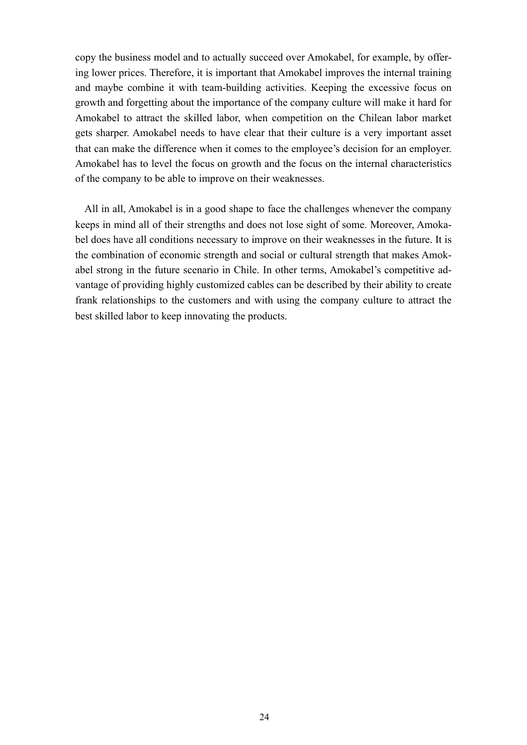copy the business model and to actually succeed over Amokabel, for example, by offering lower prices. Therefore, it is important that Amokabel improves the internal training and maybe combine it with team-building activities. Keeping the excessive focus on growth and forgetting about the importance of the company culture will make it hard for Amokabel to attract the skilled labor, when competition on the Chilean labor market gets sharper. Amokabel needs to have clear that their culture is a very important asset that can make the difference when it comes to the employee's decision for an employer. Amokabel has to level the focus on growth and the focus on the internal characteristics of the company to be able to improve on their weaknesses.

All in all, Amokabel is in a good shape to face the challenges whenever the company keeps in mind all of their strengths and does not lose sight of some. Moreover, Amokabel does have all conditions necessary to improve on their weaknesses in the future. It is the combination of economic strength and social or cultural strength that makes Amokabel strong in the future scenario in Chile. In other terms, Amokabel's competitive advantage of providing highly customized cables can be described by their ability to create frank relationships to the customers and with using the company culture to attract the best skilled labor to keep innovating the products.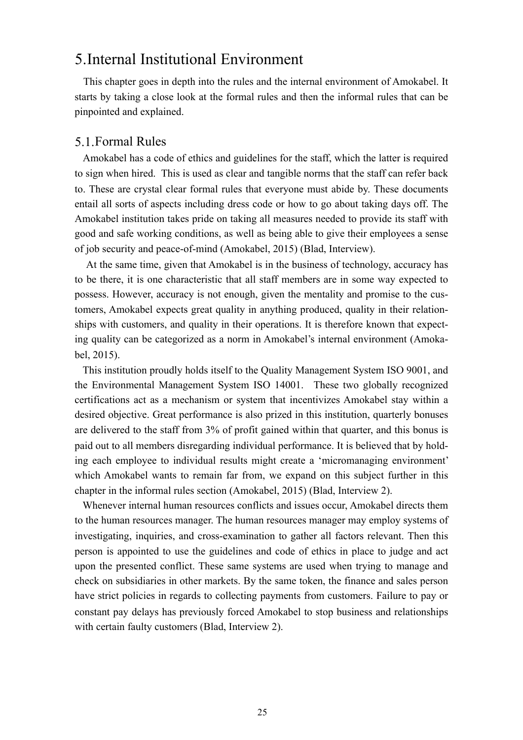# 5. Internal Institutional Environment

This chapter goes in depth into the rules and the internal environment of Amokabel. It starts by taking a close look at the formal rules and then the informal rules that can be pinpointed and explained.

## 5.1. Formal Rules

Amokabel has a code of ethics and guidelines for the staff, which the latter is required to sign when hired. This is used as clear and tangible norms that the staff can refer back to. These are crystal clear formal rules that everyone must abide by. These documents entail all sorts of aspects including dress code or how to go about taking days off. The Amokabel institution takes pride on taking all measures needed to provide its staff with good and safe working conditions, as well as being able to give their employees a sense of job security and peace-of-mind (Amokabel, 2015) (Blad, Interview).

At the same time, given that Amokabel is in the business of technology, accuracy has to be there, it is one characteristic that all staff members are in some way expected to possess. However, accuracy is not enough, given the mentality and promise to the customers, Amokabel expects great quality in anything produced, quality in their relationships with customers, and quality in their operations. It is therefore known that expecting quality can be categorized as a norm in Amokabel's internal environment (Amokabel, 2015).

This institution proudly holds itself to the Quality Management System ISO 9001, and the Environmental Management System ISO 14001. These two globally recognized certifications act as a mechanism or system that incentivizes Amokabel stay within a desired objective. Great performance is also prized in this institution, quarterly bonuses are delivered to the staff from 3% of profit gained within that quarter, and this bonus is paid out to all members disregarding individual performance. It is believed that by holding each employee to individual results might create a 'micromanaging environment' which Amokabel wants to remain far from, we expand on this subject further in this chapter in the informal rules section (Amokabel, 2015) (Blad, Interview 2).

Whenever internal human resources conflicts and issues occur, Amokabel directs them to the human resources manager. The human resources manager may employ systems of investigating, inquiries, and cross-examination to gather all factors relevant. Then this person is appointed to use the guidelines and code of ethics in place to judge and act upon the presented conflict. These same systems are used when trying to manage and check on subsidiaries in other markets. By the same token, the finance and sales person have strict policies in regards to collecting payments from customers. Failure to pay or constant pay delays has previously forced Amokabel to stop business and relationships with certain faulty customers (Blad, Interview 2).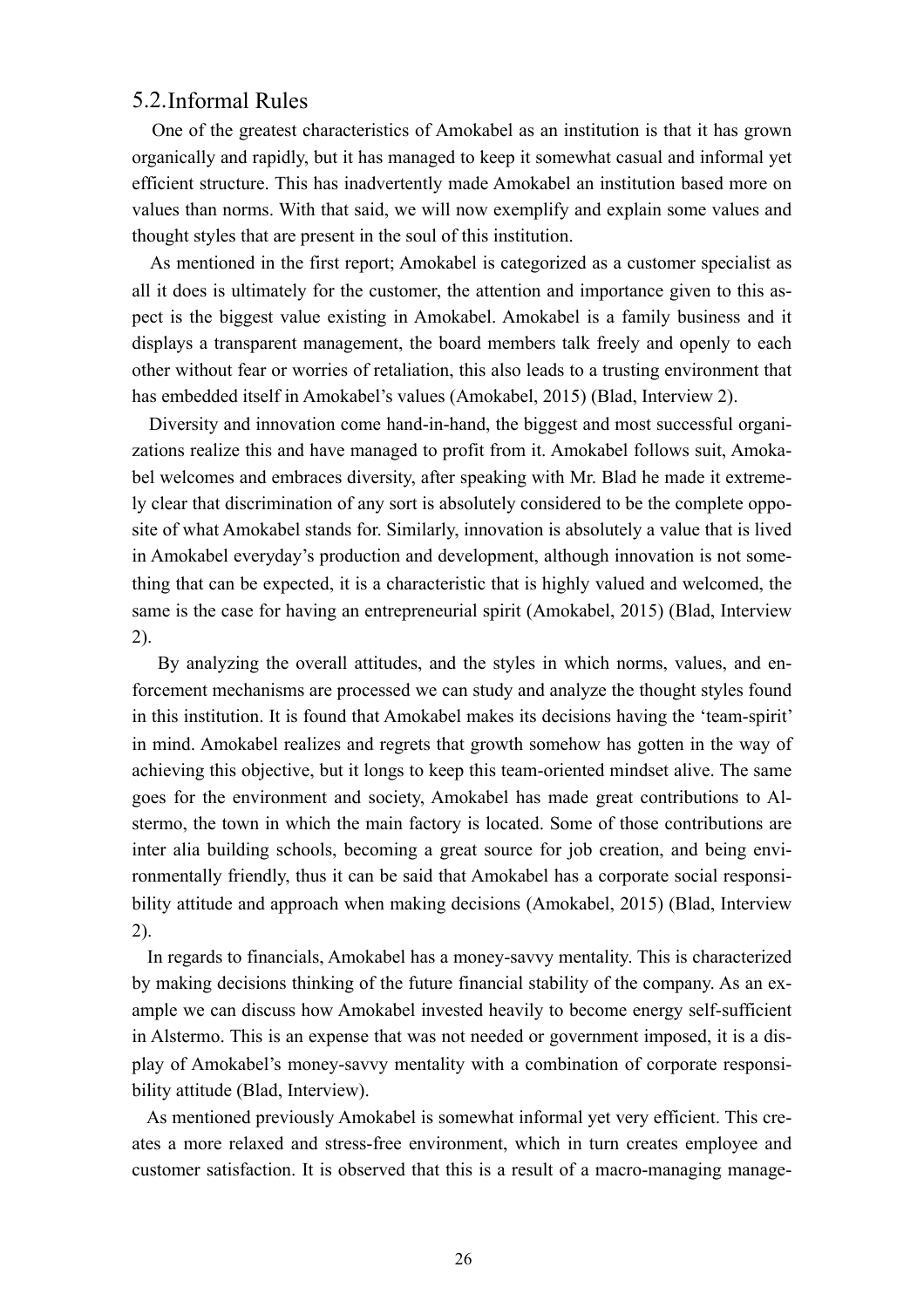## 5.2. Informal Rules

One of the greatest characteristics of Amokabel as an institution is that it has grown organically and rapidly, but it has managed to keep it somewhat casual and informal yet efficient structure. This has inadvertently made Amokabel an institution based more on values than norms. With that said, we will now exemplify and explain some values and thought styles that are present in the soul of this institution.

As mentioned in the first report; Amokabel is categorized as a customer specialist as all it does is ultimately for the customer, the attention and importance given to this aspect is the biggest value existing in Amokabel. Amokabel is a family business and it displays a transparent management, the board members talk freely and openly to each other without fear or worries of retaliation, this also leads to a trusting environment that has embedded itself in Amokabel's values (Amokabel, 2015) (Blad, Interview 2).

Diversity and innovation come hand-in-hand, the biggest and most successful organizations realize this and have managed to profit from it. Amokabel follows suit, Amokabel welcomes and embraces diversity, after speaking with Mr. Blad he made it extremely clear that discrimination of any sort is absolutely considered to be the complete opposite of what Amokabel stands for. Similarly, innovation is absolutely a value that is lived in Amokabel everyday's production and development, although innovation is not something that can be expected, it is a characteristic that is highly valued and welcomed, the same is the case for having an entrepreneurial spirit (Amokabel, 2015) (Blad, Interview 2).

By analyzing the overall attitudes, and the styles in which norms, values, and enforcement mechanisms are processed we can study and analyze the thought styles found in this institution. It is found that Amokabel makes its decisions having the 'team-spirit' in mind. Amokabel realizes and regrets that growth somehow has gotten in the way of achieving this objective, but it longs to keep this team-oriented mindset alive. The same goes for the environment and society, Amokabel has made great contributions to Alstermo, the town in which the main factory is located. Some of those contributions are inter alia building schools, becoming a great source for job creation, and being environmentally friendly, thus it can be said that Amokabel has a corporate social responsibility attitude and approach when making decisions (Amokabel, 2015) (Blad, Interview 2).

In regards to financials, Amokabel has a money-savvy mentality. This is characterized by making decisions thinking of the future financial stability of the company. As an example we can discuss how Amokabel invested heavily to become energy self-sufficient in Alstermo. This is an expense that was not needed or government imposed, it is a display of Amokabel's money-savvy mentality with a combination of corporate responsibility attitude (Blad, Interview).

As mentioned previously Amokabel is somewhat informal yet very efficient. This creates a more relaxed and stress-free environment, which in turn creates employee and customer satisfaction. It is observed that this is a result of a macro-managing manage-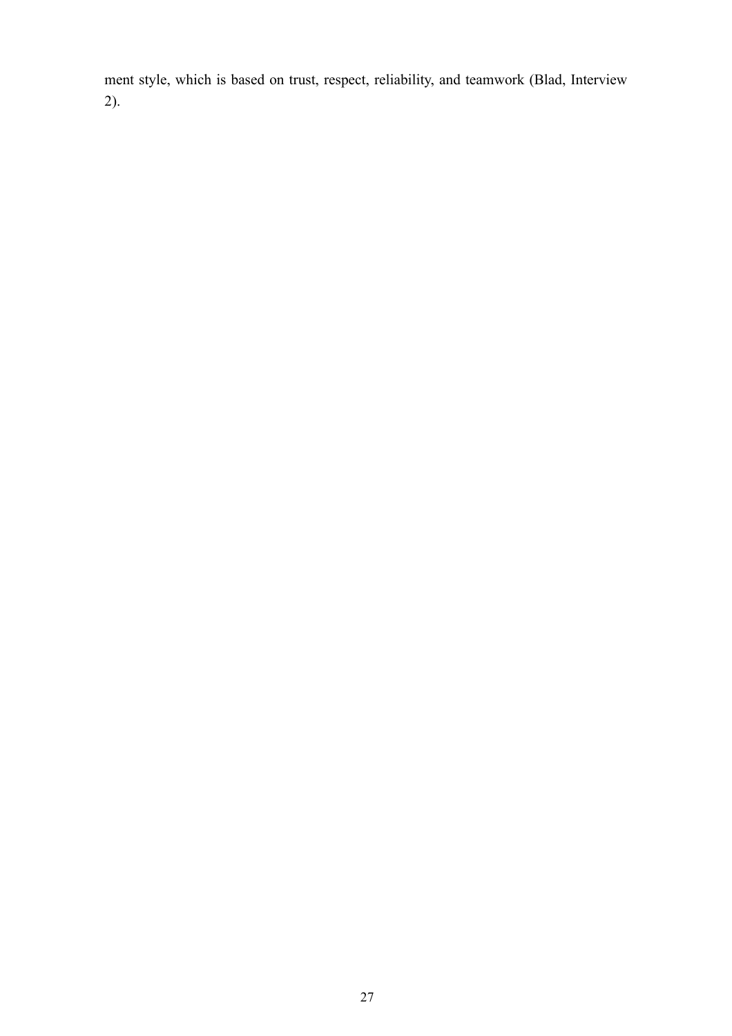ment style, which is based on trust, respect, reliability, and teamwork (Blad, Interview 2).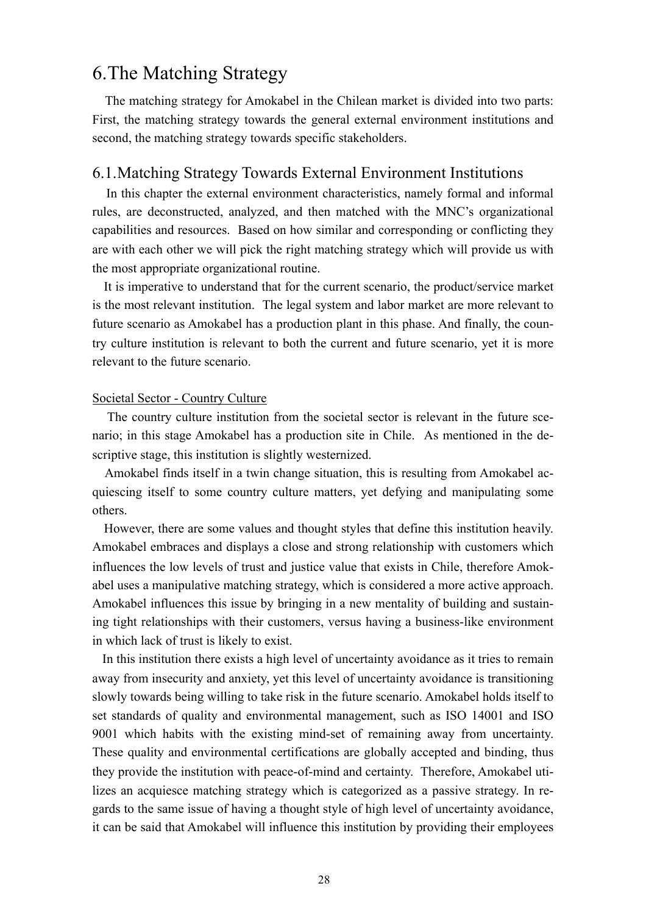# 6.The Matching Strategy

The matching strategy for Amokabel in the Chilean market is divided into two parts: First, the matching strategy towards the general external environment institutions and second, the matching strategy towards specific stakeholders.

## 6.1.Matching Strategy Towards External Environment Institutions

In this chapter the external environment characteristics, namely formal and informal rules, are deconstructed, analyzed, and then matched with the MNC's organizational capabilities and resources. Based on how similar and corresponding or conflicting they are with each other we will pick the right matching strategy which will provide us with the most appropriate organizational routine.

It is imperative to understand that for the current scenario, the product/service market is the most relevant institution. The legal system and labor market are more relevant to future scenario as Amokabel has a production plant in this phase. And finally, the country culture institution is relevant to both the current and future scenario, yet it is more relevant to the future scenario.

Societal Sector - Country Culture

The country culture institution from the societal sector is relevant in the future scenario; in this stage Amokabel has a production site in Chile. As mentioned in the descriptive stage, this institution is slightly westernized.

Amokabel finds itself in a twin change situation, this is resulting from Amokabel acquiescing itself to some country culture matters, yet defying and manipulating some others.

However, there are some values and thought styles that define this institution heavily. Amokabel embraces and displays a close and strong relationship with customers which influences the low levels of trust and justice value that exists in Chile, therefore Amokabel uses a manipulative matching strategy, which is considered a more active approach. Amokabel influences this issue by bringing in a new mentality of building and sustaining tight relationships with their customers, versus having a business-like environment in which lack of trust is likely to exist.

In this institution there exists a high level of uncertainty avoidance as it tries to remain away from insecurity and anxiety, yet this level of uncertainty avoidance is transitioning slowly towards being willing to take risk in the future scenario. Amokabel holds itself to set standards of quality and environmental management, such as ISO 14001 and ISO 9001 which habits with the existing mind-set of remaining away from uncertainty. These quality and environmental certifications are globally accepted and binding, thus they provide the institution with peace-of-mind and certainty. Therefore, Amokabel utilizes an acquiesce matching strategy which is categorized as a passive strategy. In regards to the same issue of having a thought style of high level of uncertainty avoidance, it can be said that Amokabel will influence this institution by providing their employees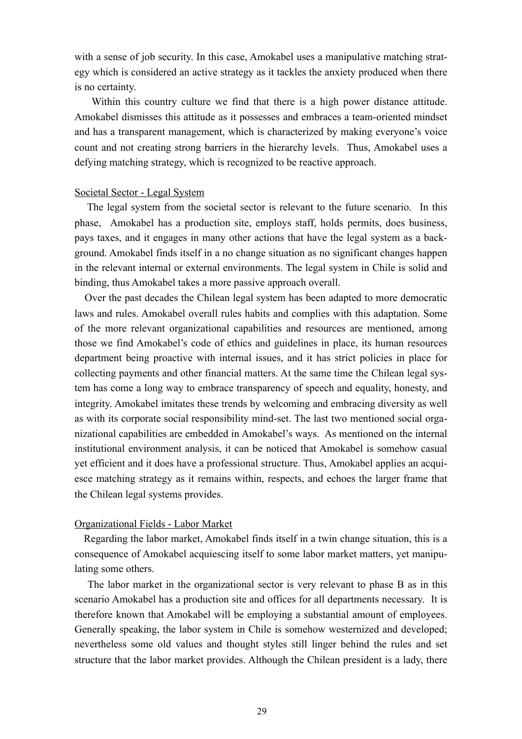with a sense of job security. In this case, Amokabel uses a manipulative matching strategy which is considered an active strategy as it tackles the anxiety produced when there is no certainty.

Within this country culture we find that there is a high power distance attitude. Amokabel dismisses this attitude as it possesses and embraces a team-oriented mindset and has a transparent management, which is characterized by making everyone's voice count and not creating strong barriers in the hierarchy levels. Thus, Amokabel uses a defying matching strategy, which is recognized to be reactive approach.

<u>Societal Sector - Legal System</u>

The legal system from the societal sector is relevant to the future scenario. In this phase, Amokabel has a production site, employs staff, holds permits, does business, pays taxes, and it engages in many other actions that have the legal system as a background. Amokabel finds itself in a no change situation as no significant changes happen in the relevant internal or external environments. The legal system in Chile is solid and binding, thus Amokabel takes a more passive approach overall.

Over the past decades the Chilean legal system has been adapted to more democratic laws and rules. Amokabel overall rules habits and complies with this adaptation. Some of the more relevant organizational capabilities and resources are mentioned, among those we find Amokabel's code of ethics and guidelines in place, its human resources department being proactive with internal issues, and it has strict policies in place for collecting payments and other financial matters. At the same time the Chilean legal system has come a long way to embrace transparency of speech and equality, honesty, and integrity. Amokabel imitates these trends by welcoming and embracing diversity as well as with its corporate social responsibility mind-set. The last two mentioned social organizational capabilities are embedded in Amokabel's ways. As mentioned on the internal institutional environment analysis, it can be noticed that Amokabel is somehow casual yet efficient and it does have a professional structure. Thus, Amokabel applies an acquiesce matching strategy as it remains within, respects, and echoes the larger frame that the Chilean legal systems provides.

<u>Organizational Fields - Labor Market</u>

Regarding the labor market, Amokabel finds itself in a twin change situation, this is a consequence of Amokabel acquiescing itself to some labor market matters, yet manipulating some others.

The labor market in the organizational sector is very relevant to phase B as in this scenario Amokabel has a production site and offices for all departments necessary. It is therefore known that Amokabel will be employing a substantial amount of employees. Generally speaking, the labor system in Chile is somehow westernized and developed; nevertheless some old values and thought styles still linger behind the rules and set structure that the labor market provides. Although the Chilean president is a lady, there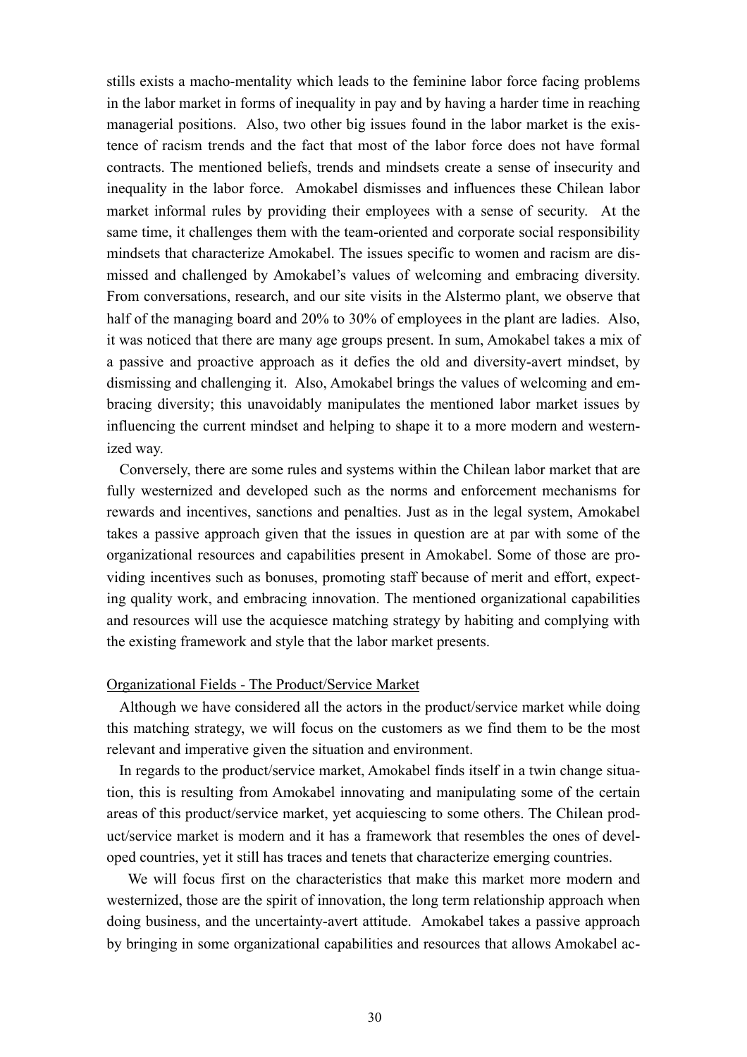stills exists a macho-mentality which leads to the feminine labor force facing problems in the labor market in forms of inequality in pay and by having a harder time in reaching managerial positions. Also, two other big issues found in the labor market is the existence of racism trends and the fact that most of the labor force does not have formal contracts. The mentioned beliefs, trends and mindsets create a sense of insecurity and inequality in the labor force. Amokabel dismisses and influences these Chilean labor market informal rules by providing their employees with a sense of security. At the same time, it challenges them with the team-oriented and corporate social responsibility mindsets that characterize Amokabel. The issues specific to women and racism are dismissed and challenged by Amokabel's values of welcoming and embracing diversity. From conversations, research, and our site visits in the Alstermo plant, we observe that half of the managing board and 20% to 30% of employees in the plant are ladies. Also, it was noticed that there are many age groups present. In sum, Amokabel takes a mix of a passive and proactive approach as it defies the old and diversity-avert mindset, by dismissing and challenging it. Also, Amokabel brings the values of welcoming and embracing diversity; this unavoidably manipulates the mentioned labor market issues by influencing the current mindset and helping to shape it to a more modern and westernized way.

Conversely, there are some rules and systems within the Chilean labor market that are fully westernized and developed such as the norms and enforcement mechanisms for rewards and incentives, sanctions and penalties. Just as in the legal system, Amokabel takes a passive approach given that the issues in question are at par with some of the organizational resources and capabilities present in Amokabel. Some of those are providing incentives such as bonuses, promoting staff because of merit and effort, expecting quality work, and embracing innovation. The mentioned organizational capabilities and resources will use the acquiesce matching strategy by habiting and complying with the existing framework and style that the labor market presents.

Organizational Fields - The Product/Service Market

Although we have considered all the actors in the product/service market while doing this matching strategy, we will focus on the customers as we find them to be the most relevant and imperative given the situation and environment.

In regards to the product/service market, Amokabel finds itself in a twin change situation, this is resulting from Amokabel innovating and manipulating some of the certain areas of this product/service market, yet acquiescing to some others. The Chilean product/service market is modern and it has a framework that resembles the ones of developed countries, yet it still has traces and tenets that characterize emerging countries.

We will focus first on the characteristics that make this market more modern and westernized, those are the spirit of innovation, the long term relationship approach when doing business, and the uncertainty-avert attitude. Amokabel takes a passive approach by bringing in some organizational capabilities and resources that allows Amokabel ac-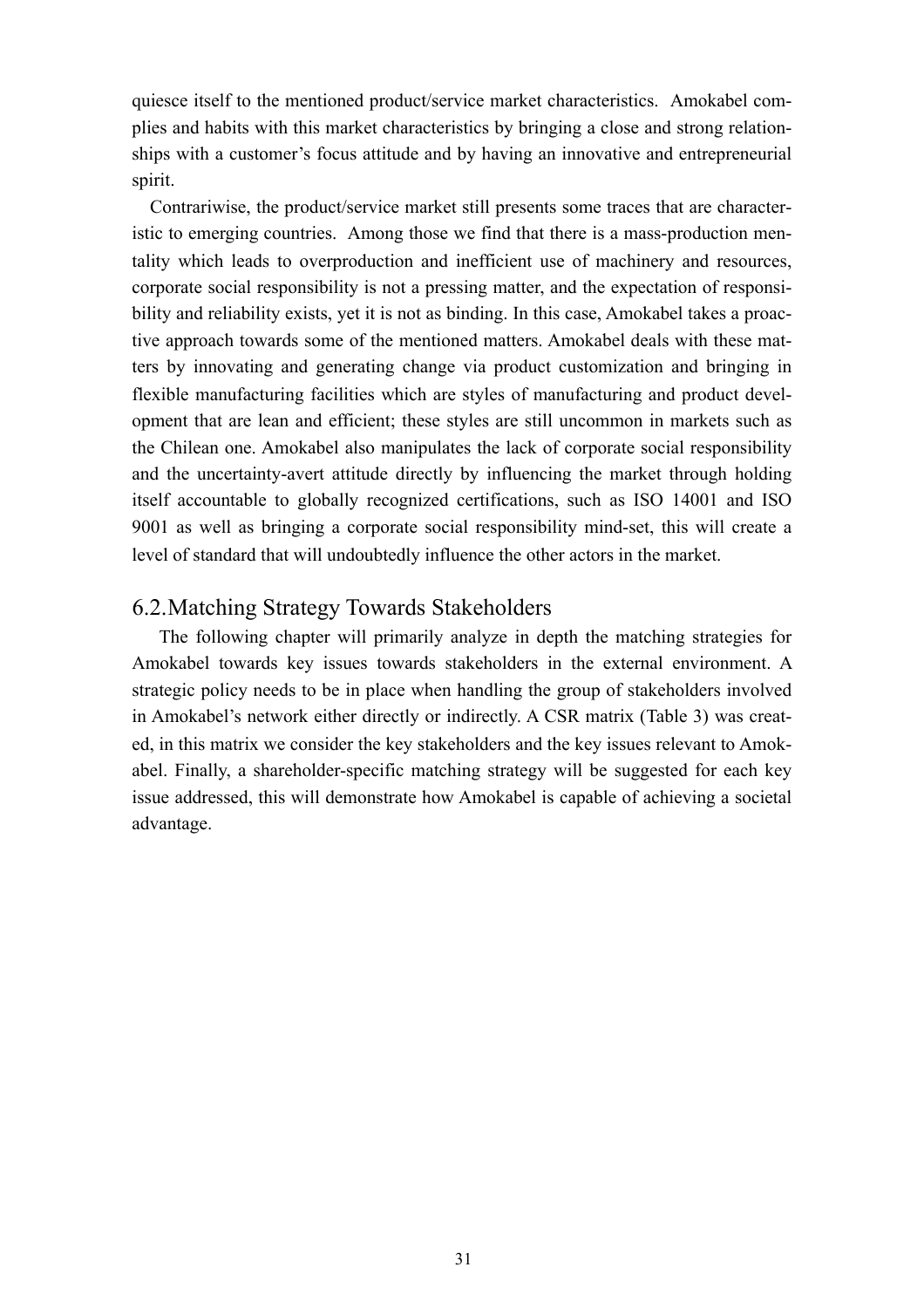quiesce itself to the mentioned product/service market characteristics. Amokabel complies and habits with this market characteristics by bringing a close and strong relationships with a customer's focus attitude and by having an innovative and entrepreneurial spirit.

Contrariwise, the product/service market still presents some traces that are characteristic to emerging countries. Among those we find that there is a mass-production mentality which leads to overproduction and inefficient use of machinery and resources, corporate social responsibility is not a pressing matter, and the expectation of responsibility and reliability exists, yet it is not as binding. In this case, Amokabel takes a proactive approach towards some of the mentioned matters. Amokabel deals with these matters by innovating and generating change via product customization and bringing in flexible manufacturing facilities which are styles of manufacturing and product development that are lean and efficient; these styles are still uncommon in markets such as the Chilean one. Amokabel also manipulates the lack of corporate social responsibility and the uncertainty-avert attitude directly by influencing the market through holding itself accountable to globally recognized certifications, such as ISO 14001 and ISO 9001 as well as bringing a corporate social responsibility mind-set, this will create a level of standard that will undoubtedly influence the other actors in the market.

## 6.2.Matching Strategy Towards Stakeholders

The following chapter will primarily analyze in depth the matching strategies for Amokabel towards key issues towards stakeholders in the external environment. A strategic policy needs to be in place when handling the group of stakeholders involved in Amokabel's network either directly or indirectly. A CSR matrix (Table 3) was created, in this matrix we consider the key stakeholders and the key issues relevant to Amokabel. Finally, a shareholder-specific matching strategy will be suggested for each key issue addressed, this will demonstrate how Amokabel is capable of achieving a societal advantage.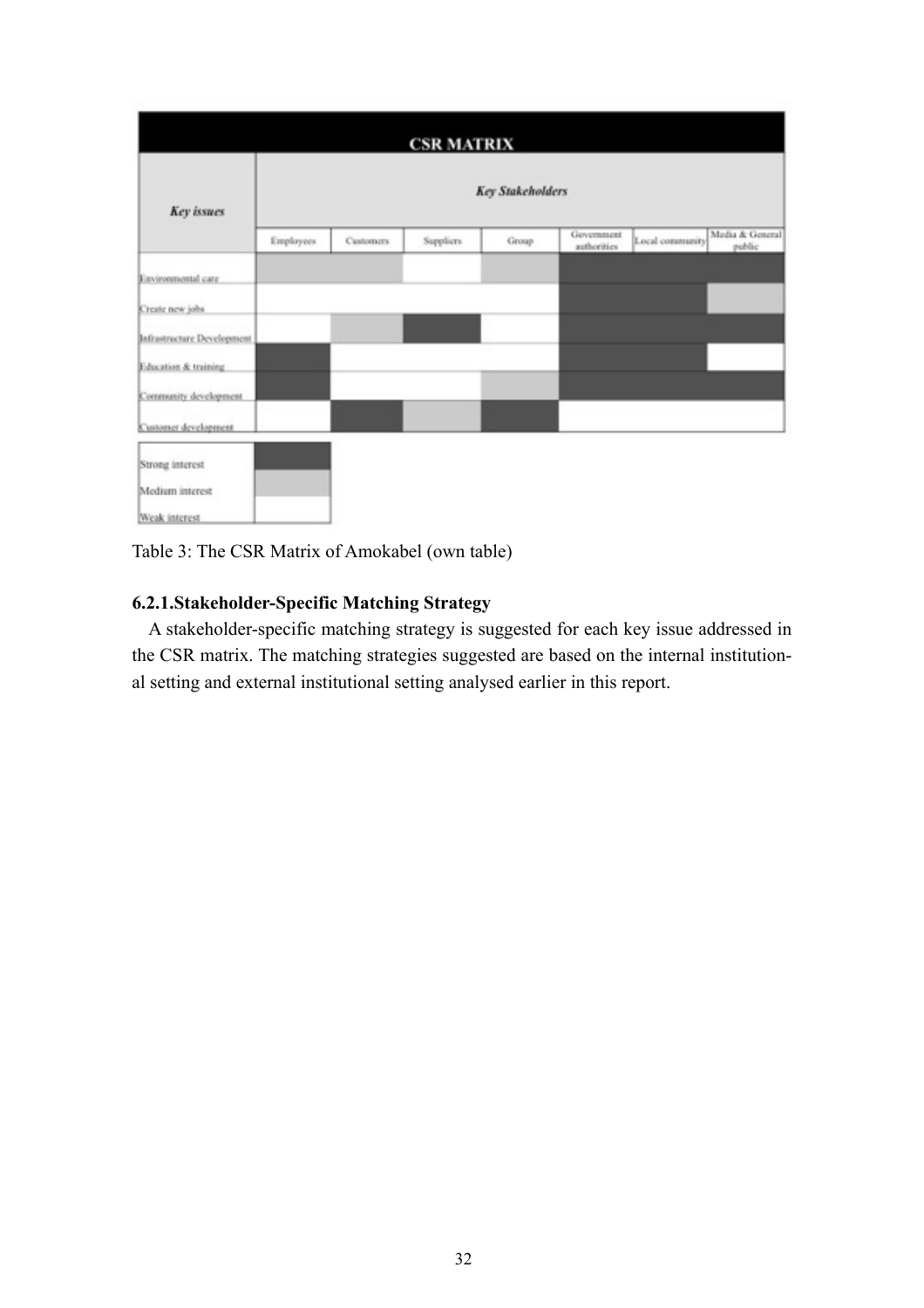| CSR MATRIX | | | | | | | |
|---|---|---|---|---|---|---|---|
| ***Key issues*** | ***Key Stakeholders*** | | | | | | |
| | Employees | Customers | Suppliers | Group | Government authorities | Local community | Media & General public |
| Environmental care | Medium | Medium | Weak | Medium | Strong | Strong | Strong |
| Create new jobs | Weak | Weak | Weak | Weak | Strong | Strong | Medium |
| Infrastructure Development | Weak | Medium | Strong | Weak | Strong | Strong | Strong |
| Education & training | Strong | Weak | Weak | Weak | Strong | Strong | Weak |
| Community development | Strong | Weak | Weak | Medium | Strong | Strong | Strong |
| Customer development | Weak | Strong | Medium | Strong | Weak | Weak | Weak |

| Legend | |
|---|---|
| Strong interest | Strong |
| Medium interest | Medium |
| Weak interest | Weak |

Table 3: The CSR Matrix of Amokabel (own table)

### 6.2.1.Stakeholder-Specific Matching Strategy

A stakeholder-specific matching strategy is suggested for each key issue addressed in the CSR matrix. The matching strategies suggested are based on the internal institutional setting and external institutional setting analysed earlier in this report.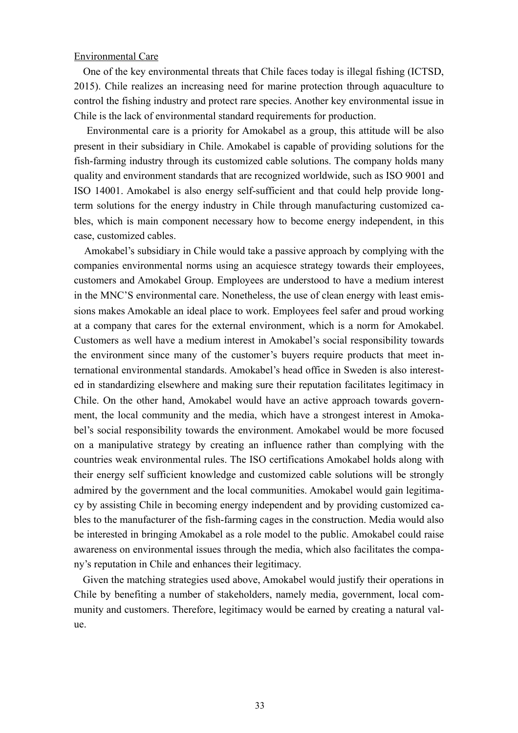Environmental Care

One of the key environmental threats that Chile faces today is illegal fishing (ICTSD, 2015). Chile realizes an increasing need for marine protection through aquaculture to control the fishing industry and protect rare species. Another key environmental issue in Chile is the lack of environmental standard requirements for production.

Environmental care is a priority for Amokabel as a group, this attitude will be also present in their subsidiary in Chile. Amokabel is capable of providing solutions for the fish-farming industry through its customized cable solutions. The company holds many quality and environment standards that are recognized worldwide, such as ISO 9001 and ISO 14001. Amokabel is also energy self-sufficient and that could help provide long-term solutions for the energy industry in Chile through manufacturing customized cables, which is main component necessary how to become energy independent, in this case, customized cables.

Amokabel's subsidiary in Chile would take a passive approach by complying with the companies environmental norms using an acquiesce strategy towards their employees, customers and Amokabel Group. Employees are understood to have a medium interest in the MNC'S environmental care. Nonetheless, the use of clean energy with least emissions makes Amokable an ideal place to work. Employees feel safer and proud working at a company that cares for the external environment, which is a norm for Amokabel. Customers as well have a medium interest in Amokabel's social responsibility towards the environment since many of the customer's buyers require products that meet international environmental standards. Amokabel's head office in Sweden is also interested in standardizing elsewhere and making sure their reputation facilitates legitimacy in Chile. On the other hand, Amokabel would have an active approach towards government, the local community and the media, which have a strongest interest in Amokabel's social responsibility towards the environment. Amokabel would be more focused on a manipulative strategy by creating an influence rather than complying with the countries weak environmental rules. The ISO certifications Amokabel holds along with their energy self sufficient knowledge and customized cable solutions will be strongly admired by the government and the local communities. Amokabel would gain legitimacy by assisting Chile in becoming energy independent and by providing customized cables to the manufacturer of the fish-farming cages in the construction. Media would also be interested in bringing Amokabel as a role model to the public. Amokabel could raise awareness on environmental issues through the media, which also facilitates the company's reputation in Chile and enhances their legitimacy.

Given the matching strategies used above, Amokabel would justify their operations in Chile by benefiting a number of stakeholders, namely media, government, local community and customers. Therefore, legitimacy would be earned by creating a natural value.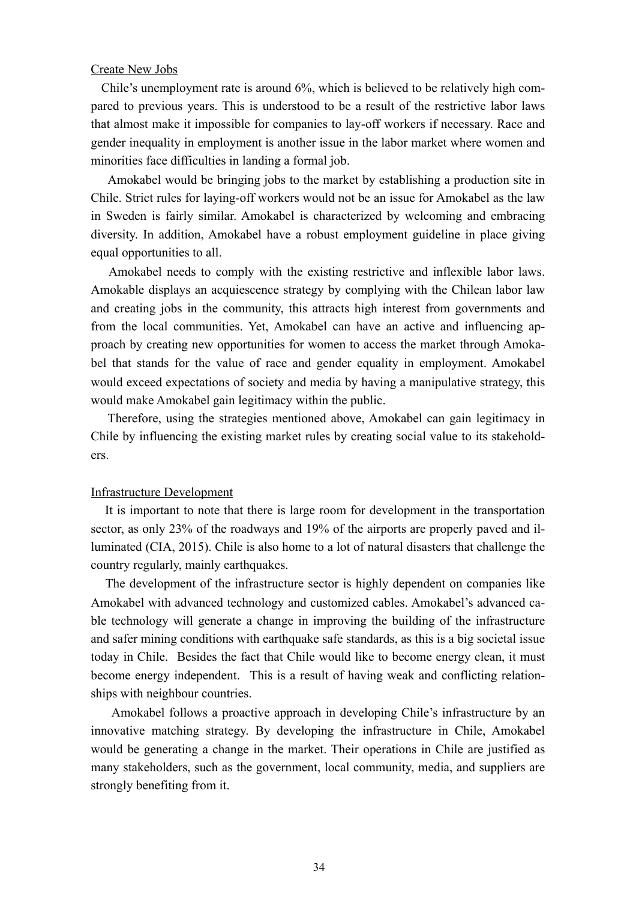Create New Jobs

Chile's unemployment rate is around 6%, which is believed to be relatively high compared to previous years. This is understood to be a result of the restrictive labor laws that almost make it impossible for companies to lay-off workers if necessary. Race and gender inequality in employment is another issue in the labor market where women and minorities face difficulties in landing a formal job.

Amokabel would be bringing jobs to the market by establishing a production site in Chile. Strict rules for laying-off workers would not be an issue for Amokabel as the law in Sweden is fairly similar. Amokabel is characterized by welcoming and embracing diversity. In addition, Amokabel have a robust employment guideline in place giving equal opportunities to all.

Amokabel needs to comply with the existing restrictive and inflexible labor laws. Amokable displays an acquiescence strategy by complying with the Chilean labor law and creating jobs in the community, this attracts high interest from governments and from the local communities. Yet, Amokabel can have an active and influencing approach by creating new opportunities for women to access the market through Amokabel that stands for the value of race and gender equality in employment. Amokabel would exceed expectations of society and media by having a manipulative strategy, this would make Amokabel gain legitimacy within the public.

Therefore, using the strategies mentioned above, Amokabel can gain legitimacy in Chile by influencing the existing market rules by creating social value to its stakeholders.

Infrastructure Development

It is important to note that there is large room for development in the transportation sector, as only 23% of the roadways and 19% of the airports are properly paved and illuminated (CIA, 2015). Chile is also home to a lot of natural disasters that challenge the country regularly, mainly earthquakes.

The development of the infrastructure sector is highly dependent on companies like Amokabel with advanced technology and customized cables. Amokabel's advanced cable technology will generate a change in improving the building of the infrastructure and safer mining conditions with earthquake safe standards, as this is a big societal issue today in Chile. Besides the fact that Chile would like to become energy clean, it must become energy independent. This is a result of having weak and conflicting relationships with neighbour countries.

Amokabel follows a proactive approach in developing Chile's infrastructure by an innovative matching strategy. By developing the infrastructure in Chile, Amokabel would be generating a change in the market. Their operations in Chile are justified as many stakeholders, such as the government, local community, media, and suppliers are strongly benefiting from it.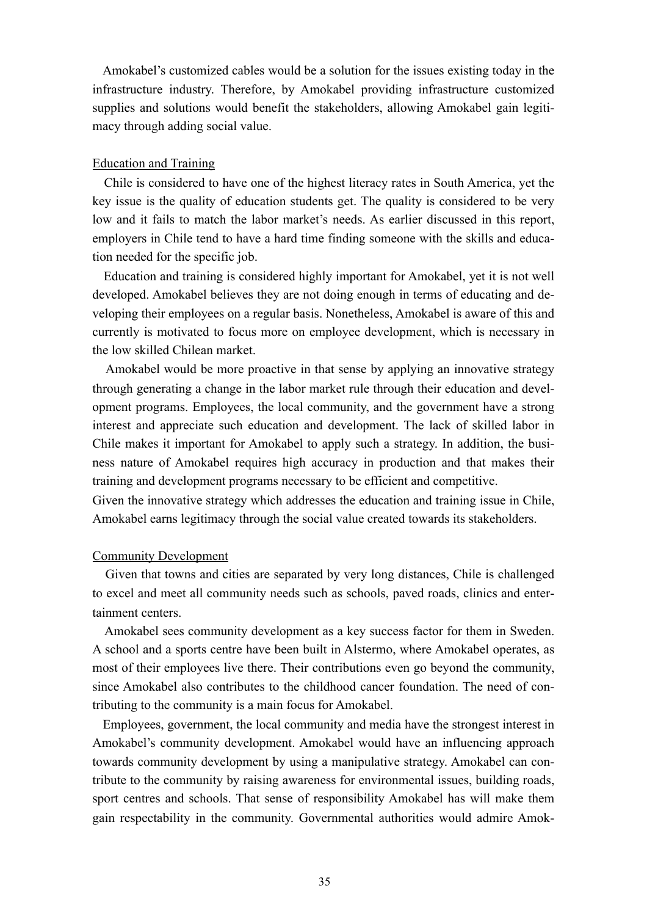Amokabel's customized cables would be a solution for the issues existing today in the infrastructure industry. Therefore, by Amokabel providing infrastructure customized supplies and solutions would benefit the stakeholders, allowing Amokabel gain legitimacy through adding social value.

Education and Training

Chile is considered to have one of the highest literacy rates in South America, yet the key issue is the quality of education students get. The quality is considered to be very low and it fails to match the labor market's needs. As earlier discussed in this report, employers in Chile tend to have a hard time finding someone with the skills and education needed for the specific job.

Education and training is considered highly important for Amokabel, yet it is not well developed. Amokabel believes they are not doing enough in terms of educating and developing their employees on a regular basis. Nonetheless, Amokabel is aware of this and currently is motivated to focus more on employee development, which is necessary in the low skilled Chilean market.

Amokabel would be more proactive in that sense by applying an innovative strategy through generating a change in the labor market rule through their education and development programs. Employees, the local community, and the government have a strong interest and appreciate such education and development. The lack of skilled labor in Chile makes it important for Amokabel to apply such a strategy. In addition, the business nature of Amokabel requires high accuracy in production and that makes their training and development programs necessary to be efficient and competitive.

Given the innovative strategy which addresses the education and training issue in Chile, Amokabel earns legitimacy through the social value created towards its stakeholders.

Community Development

Given that towns and cities are separated by very long distances, Chile is challenged to excel and meet all community needs such as schools, paved roads, clinics and entertainment centers.

Amokabel sees community development as a key success factor for them in Sweden. A school and a sports centre have been built in Alstermo, where Amokabel operates, as most of their employees live there. Their contributions even go beyond the community, since Amokabel also contributes to the childhood cancer foundation. The need of contributing to the community is a main focus for Amokabel.

Employees, government, the local community and media have the strongest interest in Amokabel's community development. Amokabel would have an influencing approach towards community development by using a manipulative strategy. Amokabel can contribute to the community by raising awareness for environmental issues, building roads, sport centres and schools. That sense of responsibility Amokabel has will make them gain respectability in the community. Governmental authorities would admire Amok-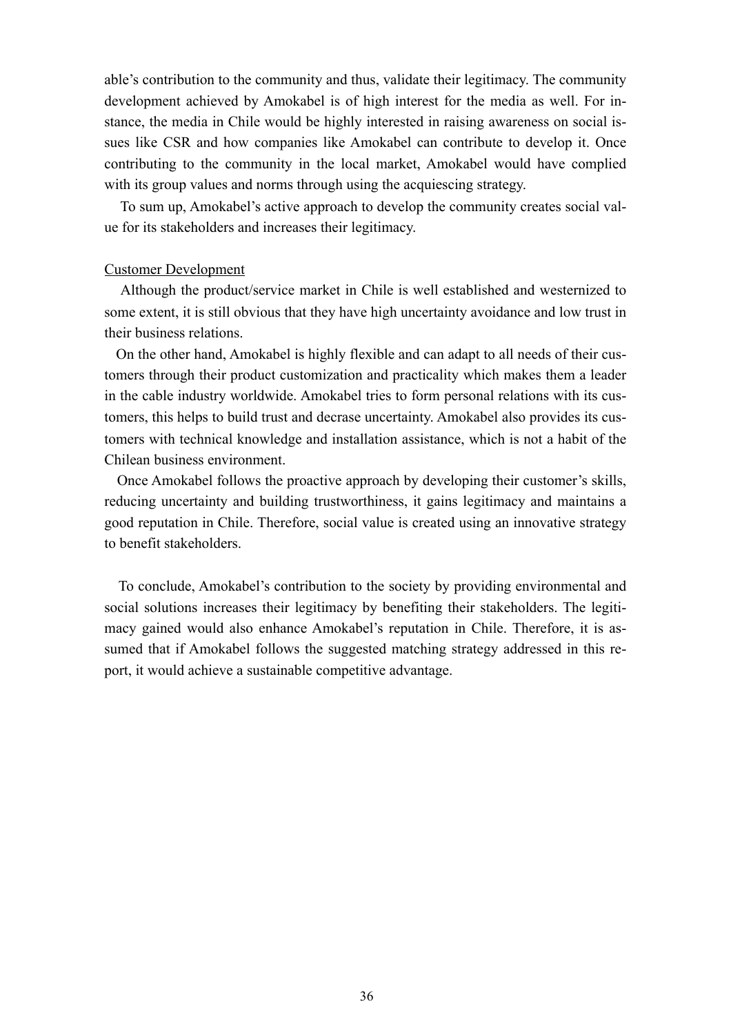able's contribution to the community and thus, validate their legitimacy. The community development achieved by Amokabel is of high interest for the media as well. For instance, the media in Chile would be highly interested in raising awareness on social issues like CSR and how companies like Amokabel can contribute to develop it. Once contributing to the community in the local market, Amokabel would have complied with its group values and norms through using the acquiescing strategy.

To sum up, Amokabel's active approach to develop the community creates social value for its stakeholders and increases their legitimacy.

<u>Customer Development</u>

Although the product/service market in Chile is well established and westernized to some extent, it is still obvious that they have high uncertainty avoidance and low trust in their business relations.

On the other hand, Amokabel is highly flexible and can adapt to all needs of their customers through their product customization and practicality which makes them a leader in the cable industry worldwide. Amokabel tries to form personal relations with its customers, this helps to build trust and decrase uncertainty. Amokabel also provides its customers with technical knowledge and installation assistance, which is not a habit of the Chilean business environment.

Once Amokabel follows the proactive approach by developing their customer's skills, reducing uncertainty and building trustworthiness, it gains legitimacy and maintains a good reputation in Chile. Therefore, social value is created using an innovative strategy to benefit stakeholders.

To conclude, Amokabel's contribution to the society by providing environmental and social solutions increases their legitimacy by benefiting their stakeholders. The legitimacy gained would also enhance Amokabel's reputation in Chile. Therefore, it is assumed that if Amokabel follows the suggested matching strategy addressed in this report, it would achieve a sustainable competitive advantage.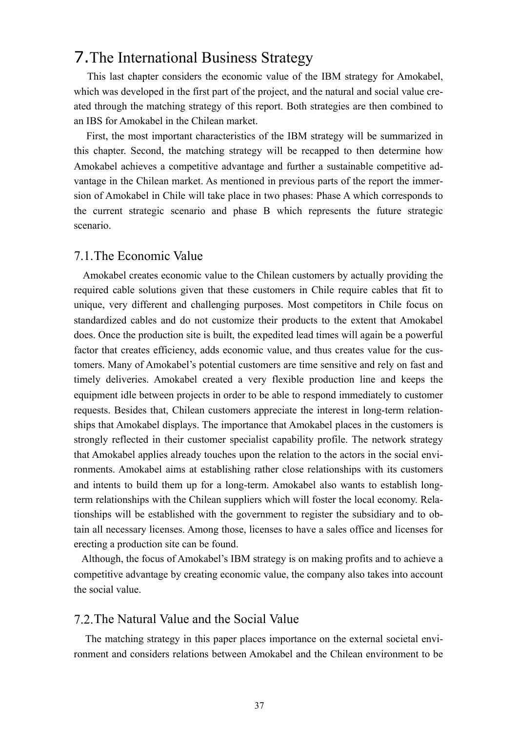# 7.The International Business Strategy

This last chapter considers the economic value of the IBM strategy for Amokabel, which was developed in the first part of the project, and the natural and social value created through the matching strategy of this report. Both strategies are then combined to an IBS for Amokabel in the Chilean market.

First, the most important characteristics of the IBM strategy will be summarized in this chapter. Second, the matching strategy will be recapped to then determine how Amokabel achieves a competitive advantage and further a sustainable competitive advantage in the Chilean market. As mentioned in previous parts of the report the immersion of Amokabel in Chile will take place in two phases: Phase A which corresponds to the current strategic scenario and phase B which represents the future strategic scenario.

## 7.1.The Economic Value

Amokabel creates economic value to the Chilean customers by actually providing the required cable solutions given that these customers in Chile require cables that fit to unique, very different and challenging purposes. Most competitors in Chile focus on standardized cables and do not customize their products to the extent that Amokabel does. Once the production site is built, the expedited lead times will again be a powerful factor that creates efficiency, adds economic value, and thus creates value for the customers. Many of Amokabel's potential customers are time sensitive and rely on fast and timely deliveries. Amokabel created a very flexible production line and keeps the equipment idle between projects in order to be able to respond immediately to customer requests. Besides that, Chilean customers appreciate the interest in long-term relationships that Amokabel displays. The importance that Amokabel places in the customers is strongly reflected in their customer specialist capability profile. The network strategy that Amokabel applies already touches upon the relation to the actors in the social environments. Amokabel aims at establishing rather close relationships with its customers and intents to build them up for a long-term. Amokabel also wants to establish long-term relationships with the Chilean suppliers which will foster the local economy. Relationships will be established with the government to register the subsidiary and to obtain all necessary licenses. Among those, licenses to have a sales office and licenses for erecting a production site can be found.

Although, the focus of Amokabel's IBM strategy is on making profits and to achieve a competitive advantage by creating economic value, the company also takes into account the social value.

## 7.2.The Natural Value and the Social Value

The matching strategy in this paper places importance on the external societal environment and considers relations between Amokabel and the Chilean environment to be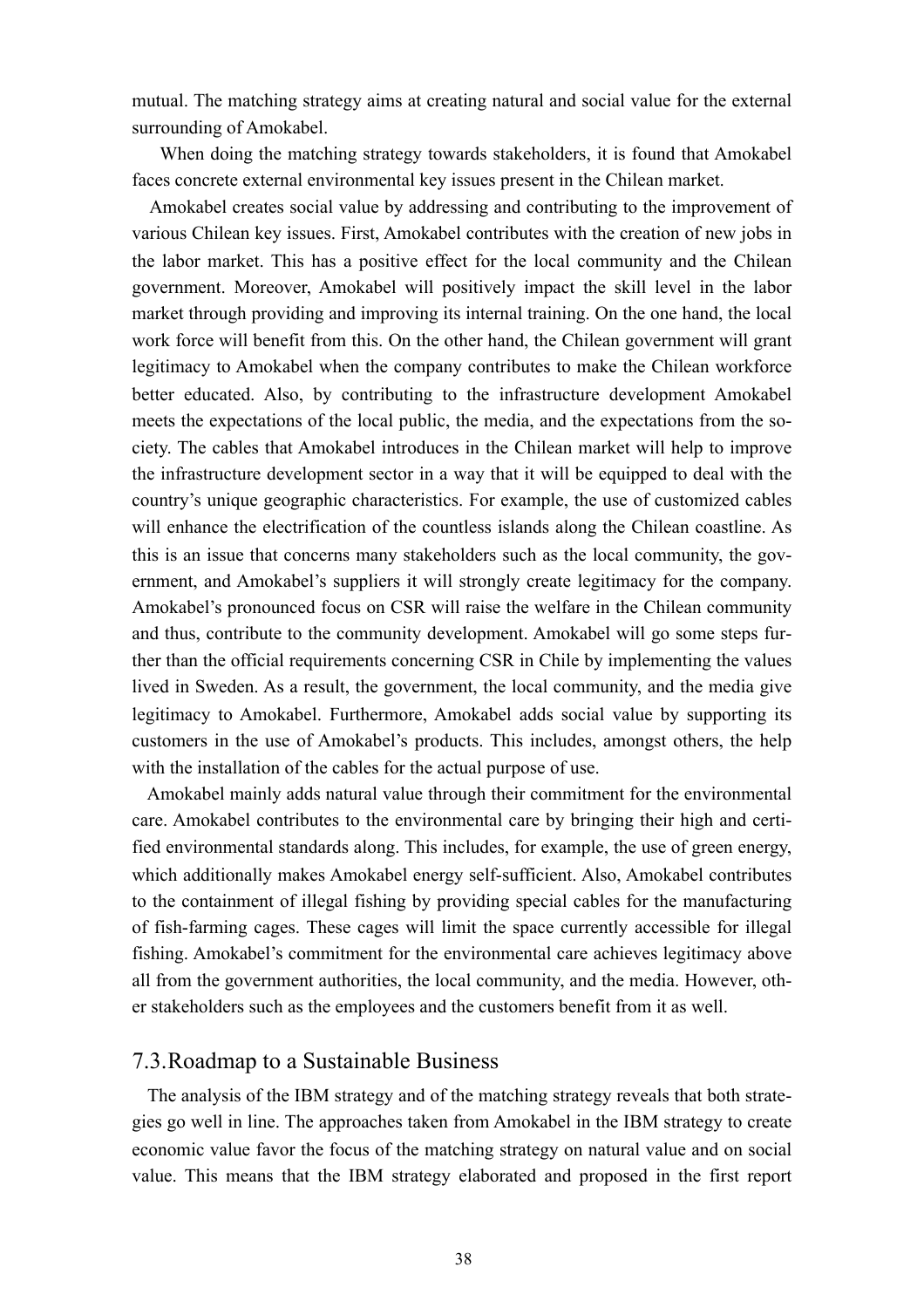mutual. The matching strategy aims at creating natural and social value for the external surrounding of Amokabel.

When doing the matching strategy towards stakeholders, it is found that Amokabel faces concrete external environmental key issues present in the Chilean market.

Amokabel creates social value by addressing and contributing to the improvement of various Chilean key issues. First, Amokabel contributes with the creation of new jobs in the labor market. This has a positive effect for the local community and the Chilean government. Moreover, Amokabel will positively impact the skill level in the labor market through providing and improving its internal training. On the one hand, the local work force will benefit from this. On the other hand, the Chilean government will grant legitimacy to Amokabel when the company contributes to make the Chilean workforce better educated. Also, by contributing to the infrastructure development Amokabel meets the expectations of the local public, the media, and the expectations from the society. The cables that Amokabel introduces in the Chilean market will help to improve the infrastructure development sector in a way that it will be equipped to deal with the country's unique geographic characteristics. For example, the use of customized cables will enhance the electrification of the countless islands along the Chilean coastline. As this is an issue that concerns many stakeholders such as the local community, the government, and Amokabel's suppliers it will strongly create legitimacy for the company. Amokabel's pronounced focus on CSR will raise the welfare in the Chilean community and thus, contribute to the community development. Amokabel will go some steps further than the official requirements concerning CSR in Chile by implementing the values lived in Sweden. As a result, the government, the local community, and the media give legitimacy to Amokabel. Furthermore, Amokabel adds social value by supporting its customers in the use of Amokabel's products. This includes, amongst others, the help with the installation of the cables for the actual purpose of use.

Amokabel mainly adds natural value through their commitment for the environmental care. Amokabel contributes to the environmental care by bringing their high and certified environmental standards along. This includes, for example, the use of green energy, which additionally makes Amokabel energy self-sufficient. Also, Amokabel contributes to the containment of illegal fishing by providing special cables for the manufacturing of fish-farming cages. These cages will limit the space currently accessible for illegal fishing. Amokabel's commitment for the environmental care achieves legitimacy above all from the government authorities, the local community, and the media. However, other stakeholders such as the employees and the customers benefit from it as well.

## 7.3. Roadmap to a Sustainable Business

The analysis of the IBM strategy and of the matching strategy reveals that both strategies go well in line. The approaches taken from Amokabel in the IBM strategy to create economic value favor the focus of the matching strategy on natural value and on social value. This means that the IBM strategy elaborated and proposed in the first report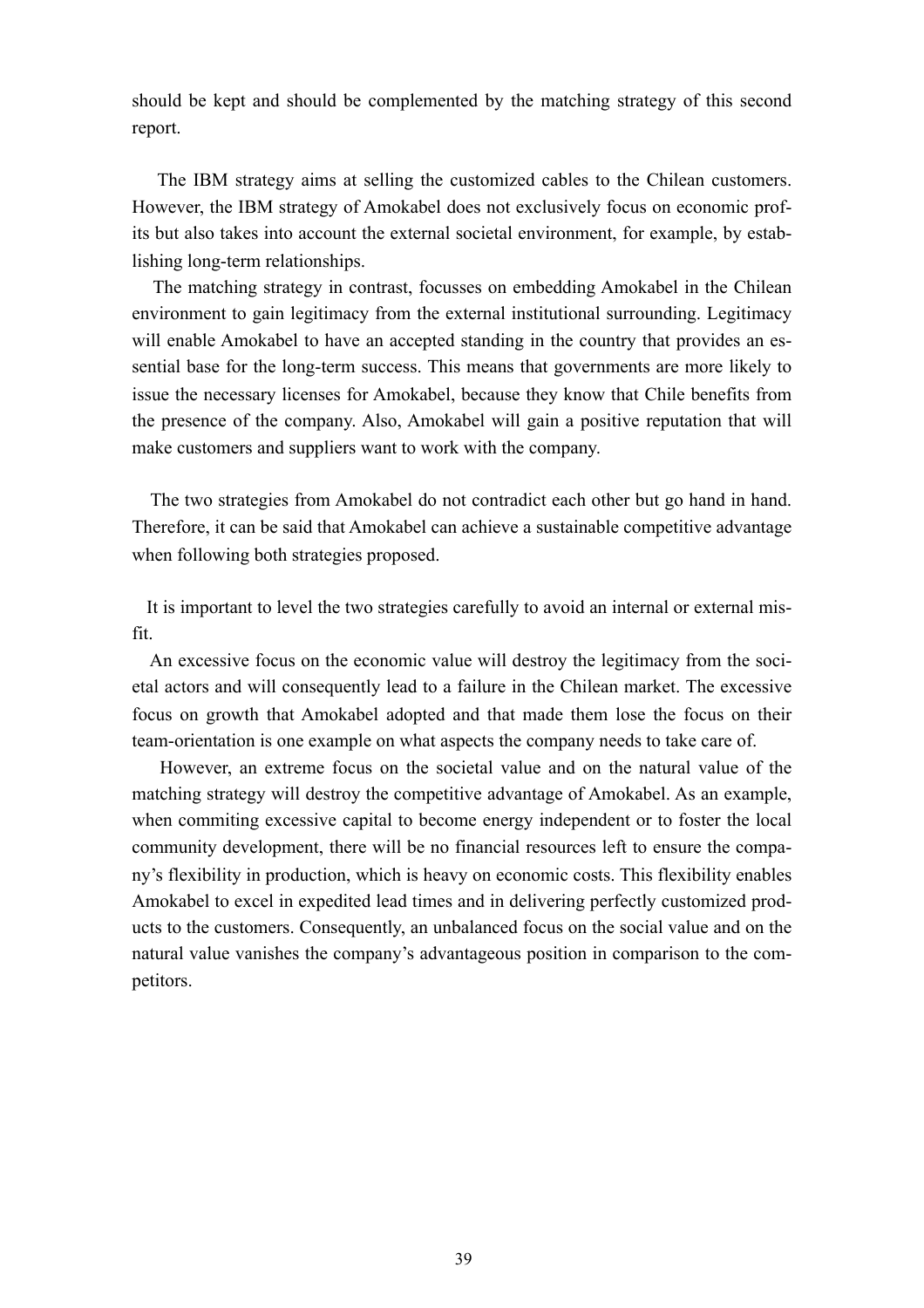should be kept and should be complemented by the matching strategy of this second report.

The IBM strategy aims at selling the customized cables to the Chilean customers. However, the IBM strategy of Amokabel does not exclusively focus on economic profits but also takes into account the external societal environment, for example, by establishing long-term relationships.

The matching strategy in contrast, focusses on embedding Amokabel in the Chilean environment to gain legitimacy from the external institutional surrounding. Legitimacy will enable Amokabel to have an accepted standing in the country that provides an essential base for the long-term success. This means that governments are more likely to issue the necessary licenses for Amokabel, because they know that Chile benefits from the presence of the company. Also, Amokabel will gain a positive reputation that will make customers and suppliers want to work with the company.

The two strategies from Amokabel do not contradict each other but go hand in hand. Therefore, it can be said that Amokabel can achieve a sustainable competitive advantage when following both strategies proposed.

It is important to level the two strategies carefully to avoid an internal or external misfit.

An excessive focus on the economic value will destroy the legitimacy from the societal actors and will consequently lead to a failure in the Chilean market. The excessive focus on growth that Amokabel adopted and that made them lose the focus on their team-orientation is one example on what aspects the company needs to take care of.

However, an extreme focus on the societal value and on the natural value of the matching strategy will destroy the competitive advantage of Amokabel. As an example, when commiting excessive capital to become energy independent or to foster the local community development, there will be no financial resources left to ensure the company's flexibility in production, which is heavy on economic costs. This flexibility enables Amokabel to excel in expedited lead times and in delivering perfectly customized products to the customers. Consequently, an unbalanced focus on the social value and on the natural value vanishes the company's advantageous position in comparison to the competitors.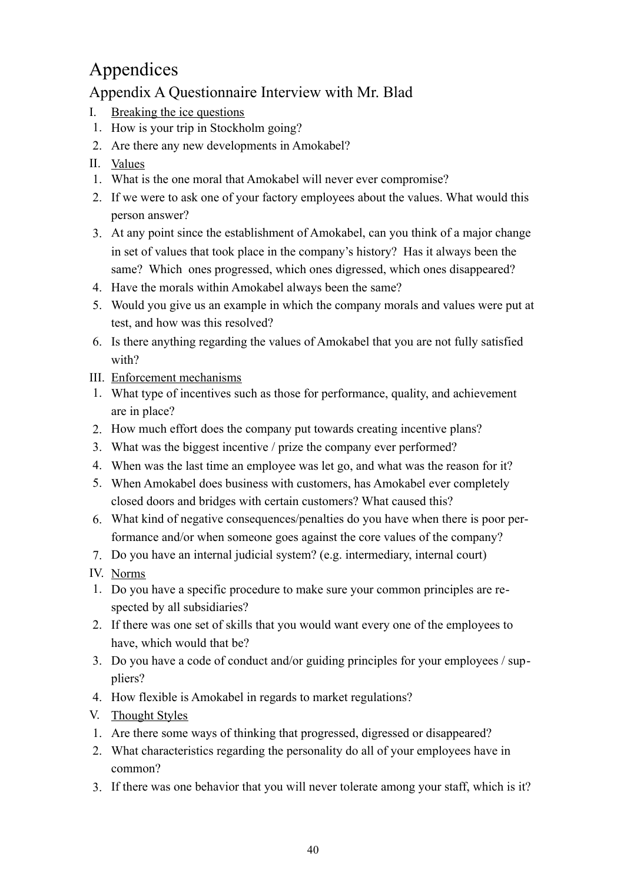# Appendices

## Appendix A Questionnaire Interview with Mr. Blad

I. Breaking the ice questions

1. How is your trip in Stockholm going?
2. Are there any new developments in Amokabel?

II. Values

1. What is the one moral that Amokabel will never ever compromise?
2. If we were to ask one of your factory employees about the values. What would this person answer?
3. At any point since the establishment of Amokabel, can you think of a major change in set of values that took place in the company's history? Has it always been the same? Which ones progressed, which ones digressed, which ones disappeared?
4. Have the morals within Amokabel always been the same?
5. Would you give us an example in which the company morals and values were put at test, and how was this resolved?
6. Is there anything regarding the values of Amokabel that you are not fully satisfied with?

III. Enforcement mechanisms

1. What type of incentives such as those for performance, quality, and achievement are in place?
2. How much effort does the company put towards creating incentive plans?
3. What was the biggest incentive / prize the company ever performed?
4. When was the last time an employee was let go, and what was the reason for it?
5. When Amokabel does business with customers, has Amokabel ever completely closed doors and bridges with certain customers? What caused this?
6. What kind of negative consequences/penalties do you have when there is poor performance and/or when someone goes against the core values of the company?
7. Do you have an internal judicial system? (e.g. intermediary, internal court)

IV. Norms

1. Do you have a specific procedure to make sure your common principles are respected by all subsidiaries?
2. If there was one set of skills that you would want every one of the employees to have, which would that be?
3. Do you have a code of conduct and/or guiding principles for your employees / suppliers?
4. How flexible is Amokabel in regards to market regulations?

V. Thought Styles

1. Are there some ways of thinking that progressed, digressed or disappeared?
2. What characteristics regarding the personality do all of your employees have in common?
3. If there was one behavior that you will never tolerate among your staff, which is it?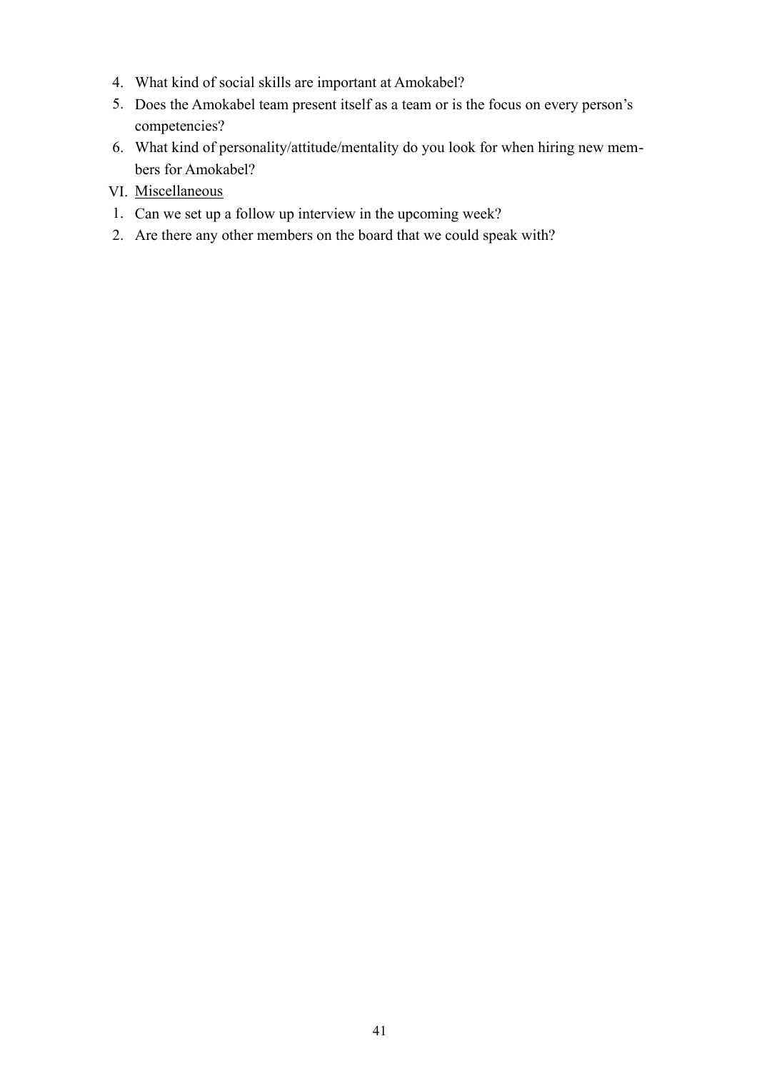4. What kind of social skills are important at Amokabel?
5. Does the Amokabel team present itself as a team or is the focus on every person's competencies?
6. What kind of personality/attitude/mentality do you look for when hiring new members for Amokabel?

VI. Miscellaneous

1. Can we set up a follow up interview in the upcoming week?
2. Are there any other members on the board that we could speak with?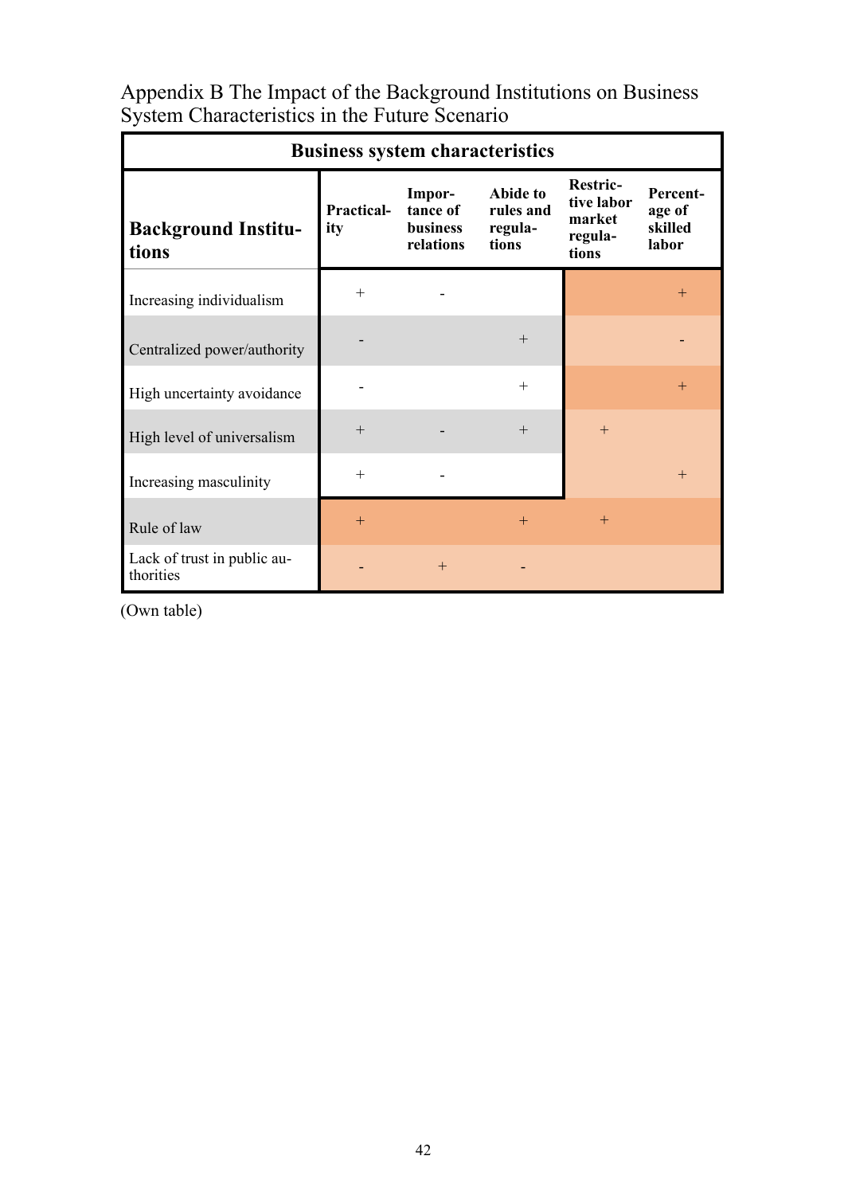Appendix B The Impact of the Background Institutions on Business System Characteristics in the Future Scenario

| | Business system characteristics | | | | |
|---|---|---|---|---|---|
| **Background Institutions** | **Practicality** | **Importance of business relations** | **Abide to rules and regulations** | **Restrictive labor market regulations** | **Percentage of skilled labor** |
| Increasing individualism | + | - | | | + |
| Centralized power/authority | - | | + | | - |
| High uncertainty avoidance | - | | + | | + |
| High level of universalism | + | - | + | + | |
| Increasing masculinity | + | - | | | + |
| Rule of law | + | | + | + | |
| Lack of trust in public authorities | - | + | - | | |

(Own table)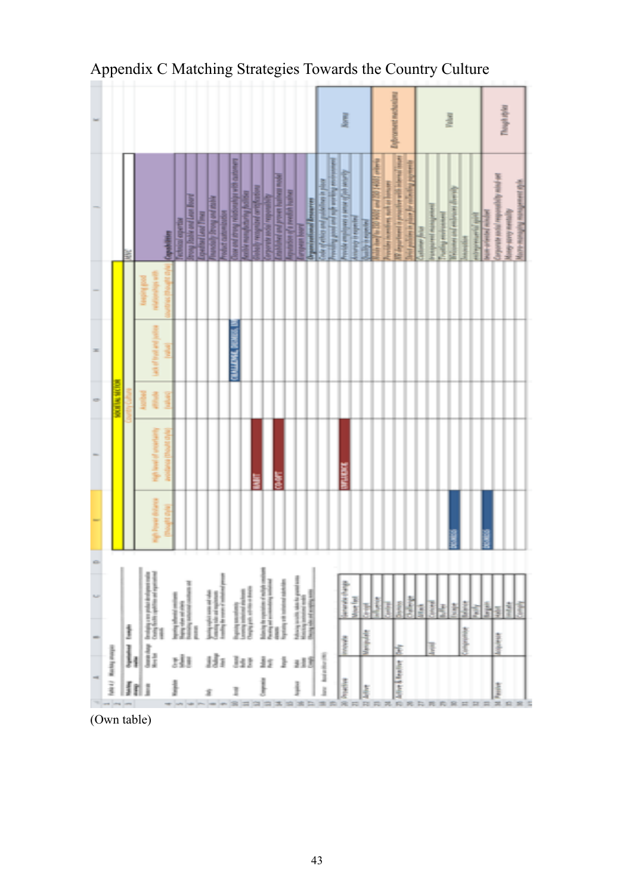# Appendix C Matching Strategies Towards the Country Culture

| Capabilities | High Power distance (Thought Style) | High level of uncertainty avoidance (thought style) | Ascribed attitude (values) | Lack of trust and justice (value) | Keeping good relationships with countries (Thought style) | Category |
|---|---|---|---|---|---|---|
| Technical expertise | | | | | | |
| Strong Stable and Lean Board | | | | | | |
| Expedited Lead Time | | | | | | |
| Financially Strong and stable | | | | | | |
| Product customization | | | | | | |
| Close and strong relationships with customers | | | | CHALLENGE, DISMISS, DE | | |
| Flexible manufacturing facilities | | | | | | |
| Globally recognized certifications | | HABIT | | | | |
| Corporate social responsibility | | | | | | |
| Established and proven business model | | CO-OPT | | | | |
| Reputation of a Swedish business | | | | | | |
| European brand | | | | | | |
| **Organizational Resources** | | | | | | |
| Code of ethics and guidelines in place | | | | | | Norms |
| Providing good and safe working environment | | INFLUENCE | | | | Norms |
| Provide employees a sense of job security | | | | | | Norms |
| Accuracy is expected | | | | | | Norms |
| Quality is expected | | | | | | Norms |
| Abide itself to ISO 9001 and ISO 14001 criteria | | | | | | Enforcement mechanisms |
| Provides incentives, such as bonuses | | | | | | Enforcement mechanisms |
| HR department is proactive with internal issues | | | | | | Enforcement mechanisms |
| Strict policies in place for collecting payments | | | | | | Enforcement mechanisms |
| Customer focus | | | | | | Values |
| Transparent management | | | | | | Values |
| Trusting environment | | | | | | Values |
| Welcomes and embraces diversity | DISMISS | | | | | Values |
| Innovation | | | | | | Values |
| Entrepreneurial spirit | | | | | | Values |
| Team-oriented mindset | DISMISS | | | | | Thought styles |
| Corporate social responsibility mind-set | | | | | | Thought styles |
| Money-savvy mentality | | | | | | Thought styles |
| Micro-managing management style | | | | | | Thought styles |

| Strategy | | Organizational response | |
|---|---|---|---|
| Proactive | Innovate | Generate change | |
| | | Move fast | |
| Active | Manipulate | Co-opt | |
| | | Influence | |
| | | Control | |
| Active & Reactive | Defy | Dismiss | |
| | | Challenge | |
| | | Attack | |
| | Avoid | Conceal | |
| | | Buffer | |
| | | Escape | |
| | Compromise | Balance | |
| | | Pacify | |
| | | Bargain | |
| Passive | Acquiesce | Habit | |
| | | Imitate | |
| | | Comply | |

(Own table)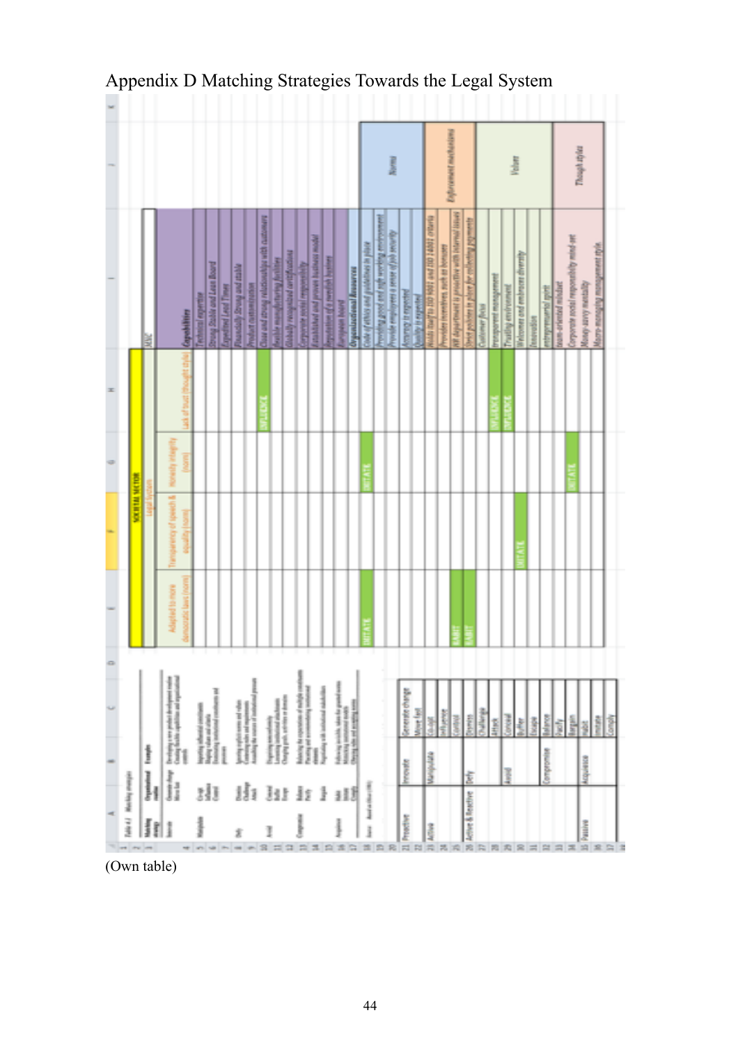# Appendix D Matching Strategies Towards the Legal System

| | | |
|---|---|---|
| Proactive | Innovate | Generate change |
| | | Move fast |
| Active | Manipulate | Co-opt |
| | | Influence |
| | | Control |
| Active & Reactive | Defy | Dismiss |
| | | Challenge |
| | | Attack |
| | Avoid | Conceal |
| | | Buffer |
| | | Escape |
| | Compromise | Balance |
| | | Pacify |
| | | Bargain |
| Passive | Acquiesce | Habit |
| | | Imitate |
| | | Comply |

| | | SOCIETAL SECTOR | | | |
|---|---|---|---|---|---|
| | | Legal System | | | |
| | MSC | Adapted to more democratic laws (norm) | Transparency of speech & equality (norm) | Honesty integrity (norm) | Lack of trust (thought style) |
| | **Capabilities** | | | | |
| | Technical expertise | | | | |
| | Strong Stable and Lean Board | | | | |
| | Expedited Lead Times | | | | |
| | Financially Strong and stable | | | | |
| | Product customization | | | | |
| | Close and strong relationships with customers | | | | INFLUENCE |
| | Flexible manufacturing facilities | | | | |
| | Globally recognized certifications | | | | |
| | Corporate social responsibility | | | | |
| | Established and proven business model | | | | |
| | Reputation of a swedish business | | | | |
| | European board | | | | |
| | **Organizational Resources** | | | | |
| Norms | Code of ethics and guidelines in place | IMITATE | | IMITATE | |
| | Providing good and safe working environment | | | | |
| | Provide employees a sense of job security | | | | |
| | Accuracy is expected | | | | |
| | Quality is expected | | | | |
| Enforcement mechanisms | Holds itself to ISO 9001 and ISO 14001 criteria | | | | |
| | Provides incentives, such as bonuses | | | | |
| | HR department is proactive with internal issues | HABIT | | | |
| | Strict policies in place for collecting payments | HABIT | | | |
| Values | Customer focus | | | | |
| | Transparent management | | | | INFLUENCE |
| | Trusting environment | | | | INFLUENCE |
| | Welcomes and embraces diversity | | IMITATE | | |
| | Innovation | | | | |
| | entrepreneurial spirit | | | | |
| | team-oriented mindset | | | | |
| Though styles | Corporate social responsibility mind-set | | | IMITATE | |
| | Money-savvy mentality | | | | |
| | Micro-managing management style | | | | |

(Own table)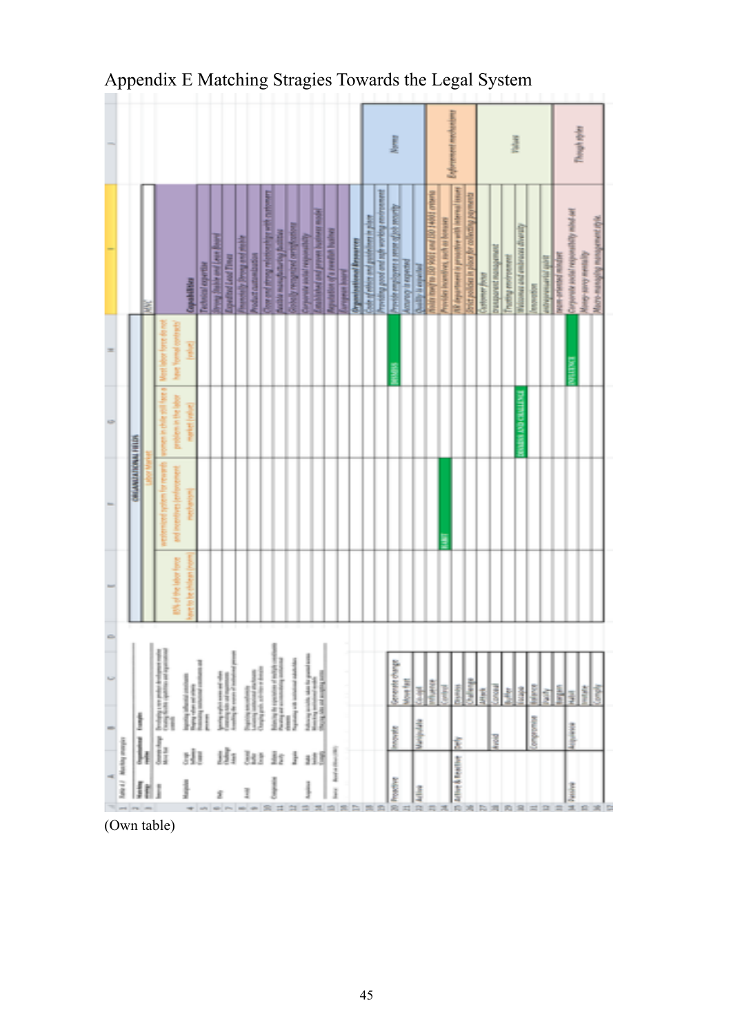Appendix E Matching Stragies Towards the Legal System

| Table 4.1 Matching strategies | | | ORGANIZATIONAL FIELDS | | | | | |
|---|---|---|---|---|---|---|---|---|
| | | | Labor Market | | | | MNC | |
| Matching strategy | Organizational tactics | Example | 85% of the labor force have to be chilean (norm) | wastemized system for rewards and incentives (enforcement mechanism) | women in chile still face a problem in the labor market (value) | Most labor force do not have 'formal contracts' (value) | Capabilities | |
| Innovate | Generate change, Move fast | Developing a new product development routine; Creating flexible capabilities and organizational controls | | | | | Technical expertise | |
| Manipulate | Co-opt, Influence, Control | Importing influential constituents; Shaping values and criteria; Dominating institutional constituents and processes | | | | | Strong Stable and Lean Board | |
| Defy | Dismiss, Challenge, Attack | Ignoring explicit norms and values; Contesting rules and requirements; Assaulting the sources of institutional pressure | | | | | Expedited Lead Times | |
| Avoid | Conceal, Buffer, Escape | Disguising nonconformity; Loosening institutional attachments; Changing goals, activities or domains | | | | | Financially Strong and stable | |
| Compromise | Balance, Pacify, Bargain | Balancing the expectations of multiple constituents; Placating and accommodating institutional elements; Negotiating with institutional stakeholders | | | | | Product customization | |
| Acquiesce | Habit, Imitate, Comply | Following invisible, taken-for-granted norms; Mimicking institutional models; Obeying rules and accepting norms | | | | | Close and strong relationships with customers | |
| Source: Based on Oliver (1991) | | | | | | | Flexible manufacturing facilities | |
| | | | | | | | Globally recognized certifications | |
| | | | | | | | Corporate social responsibility | |
| | | | | | | | Established and proven business model | |
| | | | | | | | Reputation of a swedish busines | |
| | | | | | | | European board | |
| | | | | | | | Organizational Resources | |
| | | | | | | | Code of ethics and guidelines in place | Norms |
| Proactive | Innovate | Generate change | | | | | Providing good and safe working environment | |
| | | Move fast | | | | DISMISS | Provide employees a sense of job security | |
| Active | Manipulate | Co-opt | | | | | Accuracy is expected | |
| | | Influence | | | | | Quality is expected | |
| | | Control | | | | | Abide itself to ISO 9001 and ISO 14001 criteria | Enforcement mechanisms |
| Active & Reactive | Defy | Dismiss | | HABIT | | | Provides incentives, such as bonuses | |
| | | Challenge | | | | | HR department is proactive with internal issues | |
| | | Attack | | | | | Strict policies in place for collecting payments | |
| | Avoid | Conceal | | | | | Customer focus | Values |
| | | Buffer | | | | | transparent management | |
| | | Escape | | | | | Trusting environment | |
| | Compromise | Balance | | | DISMISS AND CHALLENGE | | Welcomes and embraces diversity | |
| | | Pacify | | | | | Innovation | |
| | | Bargain | | | | | entrepreneurial spirit | |
| Passive | Acquiesce | Habit | | | | | team-oriented mindset | Though styles |
| | | Imitate | | | | INFLUENCE | Corporate social responsibility mind-set | |
| | | Comply | | | | | Money-savvy mentality | |
| | | | | | | | Macro-managing management style | |

(Own table)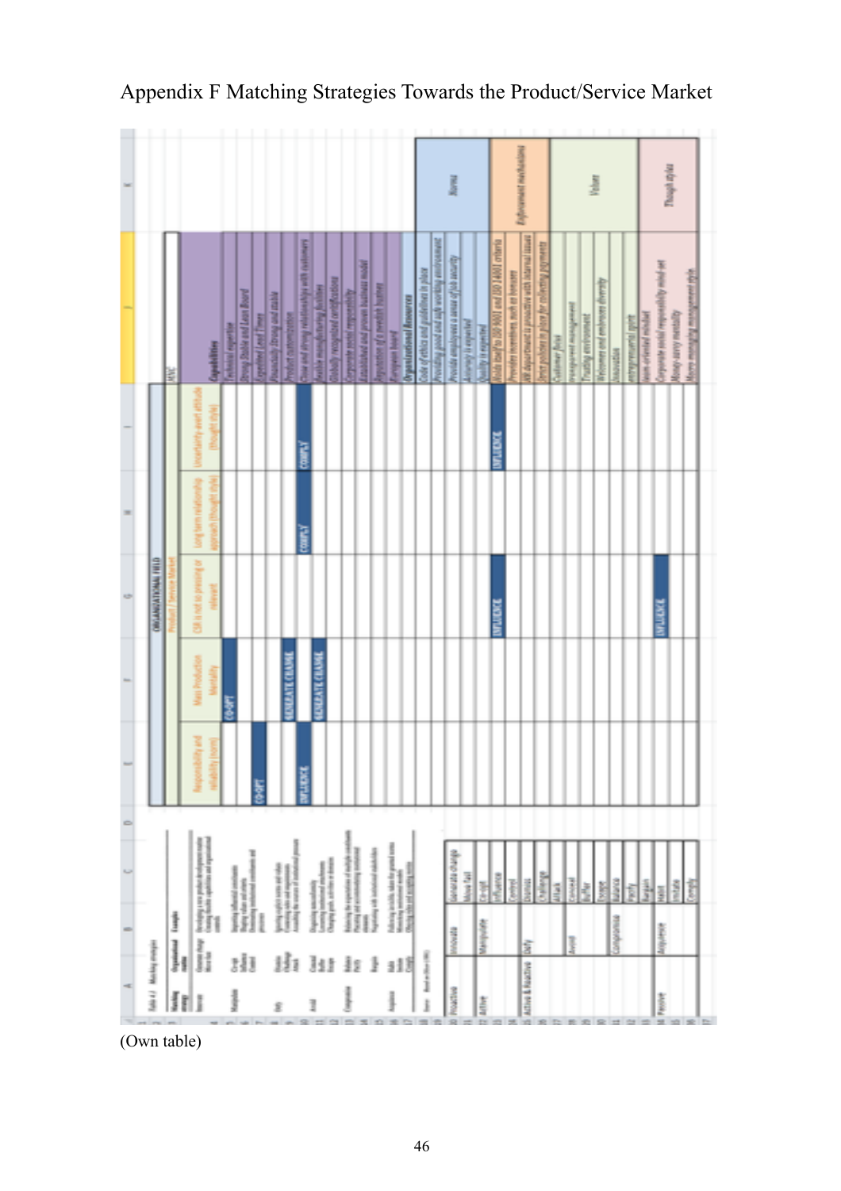# Appendix F Matching Strategies Towards the Product/Service Market

| | | |
|---|---|---|
| Proactive | Innovate | Generate change |
| | | Move fast |
| Active | Manipulate | Co-opt |
| | | Influence |
| | | Control |
| Active & Reactive | Defy | Dismiss |
| | | Challenge |
| | | Attack |
| | Avoid | Conceal |
| | | Buffer |
| | | Escape |
| | Compromise | Balance |
| | | Pacify |
| | | Bargain |
| Passive | Acquiesce | Habit |
| | | Imitate |
| | | Comply |

| MNC | ORGANIZATIONAL FIELD – Product / Service Market: Responsibility and reliability (Norm) | Mass Production Mentality | CSR is not so pressing or relevant | Long term relationship approach (Thought style) | Uncertainty-avert attitude (Thought style) | |
|---|---|---|---|---|---|---|
| **Capabilities** | | | | | | Capabilities |
| Technical expertise | | CO-OPT | | | | |
| Strong Stable and Lean Board | | | | | | |
| Expedited Lead Times | CO-OPT | | | | | |
| Financially Strong and stable | | | | | | |
| Product customization | | GENERATE CHANGE | | | | |
| Close and strong relationships with customers | INFLUENCE | | | COMPLY | COMPLY | |
| Flexible manufacturing facilities | | GENERATE CHANGE | | | | |
| Globally recognized certifications | | | | | | |
| Corporate social responsibility | | | | | | |
| Established and proven business model | | | | | | |
| Reputation of a swedish business | | | | | | |
| European board | | | | | | |
| **Organizational Resources** | | | | | | |
| Code of ethics and guidelines in place | | | | | | Norms |
| Providing good and safe working environment | | | | | | |
| Provide employees a sense of job security | | | | | | |
| Accuracy is expected | | | | | | |
| Quality is expected | | | | | | |
| Holds itself to ISO 9001 and ISO 14001 criteria | | | INFLUENCE | | INFLUENCE | Enforcement mechanisms |
| Provides incentives, such as bonuses | | | | | | |
| HR department is proactive with internal issues | | | | | | |
| Strict policies in place for collecting payments | | | | | | |
| Customer focus | | | | | | Values |
| Transparent management | | | | | | |
| Trusting environment | | | | | | |
| Welcomes and embraces diversity | | | | | | |
| Innovation | | | | | | |
| Entrepreneurial spirit | | | | | | |
| Team-oriented mindset | | | | | | Thought styles |
| Corporate social responsibility mind-set | | | INFLUENCE | | | |
| Money-savvy mentality | | | | | | |
| Money managing management style | | | | | | |

(Own table)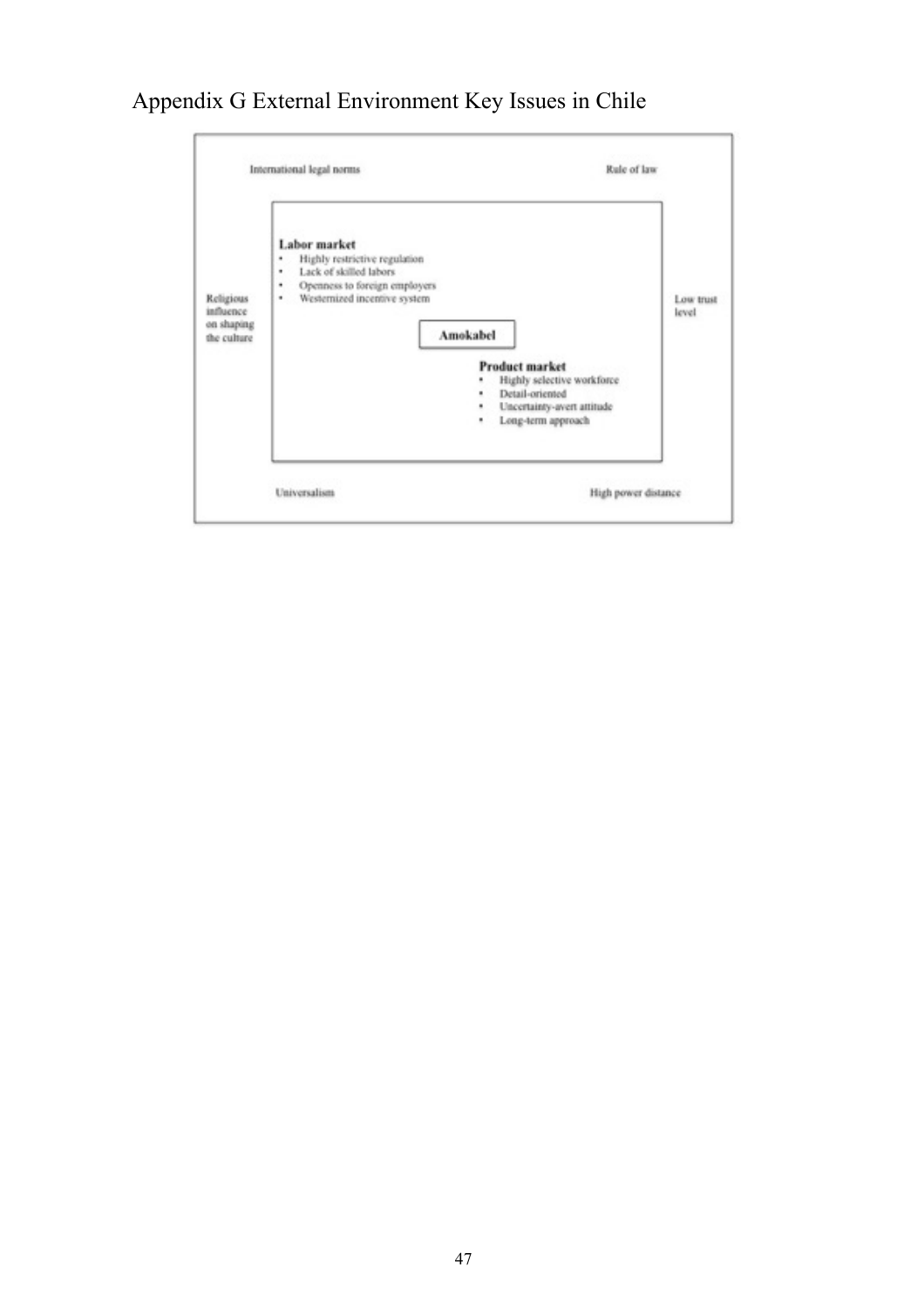# Appendix G External Environment Key Issues in Chile

International legal norms

Rule of law

Religious influence on shaping the culture

**Labor market**

- Highly restrictive regulation
- Lack of skilled labors
- Openness to foreign employers
- Westernized incentive system

**Amokabel**

**Product market**

- Highly selective workforce
- Detail-oriented
- Uncertainty-avert attitude
- Long-term approach

Low trust level

Universalism

High power distance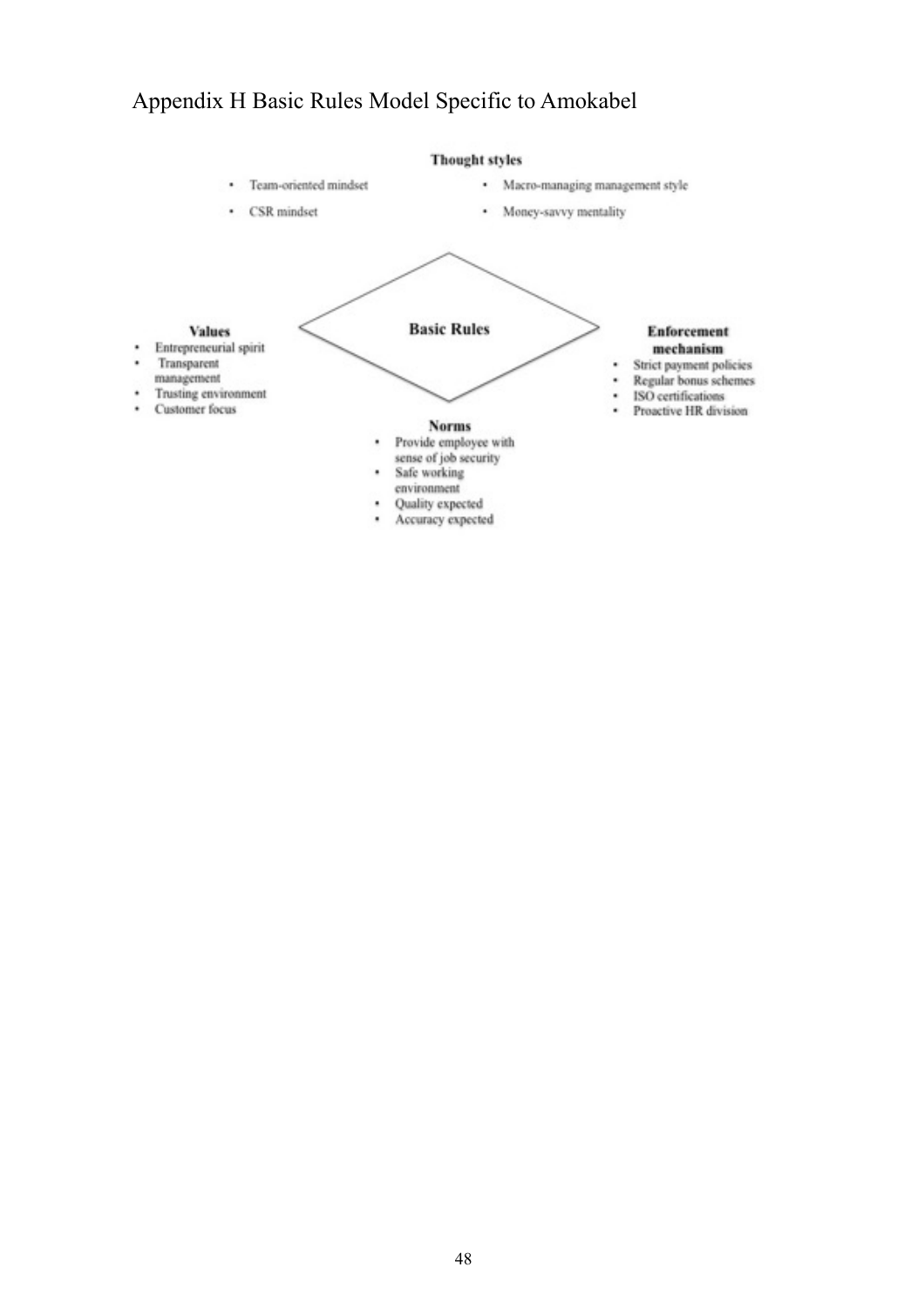# Appendix H Basic Rules Model Specific to Amokabel

**Thought styles**

- Team-oriented mindset
- CSR mindset
- Macro-managing management style
- Money-savvy mentality

**Basic Rules**

**Values**

- Entrepreneurial spirit
- Transparent management
- Trusting environment
- Customer focus

**Enforcement mechanism**

- Strict payment policies
- Regular bonus schemes
- ISO certifications
- Proactive HR division

**Norms**

- Provide employee with sense of job security
- Safe working environment
- Quality expected
- Accuracy expected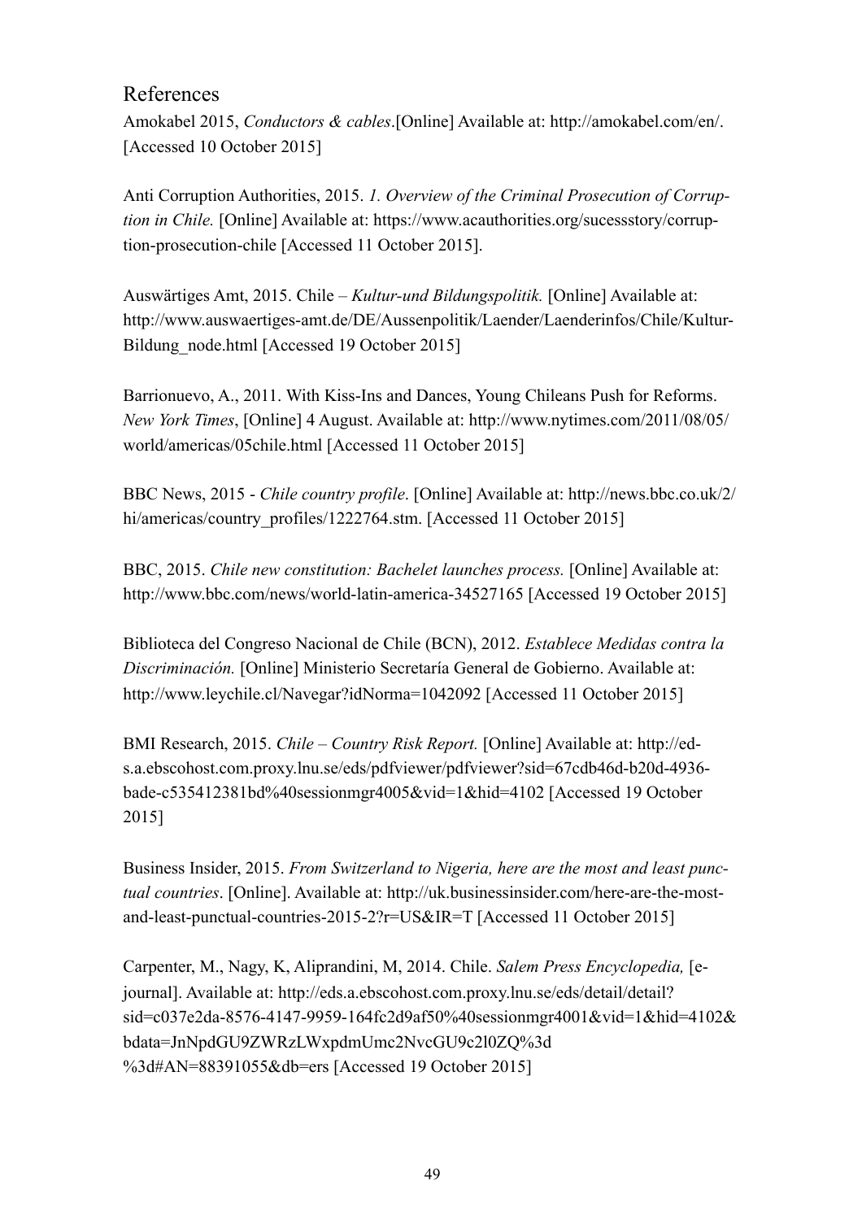## References

Amokabel 2015, *Conductors & cables*.[Online] Available at: http://amokabel.com/en/. [Accessed 10 October 2015]

Anti Corruption Authorities, 2015. *1. Overview of the Criminal Prosecution of Corruption in Chile.* [Online] Available at: https://www.acauthorities.org/sucessstory/corruption-prosecution-chile [Accessed 11 October 2015].

Auswärtiges Amt, 2015. Chile – *Kultur-und Bildungspolitik.* [Online] Available at: http://www.auswaertiges-amt.de/DE/Aussenpolitik/Laender/Laenderinfos/Chile/Kultur-Bildung_node.html [Accessed 19 October 2015]

Barrionuevo, A., 2011. With Kiss-Ins and Dances, Young Chileans Push for Reforms. *New York Times*, [Online] 4 August. Available at: http://www.nytimes.com/2011/08/05/world/americas/05chile.html [Accessed 11 October 2015]

BBC News, 2015 - *Chile country profile*. [Online] Available at: http://news.bbc.co.uk/2/hi/americas/country_profiles/1222764.stm. [Accessed 11 October 2015]

BBC, 2015. *Chile new constitution: Bachelet launches process.* [Online] Available at: http://www.bbc.com/news/world-latin-america-34527165 [Accessed 19 October 2015]

Biblioteca del Congreso Nacional de Chile (BCN), 2012. *Establece Medidas contra la Discriminación.* [Online] Ministerio Secretaría General de Gobierno. Available at: http://www.leychile.cl/Navegar?idNorma=1042092 [Accessed 11 October 2015]

BMI Research, 2015. *Chile – Country Risk Report.* [Online] Available at: http://eds.a.ebscohost.com.proxy.lnu.se/eds/pdfviewer/pdfviewer?sid=67cdb46d-b20d-4936-bade-c535412381bd%40sessionmgr4005&vid=1&hid=4102 [Accessed 19 October 2015]

Business Insider, 2015. *From Switzerland to Nigeria, here are the most and least punctual countries*. [Online]. Available at: http://uk.businessinsider.com/here-are-the-most-and-least-punctual-countries-2015-2?r=US&IR=T [Accessed 11 October 2015]

Carpenter, M., Nagy, K, Aliprandini, M, 2014. Chile. *Salem Press Encyclopedia,* [e-journal]. Available at: http://eds.a.ebscohost.com.proxy.lnu.se/eds/detail/detail?sid=c037e2da-8576-4147-9959-164fc2d9af50%40sessionmgr4001&vid=1&hid=4102&bdata=JnNpdGU9ZWRzLWxpdmUmc2NvcGU9c2l0ZQ%3d%3d#AN=88391055&db=ers [Accessed 19 October 2015]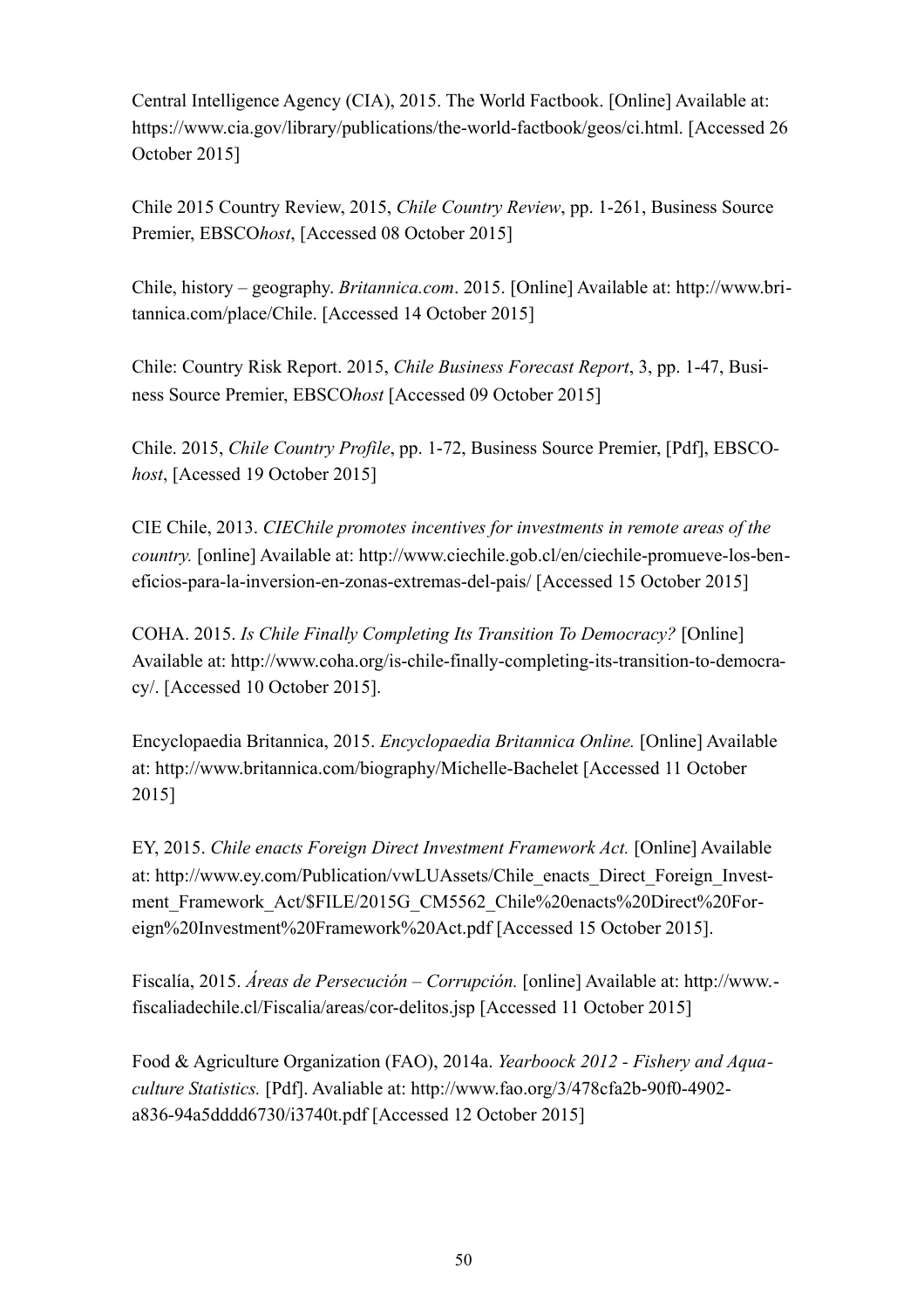Central Intelligence Agency (CIA), 2015. The World Factbook. [Online] Available at: https://www.cia.gov/library/publications/the-world-factbook/geos/ci.html. [Accessed 26 October 2015]

Chile 2015 Country Review, 2015, *Chile Country Review*, pp. 1-261, Business Source Premier, EBSCO*host*, [Accessed 08 October 2015]

Chile, history – geography. *Britannica.com*. 2015. [Online] Available at: http://www.britannica.com/place/Chile. [Accessed 14 October 2015]

Chile: Country Risk Report. 2015, *Chile Business Forecast Report*, 3, pp. 1-47, Business Source Premier, EBSCO*host* [Accessed 09 October 2015]

Chile. 2015, *Chile Country Profile*, pp. 1-72, Business Source Premier, [Pdf], EBSCO*host*, [Acessed 19 October 2015]

CIE Chile, 2013. *CIEChile promotes incentives for investments in remote areas of the country.* [online] Available at: http://www.ciechile.gob.cl/en/ciechile-promueve-los-beneficios-para-la-inversion-en-zonas-extremas-del-pais/ [Accessed 15 October 2015]

COHA. 2015. *Is Chile Finally Completing Its Transition To Democracy?* [Online] Available at: http://www.coha.org/is-chile-finally-completing-its-transition-to-democracy/. [Accessed 10 October 2015].

Encyclopaedia Britannica, 2015. *Encyclopaedia Britannica Online.* [Online] Available at: http://www.britannica.com/biography/Michelle-Bachelet [Accessed 11 October 2015]

EY, 2015. *Chile enacts Foreign Direct Investment Framework Act.* [Online] Available at: http://www.ey.com/Publication/vwLUAssets/Chile_enacts_Direct_Foreign_Investment_Framework_Act/$FILE/2015G_CM5562_Chile%20enacts%20Direct%20Foreign%20Investment%20Framework%20Act.pdf [Accessed 15 October 2015].

Fiscalía, 2015. *Áreas de Persecución – Corrupción.* [online] Available at: http://www.fiscaliadechile.cl/Fiscalia/areas/cor-delitos.jsp [Accessed 11 October 2015]

Food & Agriculture Organization (FAO), 2014a. *Yearboock 2012 - Fishery and Aquaculture Statistics.* [Pdf]. Avaliable at: http://www.fao.org/3/478cfa2b-90f0-4902-a836-94a5dddd6730/i3740t.pdf [Accessed 12 October 2015]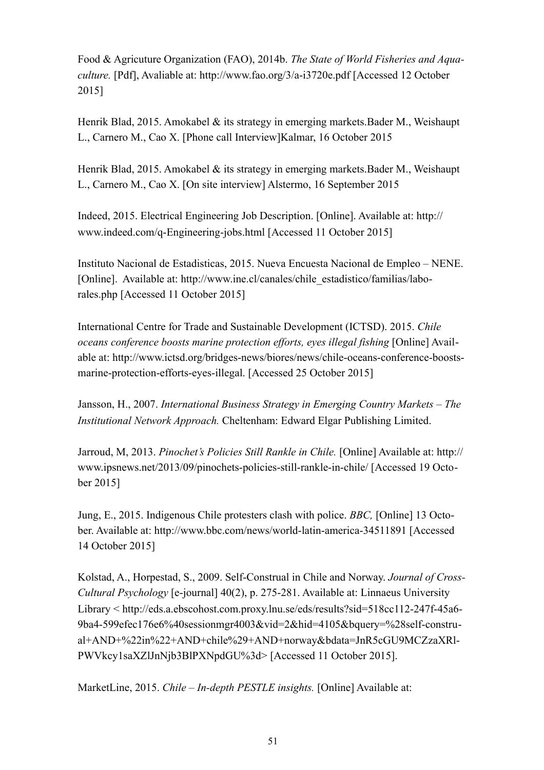Food & Agricuture Organization (FAO), 2014b. *The State of World Fisheries and Aquaculture.* [Pdf], Avaliable at: http://www.fao.org/3/a-i3720e.pdf [Accessed 12 October 2015]

Henrik Blad, 2015. Amokabel & its strategy in emerging markets.Bader M., Weishaupt L., Carnero M., Cao X. [Phone call Interview]Kalmar, 16 October 2015

Henrik Blad, 2015. Amokabel & its strategy in emerging markets.Bader M., Weishaupt L., Carnero M., Cao X. [On site interview] Alstermo, 16 September 2015

Indeed, 2015. Electrical Engineering Job Description. [Online]. Available at: http://www.indeed.com/q-Engineering-jobs.html [Accessed 11 October 2015]

Instituto Nacional de Estadisticas, 2015. Nueva Encuesta Nacional de Empleo – NENE. [Online]. Available at: http://www.ine.cl/canales/chile_estadistico/familias/laborales.php [Accessed 11 October 2015]

International Centre for Trade and Sustainable Development (ICTSD). 2015. *Chile oceans conference boosts marine protection efforts, eyes illegal fishing* [Online] Available at: http://www.ictsd.org/bridges-news/biores/news/chile-oceans-conference-boosts-marine-protection-efforts-eyes-illegal. [Accessed 25 October 2015]

Jansson, H., 2007. *International Business Strategy in Emerging Country Markets – The Institutional Network Approach.* Cheltenham: Edward Elgar Publishing Limited.

Jarroud, M, 2013. *Pinochet's Policies Still Rankle in Chile.* [Online] Available at: http://www.ipsnews.net/2013/09/pinochets-policies-still-rankle-in-chile/ [Accessed 19 October 2015]

Jung, E., 2015. Indigenous Chile protesters clash with police. *BBC,* [Online] 13 October. Available at: http://www.bbc.com/news/world-latin-america-34511891 [Accessed 14 October 2015]

Kolstad, A., Horpestad, S., 2009. Self-Construal in Chile and Norway. *Journal of Cross-Cultural Psychology* [e-journal] 40(2), p. 275-281. Available at: Linnaeus University Library < http://eds.a.ebscohost.com.proxy.lnu.se/eds/results?sid=518cc112-247f-45a6-9ba4-599efec176e6%40sessionmgr4003&vid=2&hid=4105&bquery=%28self-construal+AND+%22in%22+AND+chile%29+AND+norway&bdata=JnR5cGU9MCZzaXRlPWVkcy1saXZlJnNjb3BlPXNpdGU%3d> [Accessed 11 October 2015].

MarketLine, 2015. *Chile – In-depth PESTLE insights.* [Online] Available at: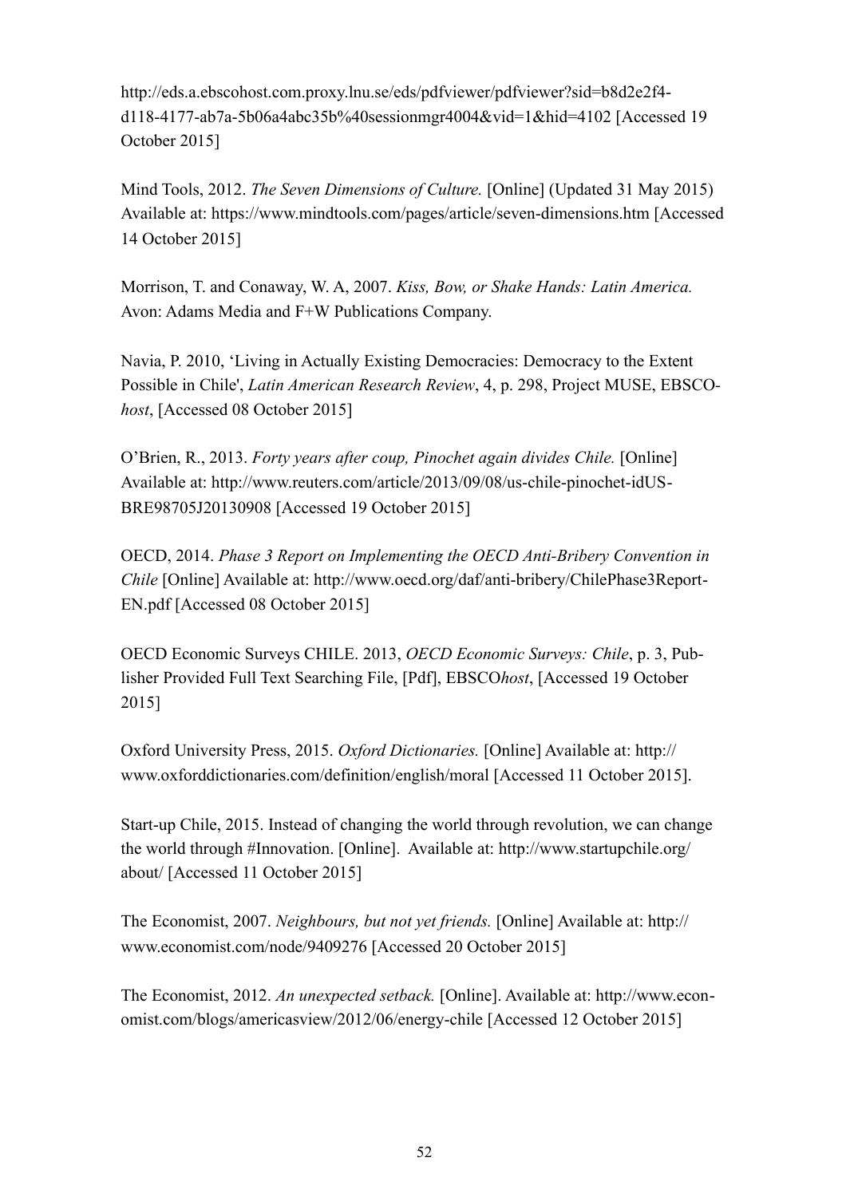http://eds.a.ebscohost.com.proxy.lnu.se/eds/pdfviewer/pdfviewer?sid=b8d2e2f4-d118-4177-ab7a-5b06a4abc35b%40sessionmgr4004&vid=1&hid=4102 [Accessed 19 October 2015]

Mind Tools, 2012. *The Seven Dimensions of Culture.* [Online] (Updated 31 May 2015) Available at: https://www.mindtools.com/pages/article/seven-dimensions.htm [Accessed 14 October 2015]

Morrison, T. and Conaway, W. A, 2007. *Kiss, Bow, or Shake Hands: Latin America.* Avon: Adams Media and F+W Publications Company.

Navia, P. 2010, 'Living in Actually Existing Democracies: Democracy to the Extent Possible in Chile', *Latin American Research Review*, 4, p. 298, Project MUSE, EBSCO*host*, [Accessed 08 October 2015]

O'Brien, R., 2013. *Forty years after coup, Pinochet again divides Chile.* [Online] Available at: http://www.reuters.com/article/2013/09/08/us-chile-pinochet-idUS-BRE98705J20130908 [Accessed 19 October 2015]

OECD, 2014. *Phase 3 Report on Implementing the OECD Anti-Bribery Convention in Chile* [Online] Available at: http://www.oecd.org/daf/anti-bribery/ChilePhase3Report-EN.pdf [Accessed 08 October 2015]

OECD Economic Surveys CHILE. 2013, *OECD Economic Surveys: Chile*, p. 3, Publisher Provided Full Text Searching File, [Pdf], EBSCO*host*, [Accessed 19 October 2015]

Oxford University Press, 2015. *Oxford Dictionaries.* [Online] Available at: http://www.oxforddictionaries.com/definition/english/moral [Accessed 11 October 2015].

Start-up Chile, 2015. Instead of changing the world through revolution, we can change the world through #Innovation. [Online]. Available at: http://www.startupchile.org/about/ [Accessed 11 October 2015]

The Economist, 2007. *Neighbours, but not yet friends.* [Online] Available at: http://www.economist.com/node/9409276 [Accessed 20 October 2015]

The Economist, 2012. *An unexpected setback.* [Online]. Available at: http://www.economist.com/blogs/americasview/2012/06/energy-chile [Accessed 12 October 2015]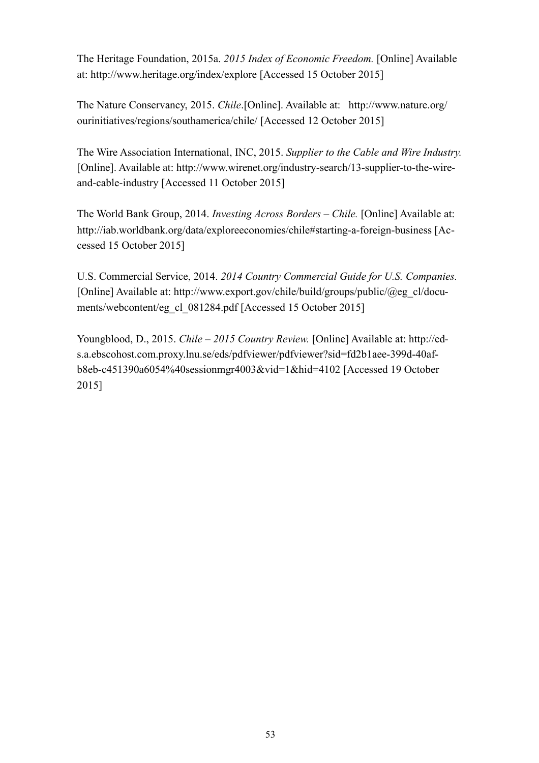The Heritage Foundation, 2015a. *2015 Index of Economic Freedom.* [Online] Available at: http://www.heritage.org/index/explore [Accessed 15 October 2015]

The Nature Conservancy, 2015. *Chile*.[Online]. Available at: http://www.nature.org/ourinitiatives/regions/southamerica/chile/ [Accessed 12 October 2015]

The Wire Association International, INC, 2015. *Supplier to the Cable and Wire Industry.* [Online]. Available at: http://www.wirenet.org/industry-search/13-supplier-to-the-wire-and-cable-industry [Accessed 11 October 2015]

The World Bank Group, 2014. *Investing Across Borders – Chile.* [Online] Available at: http://iab.worldbank.org/data/exploreeconomies/chile#starting-a-foreign-business [Accessed 15 October 2015]

U.S. Commercial Service, 2014. *2014 Country Commercial Guide for U.S. Companies.* [Online] Available at: http://www.export.gov/chile/build/groups/public/@eg_cl/documents/webcontent/eg_cl_081284.pdf [Accessed 15 October 2015]

Youngblood, D., 2015. *Chile – 2015 Country Review.* [Online] Available at: http://eds.a.ebscohost.com.proxy.lnu.se/eds/pdfviewer/pdfviewer?sid=fd2b1aee-399d-40af-b8eb-c451390a6054%40sessionmgr4003&vid=1&hid=4102 [Accessed 19 October 2015]